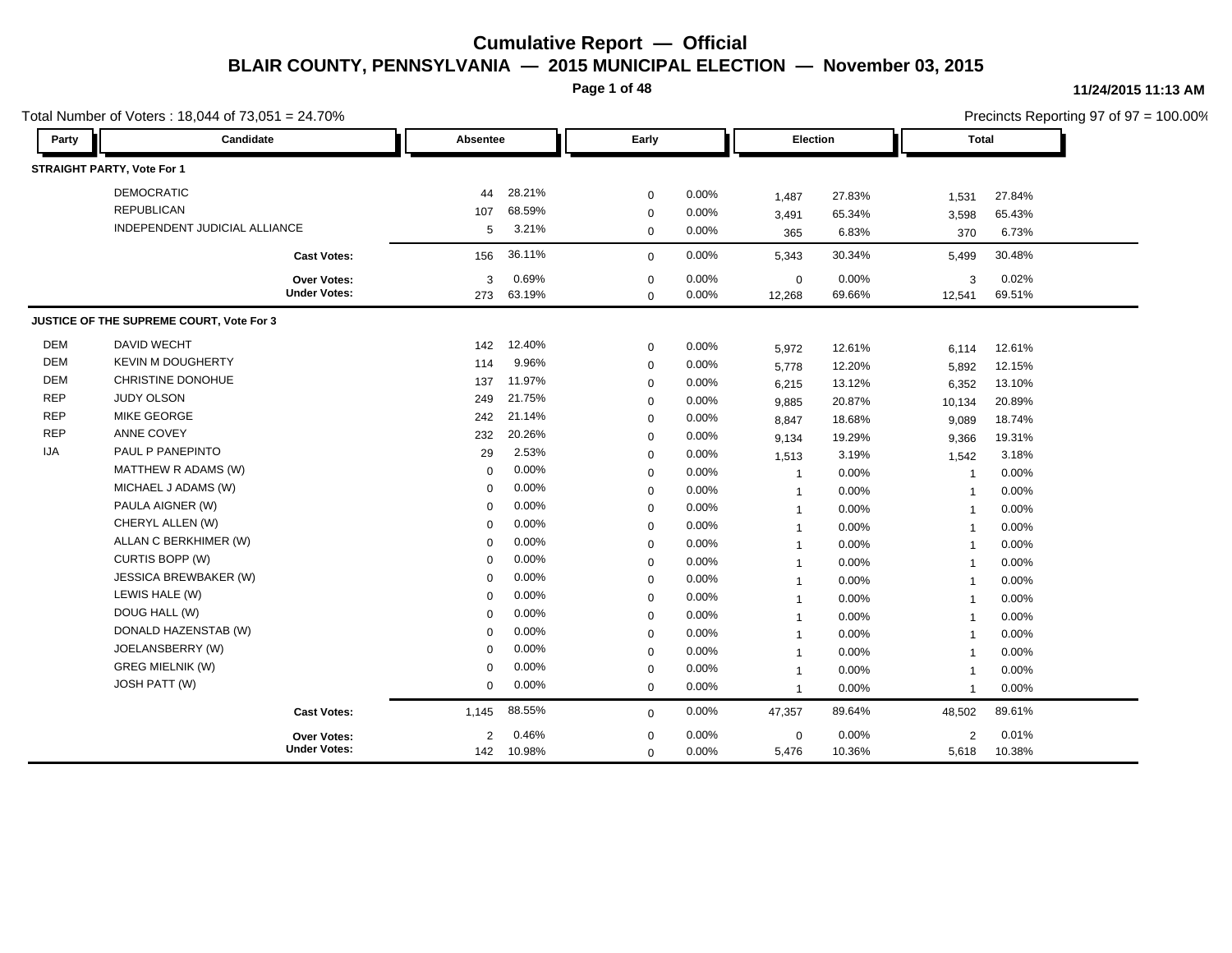# Cumulative Report — Official

## BLAIR COUNTY, PENNSYLVANIA — 2015 MUNICIPAL ELECTION — November 03, 2015

11/24/2015 11:13 AM

Total Number of Voters : 18,044 of 73,051 = 24.70%

Precincts Reporting 97 of 97 = 100.00%

| Party | Candidate | Absentee | | Early | | Election | | Total | |
|---|---|---|---|---|---|---|---|---|---|
| **STRAIGHT PARTY, Vote For 1** | | | | | | | | | |
| | DEMOCRATIC | 44 | 28.21% | 0 | 0.00% | 1,487 | 27.83% | 1,531 | 27.84% |
| | REPUBLICAN | 107 | 68.59% | 0 | 0.00% | 3,491 | 65.34% | 3,598 | 65.43% |
| | INDEPENDENT JUDICIAL ALLIANCE | 5 | 3.21% | 0 | 0.00% | 365 | 6.83% | 370 | 6.73% |
| | **Cast Votes:** | 156 | 36.11% | 0 | 0.00% | 5,343 | 30.34% | 5,499 | 30.48% |
| | **Over Votes:** | 3 | 0.69% | 0 | 0.00% | 0 | 0.00% | 3 | 0.02% |
| | **Under Votes:** | 273 | 63.19% | 0 | 0.00% | 12,268 | 69.66% | 12,541 | 69.51% |
| **JUSTICE OF THE SUPREME COURT, Vote For 3** | | | | | | | | | |
| DEM | DAVID WECHT | 142 | 12.40% | 0 | 0.00% | 5,972 | 12.61% | 6,114 | 12.61% |
| DEM | KEVIN M DOUGHERTY | 114 | 9.96% | 0 | 0.00% | 5,778 | 12.20% | 5,892 | 12.15% |
| DEM | CHRISTINE DONOHUE | 137 | 11.97% | 0 | 0.00% | 6,215 | 13.12% | 6,352 | 13.10% |
| REP | JUDY OLSON | 249 | 21.75% | 0 | 0.00% | 9,885 | 20.87% | 10,134 | 20.89% |
| REP | MIKE GEORGE | 242 | 21.14% | 0 | 0.00% | 8,847 | 18.68% | 9,089 | 18.74% |
| REP | ANNE COVEY | 232 | 20.26% | 0 | 0.00% | 9,134 | 19.29% | 9,366 | 19.31% |
| IJA | PAUL P PANEPINTO | 29 | 2.53% | 0 | 0.00% | 1,513 | 3.19% | 1,542 | 3.18% |
| | MATTHEW R ADAMS (W) | 0 | 0.00% | 0 | 0.00% | 1 | 0.00% | 1 | 0.00% |
| | MICHAEL J ADAMS (W) | 0 | 0.00% | 0 | 0.00% | 1 | 0.00% | 1 | 0.00% |
| | PAULA AIGNER (W) | 0 | 0.00% | 0 | 0.00% | 1 | 0.00% | 1 | 0.00% |
| | CHERYL ALLEN (W) | 0 | 0.00% | 0 | 0.00% | 1 | 0.00% | 1 | 0.00% |
| | ALLAN C BERKHIMER (W) | 0 | 0.00% | 0 | 0.00% | 1 | 0.00% | 1 | 0.00% |
| | CURTIS BOPP (W) | 0 | 0.00% | 0 | 0.00% | 1 | 0.00% | 1 | 0.00% |
| | JESSICA BREWBAKER (W) | 0 | 0.00% | 0 | 0.00% | 1 | 0.00% | 1 | 0.00% |
| | LEWIS HALE (W) | 0 | 0.00% | 0 | 0.00% | 1 | 0.00% | 1 | 0.00% |
| | DOUG HALL (W) | 0 | 0.00% | 0 | 0.00% | 1 | 0.00% | 1 | 0.00% |
| | DONALD HAZENSTAB (W) | 0 | 0.00% | 0 | 0.00% | 1 | 0.00% | 1 | 0.00% |
| | JOELANSBERRY (W) | 0 | 0.00% | 0 | 0.00% | 1 | 0.00% | 1 | 0.00% |
| | GREG MIELNIK (W) | 0 | 0.00% | 0 | 0.00% | 1 | 0.00% | 1 | 0.00% |
| | JOSH PATT (W) | 0 | 0.00% | 0 | 0.00% | 1 | 0.00% | 1 | 0.00% |
| | **Cast Votes:** | 1,145 | 88.55% | 0 | 0.00% | 47,357 | 89.64% | 48,502 | 89.61% |
| | **Over Votes:** | 2 | 0.46% | 0 | 0.00% | 0 | 0.00% | 2 | 0.01% |
| | **Under Votes:** | 142 | 10.98% | 0 | 0.00% | 5,476 | 10.36% | 5,618 | 10.38% |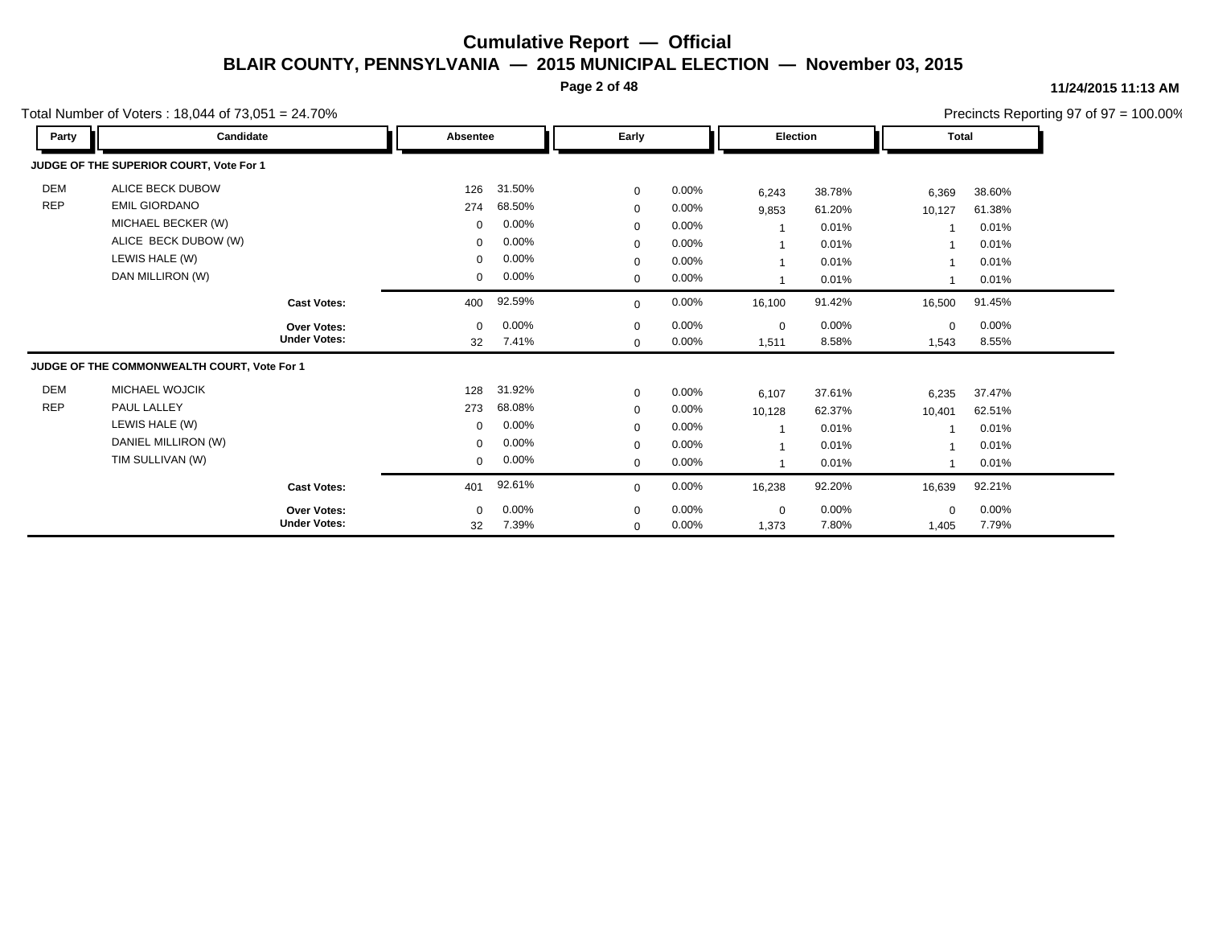# Cumulative Report — Official

## BLAIR COUNTY, PENNSYLVANIA — 2015 MUNICIPAL ELECTION — November 03, 2015

11/24/2015 11:13 AM

Total Number of Voters : 18,044 of 73,051 = 24.70%

Precincts Reporting 97 of 97 = 100.00%

### JUDGE OF THE SUPERIOR COURT, Vote For 1

| Party | Candidate | Absentee | | Early | | Election | | Total | |
|---|---|---|---|---|---|---|---|---|---|
| DEM | ALICE BECK DUBOW | 126 | 31.50% | 0 | 0.00% | 6,243 | 38.78% | 6,369 | 38.60% |
| REP | EMIL GIORDANO | 274 | 68.50% | 0 | 0.00% | 9,853 | 61.20% | 10,127 | 61.38% |
| | MICHAEL BECKER (W) | 0 | 0.00% | 0 | 0.00% | 1 | 0.01% | 1 | 0.01% |
| | ALICE BECK DUBOW (W) | 0 | 0.00% | 0 | 0.00% | 1 | 0.01% | 1 | 0.01% |
| | LEWIS HALE (W) | 0 | 0.00% | 0 | 0.00% | 1 | 0.01% | 1 | 0.01% |
| | DAN MILLIRON (W) | 0 | 0.00% | 0 | 0.00% | 1 | 0.01% | 1 | 0.01% |
| | **Cast Votes:** | 400 | 92.59% | 0 | 0.00% | 16,100 | 91.42% | 16,500 | 91.45% |
| | **Over Votes:** | 0 | 0.00% | 0 | 0.00% | 0 | 0.00% | 0 | 0.00% |
| | **Under Votes:** | 32 | 7.41% | 0 | 0.00% | 1,511 | 8.58% | 1,543 | 8.55% |

### JUDGE OF THE COMMONWEALTH COURT, Vote For 1

| Party | Candidate | Absentee | | Early | | Election | | Total | |
|---|---|---|---|---|---|---|---|---|---|
| DEM | MICHAEL WOJCIK | 128 | 31.92% | 0 | 0.00% | 6,107 | 37.61% | 6,235 | 37.47% |
| REP | PAUL LALLEY | 273 | 68.08% | 0 | 0.00% | 10,128 | 62.37% | 10,401 | 62.51% |
| | LEWIS HALE (W) | 0 | 0.00% | 0 | 0.00% | 1 | 0.01% | 1 | 0.01% |
| | DANIEL MILLIRON (W) | 0 | 0.00% | 0 | 0.00% | 1 | 0.01% | 1 | 0.01% |
| | TIM SULLIVAN (W) | 0 | 0.00% | 0 | 0.00% | 1 | 0.01% | 1 | 0.01% |
| | **Cast Votes:** | 401 | 92.61% | 0 | 0.00% | 16,238 | 92.20% | 16,639 | 92.21% |
| | **Over Votes:** | 0 | 0.00% | 0 | 0.00% | 0 | 0.00% | 0 | 0.00% |
| | **Under Votes:** | 32 | 7.39% | 0 | 0.00% | 1,373 | 7.80% | 1,405 | 7.79% |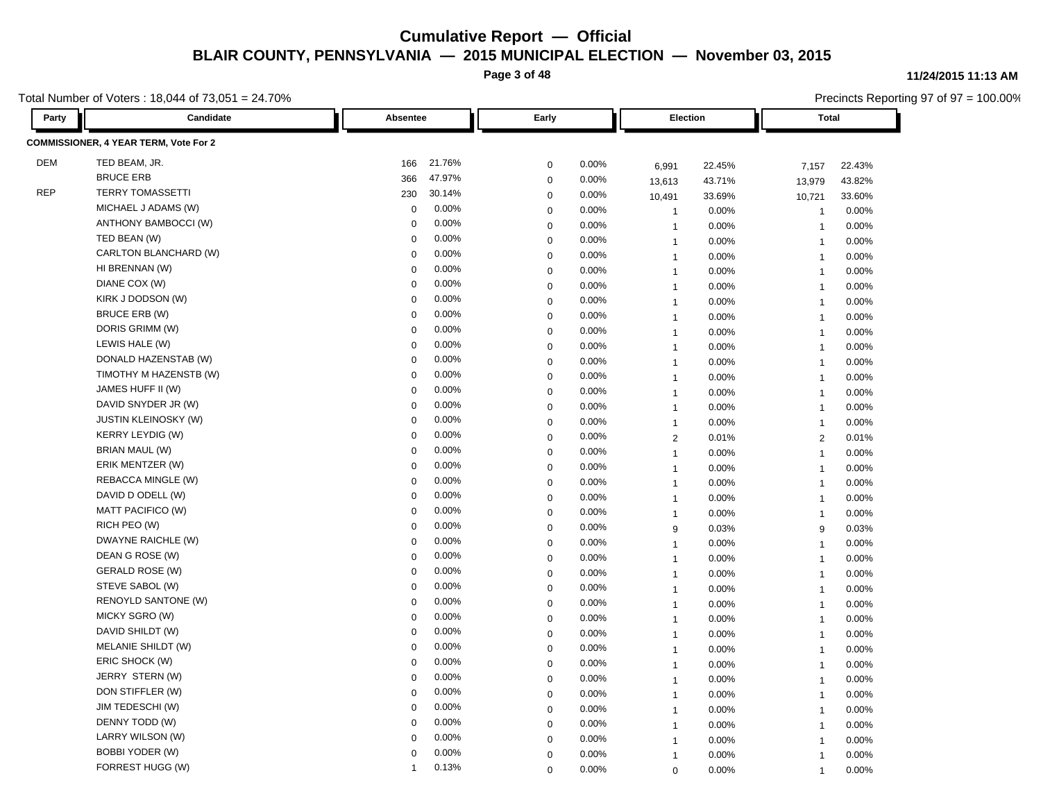# Cumulative Report — Official

## BLAIR COUNTY, PENNSYLVANIA — 2015 MUNICIPAL ELECTION — November 03, 2015

11/24/2015 11:13 AM

Total Number of Voters : 18,044 of 73,051 = 24.70%

Precincts Reporting 97 of 97 = 100.00%

**COMMISSIONER, 4 YEAR TERM, Vote For 2**

| Party | Candidate | Absentee | | Early | | Election | | Total | |
|---|---|---|---|---|---|---|---|---|---|
| DEM | TED BEAM, JR. | 166 | 21.76% | 0 | 0.00% | 6,991 | 22.45% | 7,157 | 22.43% |
| | BRUCE ERB | 366 | 47.97% | 0 | 0.00% | 13,613 | 43.71% | 13,979 | 43.82% |
| REP | TERRY TOMASSETTI | 230 | 30.14% | 0 | 0.00% | 10,491 | 33.69% | 10,721 | 33.60% |
| | MICHAEL J ADAMS (W) | 0 | 0.00% | 0 | 0.00% | 1 | 0.00% | 1 | 0.00% |
| | ANTHONY BAMBOCCI (W) | 0 | 0.00% | 0 | 0.00% | 1 | 0.00% | 1 | 0.00% |
| | TED BEAN (W) | 0 | 0.00% | 0 | 0.00% | 1 | 0.00% | 1 | 0.00% |
| | CARLTON BLANCHARD (W) | 0 | 0.00% | 0 | 0.00% | 1 | 0.00% | 1 | 0.00% |
| | HI BRENNAN (W) | 0 | 0.00% | 0 | 0.00% | 1 | 0.00% | 1 | 0.00% |
| | DIANE COX (W) | 0 | 0.00% | 0 | 0.00% | 1 | 0.00% | 1 | 0.00% |
| | KIRK J DODSON (W) | 0 | 0.00% | 0 | 0.00% | 1 | 0.00% | 1 | 0.00% |
| | BRUCE ERB (W) | 0 | 0.00% | 0 | 0.00% | 1 | 0.00% | 1 | 0.00% |
| | DORIS GRIMM (W) | 0 | 0.00% | 0 | 0.00% | 1 | 0.00% | 1 | 0.00% |
| | LEWIS HALE (W) | 0 | 0.00% | 0 | 0.00% | 1 | 0.00% | 1 | 0.00% |
| | DONALD HAZENSTAB (W) | 0 | 0.00% | 0 | 0.00% | 1 | 0.00% | 1 | 0.00% |
| | TIMOTHY M HAZENSTB (W) | 0 | 0.00% | 0 | 0.00% | 1 | 0.00% | 1 | 0.00% |
| | JAMES HUFF II (W) | 0 | 0.00% | 0 | 0.00% | 1 | 0.00% | 1 | 0.00% |
| | DAVID SNYDER JR (W) | 0 | 0.00% | 0 | 0.00% | 1 | 0.00% | 1 | 0.00% |
| | JUSTIN KLEINOSKY (W) | 0 | 0.00% | 0 | 0.00% | 1 | 0.00% | 1 | 0.00% |
| | KERRY LEYDIG (W) | 0 | 0.00% | 0 | 0.00% | 2 | 0.01% | 2 | 0.01% |
| | BRIAN MAUL (W) | 0 | 0.00% | 0 | 0.00% | 1 | 0.00% | 1 | 0.00% |
| | ERIK MENTZER (W) | 0 | 0.00% | 0 | 0.00% | 1 | 0.00% | 1 | 0.00% |
| | REBACCA MINGLE (W) | 0 | 0.00% | 0 | 0.00% | 1 | 0.00% | 1 | 0.00% |
| | DAVID D ODELL (W) | 0 | 0.00% | 0 | 0.00% | 1 | 0.00% | 1 | 0.00% |
| | MATT PACIFICO (W) | 0 | 0.00% | 0 | 0.00% | 1 | 0.00% | 1 | 0.00% |
| | RICH PEO (W) | 0 | 0.00% | 0 | 0.00% | 9 | 0.03% | 9 | 0.03% |
| | DWAYNE RAICHLE (W) | 0 | 0.00% | 0 | 0.00% | 1 | 0.00% | 1 | 0.00% |
| | DEAN G ROSE (W) | 0 | 0.00% | 0 | 0.00% | 1 | 0.00% | 1 | 0.00% |
| | GERALD ROSE (W) | 0 | 0.00% | 0 | 0.00% | 1 | 0.00% | 1 | 0.00% |
| | STEVE SABOL (W) | 0 | 0.00% | 0 | 0.00% | 1 | 0.00% | 1 | 0.00% |
| | RENOYLD SANTONE (W) | 0 | 0.00% | 0 | 0.00% | 1 | 0.00% | 1 | 0.00% |
| | MICKY SGRO (W) | 0 | 0.00% | 0 | 0.00% | 1 | 0.00% | 1 | 0.00% |
| | DAVID SHILDT (W) | 0 | 0.00% | 0 | 0.00% | 1 | 0.00% | 1 | 0.00% |
| | MELANIE SHILDT (W) | 0 | 0.00% | 0 | 0.00% | 1 | 0.00% | 1 | 0.00% |
| | ERIC SHOCK (W) | 0 | 0.00% | 0 | 0.00% | 1 | 0.00% | 1 | 0.00% |
| | JERRY STERN (W) | 0 | 0.00% | 0 | 0.00% | 1 | 0.00% | 1 | 0.00% |
| | DON STIFFLER (W) | 0 | 0.00% | 0 | 0.00% | 1 | 0.00% | 1 | 0.00% |
| | JIM TEDESCHI (W) | 0 | 0.00% | 0 | 0.00% | 1 | 0.00% | 1 | 0.00% |
| | DENNY TODD (W) | 0 | 0.00% | 0 | 0.00% | 1 | 0.00% | 1 | 0.00% |
| | LARRY WILSON (W) | 0 | 0.00% | 0 | 0.00% | 1 | 0.00% | 1 | 0.00% |
| | BOBBI YODER (W) | 0 | 0.00% | 0 | 0.00% | 1 | 0.00% | 1 | 0.00% |
| | FORREST HUGG (W) | 1 | 0.13% | 0 | 0.00% | 0 | 0.00% | 1 | 0.00% |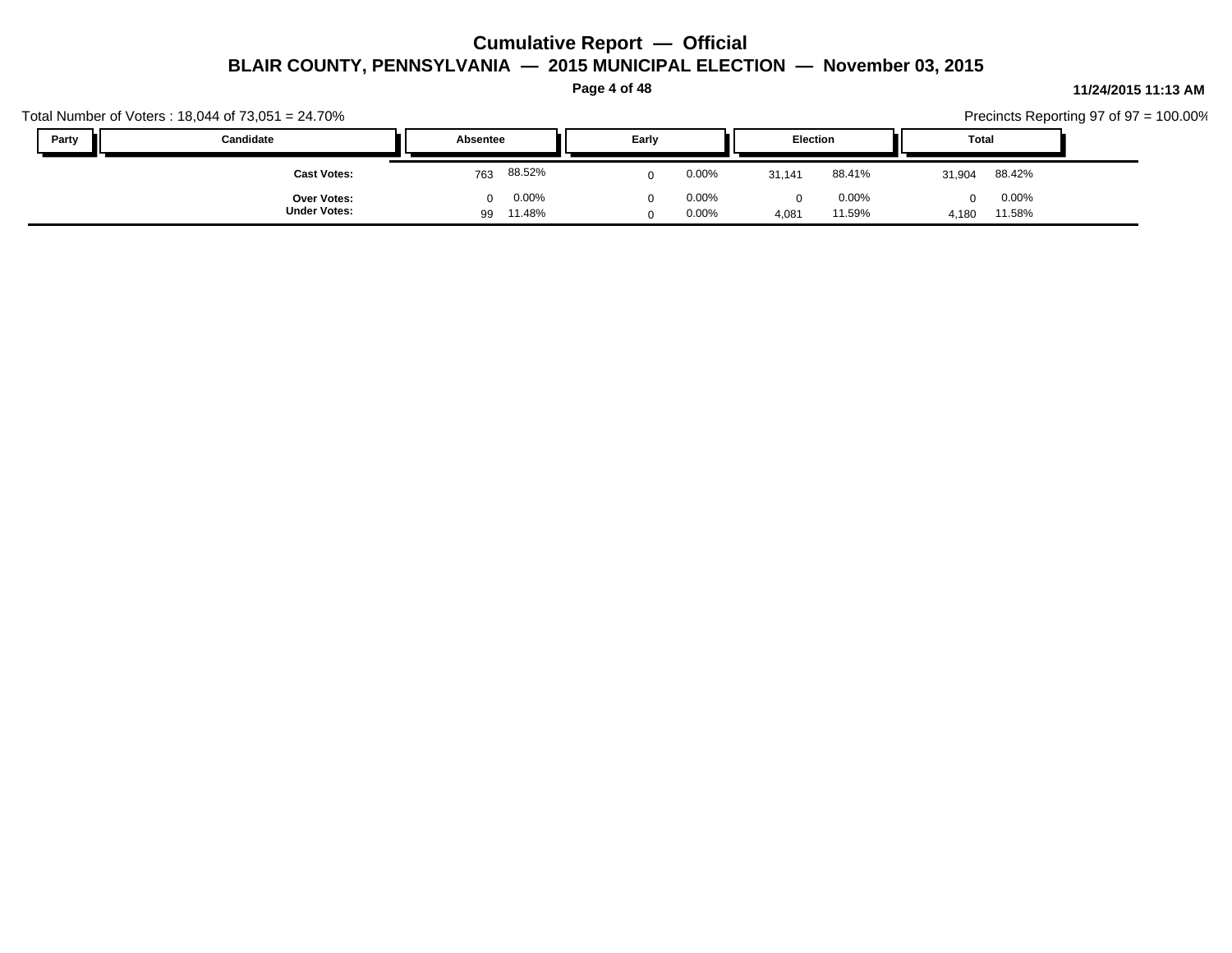# Cumulative Report — Official

## BLAIR COUNTY, PENNSYLVANIA — 2015 MUNICIPAL ELECTION — November 03, 2015

**11/24/2015 11:13 AM**

Total Number of Voters : 18,044 of 73,051 = 24.70%

Precincts Reporting 97 of 97 = 100.00%

| Party | Candidate | Absentee | | Early | | Election | | Total | |
|---|---|---|---|---|---|---|---|---|---|
| | **Cast Votes:** | 763 | 88.52% | 0 | 0.00% | 31,141 | 88.41% | 31,904 | 88.42% |
| | **Over Votes:** | 0 | 0.00% | 0 | 0.00% | 0 | 0.00% | 0 | 0.00% |
| | **Under Votes:** | 99 | 11.48% | 0 | 0.00% | 4,081 | 11.59% | 4,180 | 11.58% |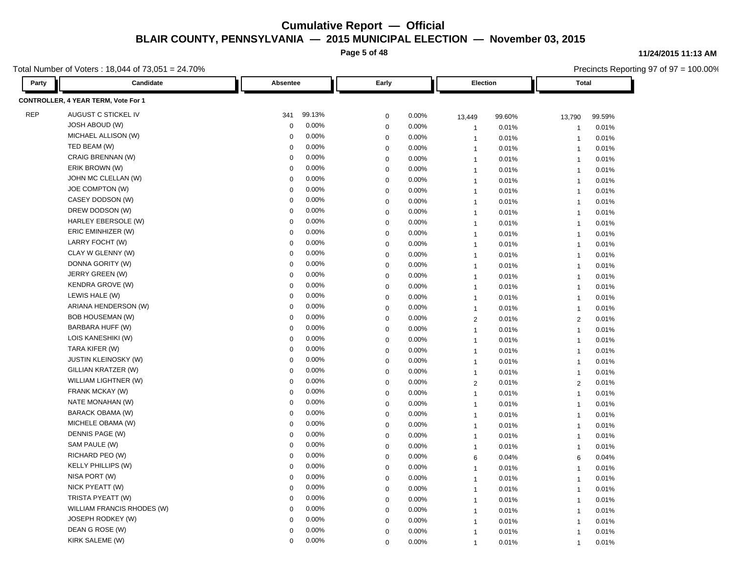# Cumulative Report — Official

## BLAIR COUNTY, PENNSYLVANIA — 2015 MUNICIPAL ELECTION — November 03, 2015

11/24/2015 11:13 AM

Total Number of Voters : 18,044 of 73,051 = 24.70%

Precincts Reporting 97 of 97 = 100.00%

| Party | Candidate | Absentee | | Early | | Election | | Total | |
|---|---|---|---|---|---|---|---|---|---|
| **CONTROLLER, 4 YEAR TERM, Vote For 1** | | | | | | | | | |
| REP | AUGUST C STICKEL IV | 341 | 99.13% | 0 | 0.00% | 13,449 | 99.60% | 13,790 | 99.59% |
| | JOSH ABOUD (W) | 0 | 0.00% | 0 | 0.00% | 1 | 0.01% | 1 | 0.01% |
| | MICHAEL ALLISON (W) | 0 | 0.00% | 0 | 0.00% | 1 | 0.01% | 1 | 0.01% |
| | TED BEAM (W) | 0 | 0.00% | 0 | 0.00% | 1 | 0.01% | 1 | 0.01% |
| | CRAIG BRENNAN (W) | 0 | 0.00% | 0 | 0.00% | 1 | 0.01% | 1 | 0.01% |
| | ERIK BROWN (W) | 0 | 0.00% | 0 | 0.00% | 1 | 0.01% | 1 | 0.01% |
| | JOHN MC CLELLAN (W) | 0 | 0.00% | 0 | 0.00% | 1 | 0.01% | 1 | 0.01% |
| | JOE COMPTON (W) | 0 | 0.00% | 0 | 0.00% | 1 | 0.01% | 1 | 0.01% |
| | CASEY DODSON (W) | 0 | 0.00% | 0 | 0.00% | 1 | 0.01% | 1 | 0.01% |
| | DREW DODSON (W) | 0 | 0.00% | 0 | 0.00% | 1 | 0.01% | 1 | 0.01% |
| | HARLEY EBERSOLE (W) | 0 | 0.00% | 0 | 0.00% | 1 | 0.01% | 1 | 0.01% |
| | ERIC EMINHIZER (W) | 0 | 0.00% | 0 | 0.00% | 1 | 0.01% | 1 | 0.01% |
| | LARRY FOCHT (W) | 0 | 0.00% | 0 | 0.00% | 1 | 0.01% | 1 | 0.01% |
| | CLAY W GLENNY (W) | 0 | 0.00% | 0 | 0.00% | 1 | 0.01% | 1 | 0.01% |
| | DONNA GORITY (W) | 0 | 0.00% | 0 | 0.00% | 1 | 0.01% | 1 | 0.01% |
| | JERRY GREEN (W) | 0 | 0.00% | 0 | 0.00% | 1 | 0.01% | 1 | 0.01% |
| | KENDRA GROVE (W) | 0 | 0.00% | 0 | 0.00% | 1 | 0.01% | 1 | 0.01% |
| | LEWIS HALE (W) | 0 | 0.00% | 0 | 0.00% | 1 | 0.01% | 1 | 0.01% |
| | ARIANA HENDERSON (W) | 0 | 0.00% | 0 | 0.00% | 1 | 0.01% | 1 | 0.01% |
| | BOB HOUSEMAN (W) | 0 | 0.00% | 0 | 0.00% | 2 | 0.01% | 2 | 0.01% |
| | BARBARA HUFF (W) | 0 | 0.00% | 0 | 0.00% | 1 | 0.01% | 1 | 0.01% |
| | LOIS KANESHIKI (W) | 0 | 0.00% | 0 | 0.00% | 1 | 0.01% | 1 | 0.01% |
| | TARA KIFER (W) | 0 | 0.00% | 0 | 0.00% | 1 | 0.01% | 1 | 0.01% |
| | JUSTIN KLEINOSKY (W) | 0 | 0.00% | 0 | 0.00% | 1 | 0.01% | 1 | 0.01% |
| | GILLIAN KRATZER (W) | 0 | 0.00% | 0 | 0.00% | 1 | 0.01% | 1 | 0.01% |
| | WILLIAM LIGHTNER (W) | 0 | 0.00% | 0 | 0.00% | 2 | 0.01% | 2 | 0.01% |
| | FRANK MCKAY (W) | 0 | 0.00% | 0 | 0.00% | 1 | 0.01% | 1 | 0.01% |
| | NATE MONAHAN (W) | 0 | 0.00% | 0 | 0.00% | 1 | 0.01% | 1 | 0.01% |
| | BARACK OBAMA (W) | 0 | 0.00% | 0 | 0.00% | 1 | 0.01% | 1 | 0.01% |
| | MICHELE OBAMA (W) | 0 | 0.00% | 0 | 0.00% | 1 | 0.01% | 1 | 0.01% |
| | DENNIS PAGE (W) | 0 | 0.00% | 0 | 0.00% | 1 | 0.01% | 1 | 0.01% |
| | SAM PAULE (W) | 0 | 0.00% | 0 | 0.00% | 1 | 0.01% | 1 | 0.01% |
| | RICHARD PEO (W) | 0 | 0.00% | 0 | 0.00% | 6 | 0.04% | 6 | 0.04% |
| | KELLY PHILLIPS (W) | 0 | 0.00% | 0 | 0.00% | 1 | 0.01% | 1 | 0.01% |
| | NISA PORT (W) | 0 | 0.00% | 0 | 0.00% | 1 | 0.01% | 1 | 0.01% |
| | NICK PYEATT (W) | 0 | 0.00% | 0 | 0.00% | 1 | 0.01% | 1 | 0.01% |
| | TRISTA PYEATT (W) | 0 | 0.00% | 0 | 0.00% | 1 | 0.01% | 1 | 0.01% |
| | WILLIAM FRANCIS RHODES (W) | 0 | 0.00% | 0 | 0.00% | 1 | 0.01% | 1 | 0.01% |
| | JOSEPH RODKEY (W) | 0 | 0.00% | 0 | 0.00% | 1 | 0.01% | 1 | 0.01% |
| | DEAN G ROSE (W) | 0 | 0.00% | 0 | 0.00% | 1 | 0.01% | 1 | 0.01% |
| | KIRK SALEME (W) | 0 | 0.00% | 0 | 0.00% | 1 | 0.01% | 1 | 0.01% |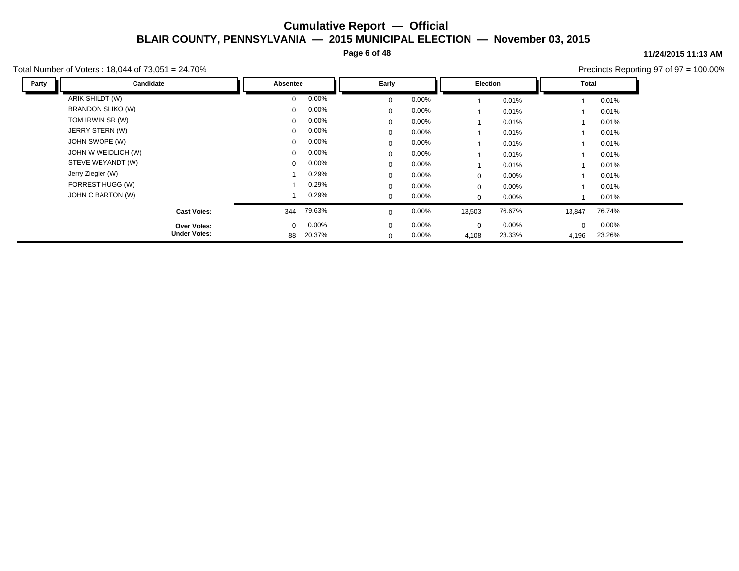# Cumulative Report — Official

## BLAIR COUNTY, PENNSYLVANIA — 2015 MUNICIPAL ELECTION — November 03, 2015

11/24/2015 11:13 AM

Total Number of Voters : 18,044 of 73,051 = 24.70%

Precincts Reporting 97 of 97 = 100.00%

| Party | Candidate | Absentee | | Early | | Election | | Total | |
|---|---|---|---|---|---|---|---|---|---|
| | ARIK SHILDT (W) | 0 | 0.00% | 0 | 0.00% | 1 | 0.01% | 1 | 0.01% |
| | BRANDON SLIKO (W) | 0 | 0.00% | 0 | 0.00% | 1 | 0.01% | 1 | 0.01% |
| | TOM IRWIN SR (W) | 0 | 0.00% | 0 | 0.00% | 1 | 0.01% | 1 | 0.01% |
| | JERRY STERN (W) | 0 | 0.00% | 0 | 0.00% | 1 | 0.01% | 1 | 0.01% |
| | JOHN SWOPE (W) | 0 | 0.00% | 0 | 0.00% | 1 | 0.01% | 1 | 0.01% |
| | JOHN W WEIDLICH (W) | 0 | 0.00% | 0 | 0.00% | 1 | 0.01% | 1 | 0.01% |
| | STEVE WEYANDT (W) | 0 | 0.00% | 0 | 0.00% | 1 | 0.01% | 1 | 0.01% |
| | Jerry Ziegler (W) | 1 | 0.29% | 0 | 0.00% | 0 | 0.00% | 1 | 0.01% |
| | FORREST HUGG (W) | 1 | 0.29% | 0 | 0.00% | 0 | 0.00% | 1 | 0.01% |
| | JOHN C BARTON (W) | 1 | 0.29% | 0 | 0.00% | 0 | 0.00% | 1 | 0.01% |
| | **Cast Votes:** | 344 | 79.63% | 0 | 0.00% | 13,503 | 76.67% | 13,847 | 76.74% |
| | **Over Votes:** | 0 | 0.00% | 0 | 0.00% | 0 | 0.00% | 0 | 0.00% |
| | **Under Votes:** | 88 | 20.37% | 0 | 0.00% | 4,108 | 23.33% | 4,196 | 23.26% |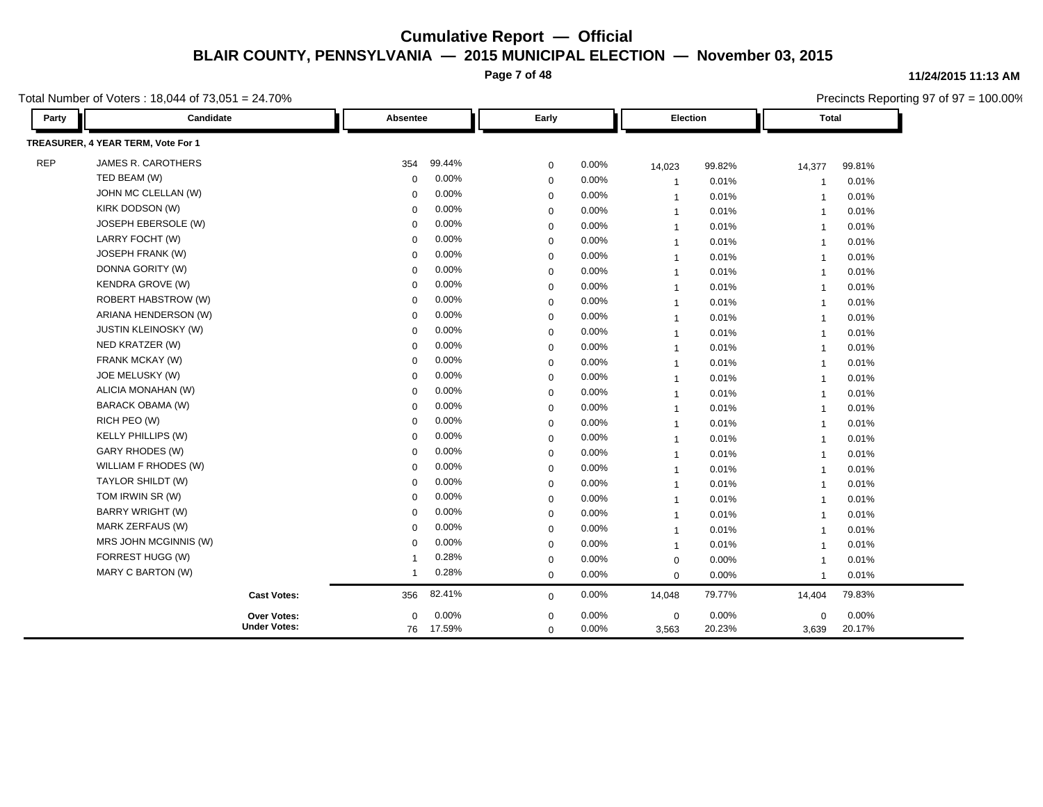# Cumulative Report — Official

## BLAIR COUNTY, PENNSYLVANIA — 2015 MUNICIPAL ELECTION — November 03, 2015

11/24/2015 11:13 AM

Total Number of Voters : 18,044 of 73,051 = 24.70%

Precincts Reporting 97 of 97 = 100.00%

| Party | Candidate | Absentee | | Early | | Election | | Total | |
|---|---|---|---|---|---|---|---|---|---|
| **TREASURER, 4 YEAR TERM, Vote For 1** | | | | | | | | | |
| REP | JAMES R. CAROTHERS | 354 | 99.44% | 0 | 0.00% | 14,023 | 99.82% | 14,377 | 99.81% |
| | TED BEAM (W) | 0 | 0.00% | 0 | 0.00% | 1 | 0.01% | 1 | 0.01% |
| | JOHN MC CLELLAN (W) | 0 | 0.00% | 0 | 0.00% | 1 | 0.01% | 1 | 0.01% |
| | KIRK DODSON (W) | 0 | 0.00% | 0 | 0.00% | 1 | 0.01% | 1 | 0.01% |
| | JOSEPH EBERSOLE (W) | 0 | 0.00% | 0 | 0.00% | 1 | 0.01% | 1 | 0.01% |
| | LARRY FOCHT (W) | 0 | 0.00% | 0 | 0.00% | 1 | 0.01% | 1 | 0.01% |
| | JOSEPH FRANK (W) | 0 | 0.00% | 0 | 0.00% | 1 | 0.01% | 1 | 0.01% |
| | DONNA GORITY (W) | 0 | 0.00% | 0 | 0.00% | 1 | 0.01% | 1 | 0.01% |
| | KENDRA GROVE (W) | 0 | 0.00% | 0 | 0.00% | 1 | 0.01% | 1 | 0.01% |
| | ROBERT HABSTROW (W) | 0 | 0.00% | 0 | 0.00% | 1 | 0.01% | 1 | 0.01% |
| | ARIANA HENDERSON (W) | 0 | 0.00% | 0 | 0.00% | 1 | 0.01% | 1 | 0.01% |
| | JUSTIN KLEINOSKY (W) | 0 | 0.00% | 0 | 0.00% | 1 | 0.01% | 1 | 0.01% |
| | NED KRATZER (W) | 0 | 0.00% | 0 | 0.00% | 1 | 0.01% | 1 | 0.01% |
| | FRANK MCKAY (W) | 0 | 0.00% | 0 | 0.00% | 1 | 0.01% | 1 | 0.01% |
| | JOE MELUSKY (W) | 0 | 0.00% | 0 | 0.00% | 1 | 0.01% | 1 | 0.01% |
| | ALICIA MONAHAN (W) | 0 | 0.00% | 0 | 0.00% | 1 | 0.01% | 1 | 0.01% |
| | BARACK OBAMA (W) | 0 | 0.00% | 0 | 0.00% | 1 | 0.01% | 1 | 0.01% |
| | RICH PEO (W) | 0 | 0.00% | 0 | 0.00% | 1 | 0.01% | 1 | 0.01% |
| | KELLY PHILLIPS (W) | 0 | 0.00% | 0 | 0.00% | 1 | 0.01% | 1 | 0.01% |
| | GARY RHODES (W) | 0 | 0.00% | 0 | 0.00% | 1 | 0.01% | 1 | 0.01% |
| | WILLIAM F RHODES (W) | 0 | 0.00% | 0 | 0.00% | 1 | 0.01% | 1 | 0.01% |
| | TAYLOR SHILDT (W) | 0 | 0.00% | 0 | 0.00% | 1 | 0.01% | 1 | 0.01% |
| | TOM IRWIN SR (W) | 0 | 0.00% | 0 | 0.00% | 1 | 0.01% | 1 | 0.01% |
| | BARRY WRIGHT (W) | 0 | 0.00% | 0 | 0.00% | 1 | 0.01% | 1 | 0.01% |
| | MARK ZERFAUS (W) | 0 | 0.00% | 0 | 0.00% | 1 | 0.01% | 1 | 0.01% |
| | MRS JOHN MCGINNIS (W) | 0 | 0.00% | 0 | 0.00% | 1 | 0.01% | 1 | 0.01% |
| | FORREST HUGG (W) | 1 | 0.28% | 0 | 0.00% | 0 | 0.00% | 1 | 0.01% |
| | MARY C BARTON (W) | 1 | 0.28% | 0 | 0.00% | 0 | 0.00% | 1 | 0.01% |
| | **Cast Votes:** | 356 | 82.41% | 0 | 0.00% | 14,048 | 79.77% | 14,404 | 79.83% |
| | **Over Votes:** | 0 | 0.00% | 0 | 0.00% | 0 | 0.00% | 0 | 0.00% |
| | **Under Votes:** | 76 | 17.59% | 0 | 0.00% | 3,563 | 20.23% | 3,639 | 20.17% |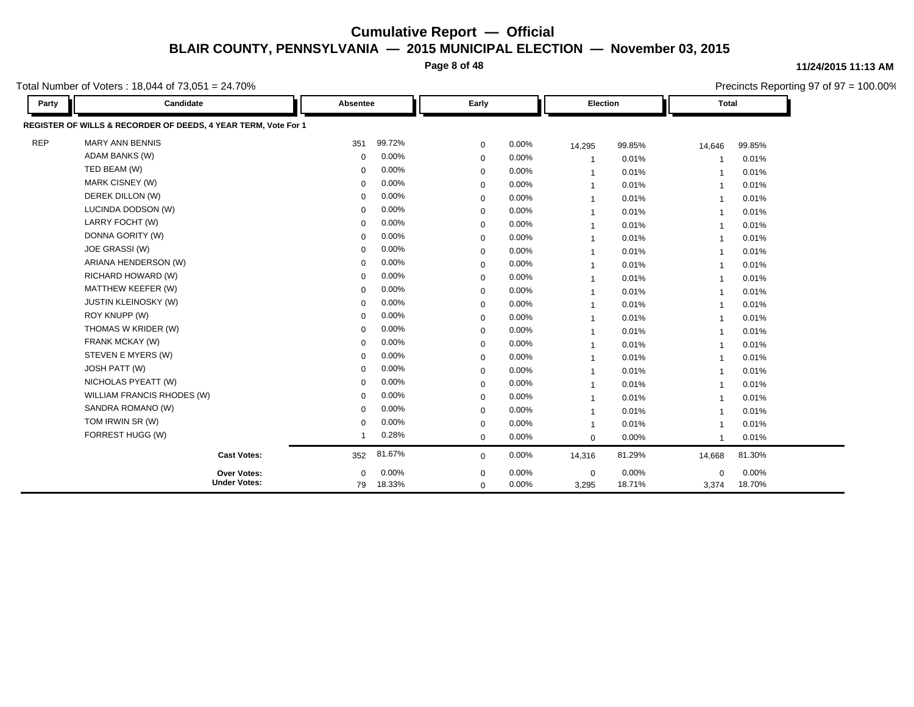# Cumulative Report — Official

## BLAIR COUNTY, PENNSYLVANIA — 2015 MUNICIPAL ELECTION — November 03, 2015

11/24/2015 11:13 AM

Total Number of Voters : 18,044 of 73,051 = 24.70%

Precincts Reporting 97 of 97 = 100.00%

**REGISTER OF WILLS & RECORDER OF DEEDS, 4 YEAR TERM, Vote For 1**

| Party | Candidate | Absentee | | Early | | Election | | Total | |
|---|---|---|---|---|---|---|---|---|---|
| REP | MARY ANN BENNIS | 351 | 99.72% | 0 | 0.00% | 14,295 | 99.85% | 14,646 | 99.85% |
| | ADAM BANKS (W) | 0 | 0.00% | 0 | 0.00% | 1 | 0.01% | 1 | 0.01% |
| | TED BEAM (W) | 0 | 0.00% | 0 | 0.00% | 1 | 0.01% | 1 | 0.01% |
| | MARK CISNEY (W) | 0 | 0.00% | 0 | 0.00% | 1 | 0.01% | 1 | 0.01% |
| | DEREK DILLON (W) | 0 | 0.00% | 0 | 0.00% | 1 | 0.01% | 1 | 0.01% |
| | LUCINDA DODSON (W) | 0 | 0.00% | 0 | 0.00% | 1 | 0.01% | 1 | 0.01% |
| | LARRY FOCHT (W) | 0 | 0.00% | 0 | 0.00% | 1 | 0.01% | 1 | 0.01% |
| | DONNA GORITY (W) | 0 | 0.00% | 0 | 0.00% | 1 | 0.01% | 1 | 0.01% |
| | JOE GRASSI (W) | 0 | 0.00% | 0 | 0.00% | 1 | 0.01% | 1 | 0.01% |
| | ARIANA HENDERSON (W) | 0 | 0.00% | 0 | 0.00% | 1 | 0.01% | 1 | 0.01% |
| | RICHARD HOWARD (W) | 0 | 0.00% | 0 | 0.00% | 1 | 0.01% | 1 | 0.01% |
| | MATTHEW KEEFER (W) | 0 | 0.00% | 0 | 0.00% | 1 | 0.01% | 1 | 0.01% |
| | JUSTIN KLEINOSKY (W) | 0 | 0.00% | 0 | 0.00% | 1 | 0.01% | 1 | 0.01% |
| | ROY KNUPP (W) | 0 | 0.00% | 0 | 0.00% | 1 | 0.01% | 1 | 0.01% |
| | THOMAS W KRIDER (W) | 0 | 0.00% | 0 | 0.00% | 1 | 0.01% | 1 | 0.01% |
| | FRANK MCKAY (W) | 0 | 0.00% | 0 | 0.00% | 1 | 0.01% | 1 | 0.01% |
| | STEVEN E MYERS (W) | 0 | 0.00% | 0 | 0.00% | 1 | 0.01% | 1 | 0.01% |
| | JOSH PATT (W) | 0 | 0.00% | 0 | 0.00% | 1 | 0.01% | 1 | 0.01% |
| | NICHOLAS PYEATT (W) | 0 | 0.00% | 0 | 0.00% | 1 | 0.01% | 1 | 0.01% |
| | WILLIAM FRANCIS RHODES (W) | 0 | 0.00% | 0 | 0.00% | 1 | 0.01% | 1 | 0.01% |
| | SANDRA ROMANO (W) | 0 | 0.00% | 0 | 0.00% | 1 | 0.01% | 1 | 0.01% |
| | TOM IRWIN SR (W) | 0 | 0.00% | 0 | 0.00% | 1 | 0.01% | 1 | 0.01% |
| | FORREST HUGG (W) | 1 | 0.28% | 0 | 0.00% | 0 | 0.00% | 1 | 0.01% |
| | **Cast Votes:** | 352 | 81.67% | 0 | 0.00% | 14,316 | 81.29% | 14,668 | 81.30% |
| | **Over Votes:** | 0 | 0.00% | 0 | 0.00% | 0 | 0.00% | 0 | 0.00% |
| | **Under Votes:** | 79 | 18.33% | 0 | 0.00% | 3,295 | 18.71% | 3,374 | 18.70% |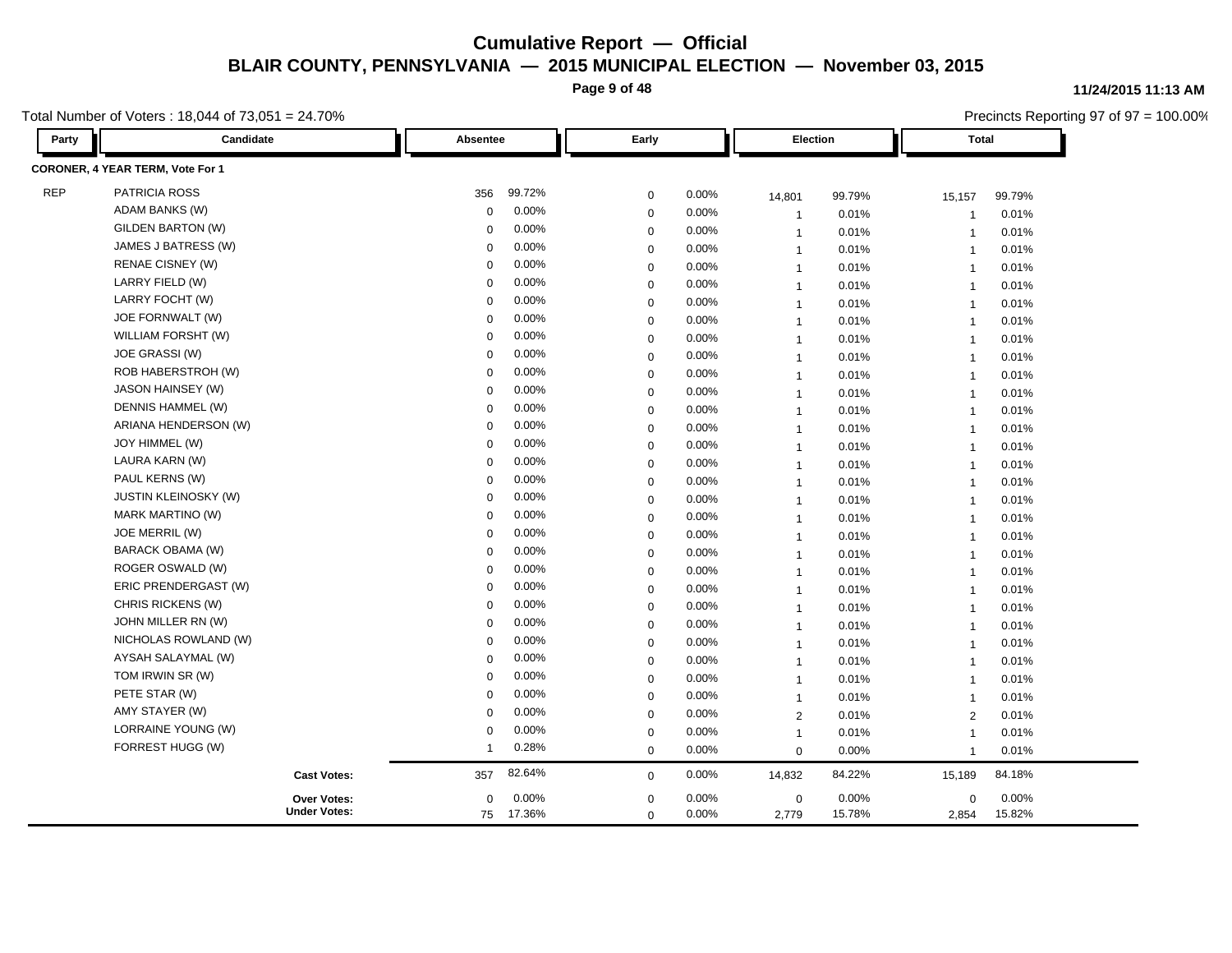# Cumulative Report — Official

## BLAIR COUNTY, PENNSYLVANIA — 2015 MUNICIPAL ELECTION — November 03, 2015

11/24/2015 11:13 AM

Total Number of Voters : 18,044 of 73,051 = 24.70%

Precincts Reporting 97 of 97 = 100.00%

### CORONER, 4 YEAR TERM, Vote For 1

| Party | Candidate | Absentee | | Early | | Election | | Total | |
|---|---|---|---|---|---|---|---|---|---|
| REP | PATRICIA ROSS | 356 | 99.72% | 0 | 0.00% | 14,801 | 99.79% | 15,157 | 99.79% |
| | ADAM BANKS (W) | 0 | 0.00% | 0 | 0.00% | 1 | 0.01% | 1 | 0.01% |
| | GILDEN BARTON (W) | 0 | 0.00% | 0 | 0.00% | 1 | 0.01% | 1 | 0.01% |
| | JAMES J BATRESS (W) | 0 | 0.00% | 0 | 0.00% | 1 | 0.01% | 1 | 0.01% |
| | RENAE CISNEY (W) | 0 | 0.00% | 0 | 0.00% | 1 | 0.01% | 1 | 0.01% |
| | LARRY FIELD (W) | 0 | 0.00% | 0 | 0.00% | 1 | 0.01% | 1 | 0.01% |
| | LARRY FOCHT (W) | 0 | 0.00% | 0 | 0.00% | 1 | 0.01% | 1 | 0.01% |
| | JOE FORNWALT (W) | 0 | 0.00% | 0 | 0.00% | 1 | 0.01% | 1 | 0.01% |
| | WILLIAM FORSHT (W) | 0 | 0.00% | 0 | 0.00% | 1 | 0.01% | 1 | 0.01% |
| | JOE GRASSI (W) | 0 | 0.00% | 0 | 0.00% | 1 | 0.01% | 1 | 0.01% |
| | ROB HABERSTROH (W) | 0 | 0.00% | 0 | 0.00% | 1 | 0.01% | 1 | 0.01% |
| | JASON HAINSEY (W) | 0 | 0.00% | 0 | 0.00% | 1 | 0.01% | 1 | 0.01% |
| | DENNIS HAMMEL (W) | 0 | 0.00% | 0 | 0.00% | 1 | 0.01% | 1 | 0.01% |
| | ARIANA HENDERSON (W) | 0 | 0.00% | 0 | 0.00% | 1 | 0.01% | 1 | 0.01% |
| | JOY HIMMEL (W) | 0 | 0.00% | 0 | 0.00% | 1 | 0.01% | 1 | 0.01% |
| | LAURA KARN (W) | 0 | 0.00% | 0 | 0.00% | 1 | 0.01% | 1 | 0.01% |
| | PAUL KERNS (W) | 0 | 0.00% | 0 | 0.00% | 1 | 0.01% | 1 | 0.01% |
| | JUSTIN KLEINOSKY (W) | 0 | 0.00% | 0 | 0.00% | 1 | 0.01% | 1 | 0.01% |
| | MARK MARTINO (W) | 0 | 0.00% | 0 | 0.00% | 1 | 0.01% | 1 | 0.01% |
| | JOE MERRIL (W) | 0 | 0.00% | 0 | 0.00% | 1 | 0.01% | 1 | 0.01% |
| | BARACK OBAMA (W) | 0 | 0.00% | 0 | 0.00% | 1 | 0.01% | 1 | 0.01% |
| | ROGER OSWALD (W) | 0 | 0.00% | 0 | 0.00% | 1 | 0.01% | 1 | 0.01% |
| | ERIC PRENDERGAST (W) | 0 | 0.00% | 0 | 0.00% | 1 | 0.01% | 1 | 0.01% |
| | CHRIS RICKENS (W) | 0 | 0.00% | 0 | 0.00% | 1 | 0.01% | 1 | 0.01% |
| | JOHN MILLER RN (W) | 0 | 0.00% | 0 | 0.00% | 1 | 0.01% | 1 | 0.01% |
| | NICHOLAS ROWLAND (W) | 0 | 0.00% | 0 | 0.00% | 1 | 0.01% | 1 | 0.01% |
| | AYSAH SALAYMAL (W) | 0 | 0.00% | 0 | 0.00% | 1 | 0.01% | 1 | 0.01% |
| | TOM IRWIN SR (W) | 0 | 0.00% | 0 | 0.00% | 1 | 0.01% | 1 | 0.01% |
| | PETE STAR (W) | 0 | 0.00% | 0 | 0.00% | 1 | 0.01% | 1 | 0.01% |
| | AMY STAYER (W) | 0 | 0.00% | 0 | 0.00% | 2 | 0.01% | 2 | 0.01% |
| | LORRAINE YOUNG (W) | 0 | 0.00% | 0 | 0.00% | 1 | 0.01% | 1 | 0.01% |
| | FORREST HUGG (W) | 1 | 0.28% | 0 | 0.00% | 0 | 0.00% | 1 | 0.01% |
| | **Cast Votes:** | 357 | 82.64% | 0 | 0.00% | 14,832 | 84.22% | 15,189 | 84.18% |
| | **Over Votes:** | 0 | 0.00% | 0 | 0.00% | 0 | 0.00% | 0 | 0.00% |
| | **Under Votes:** | 75 | 17.36% | 0 | 0.00% | 2,779 | 15.78% | 2,854 | 15.82% |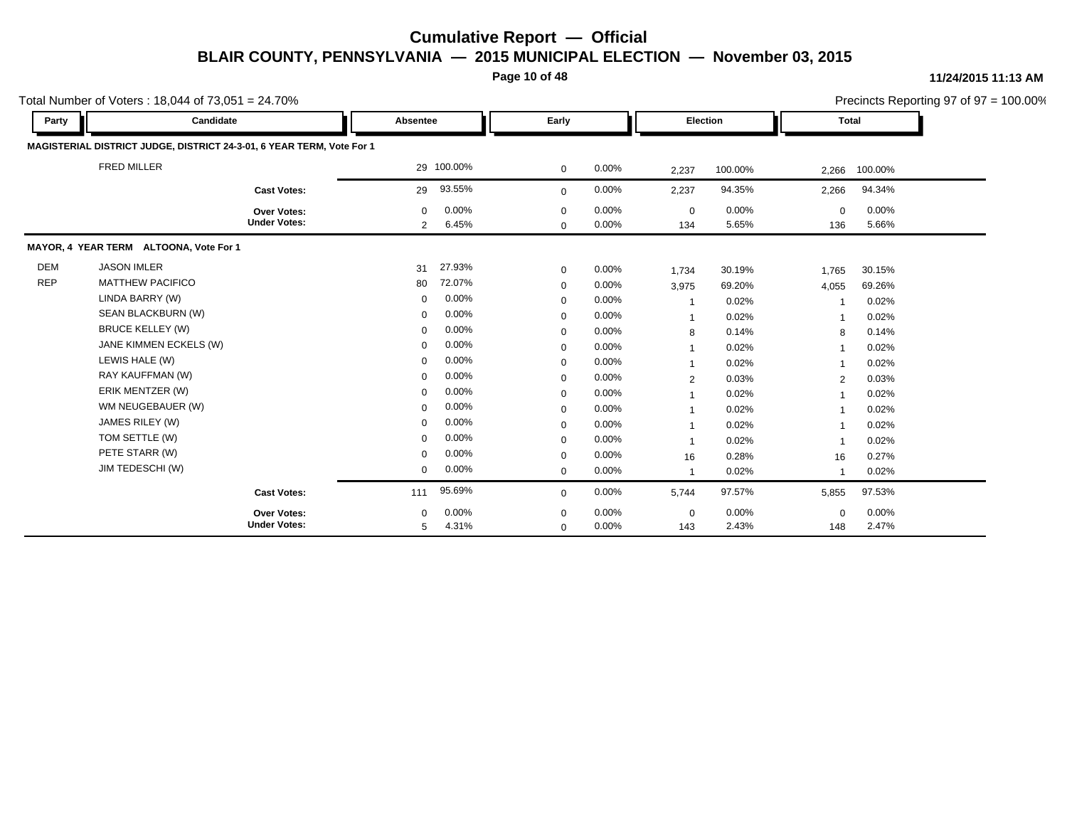# Cumulative Report — Official

## BLAIR COUNTY, PENNSYLVANIA — 2015 MUNICIPAL ELECTION — November 03, 2015

11/24/2015 11:13 AM

Total Number of Voters : 18,044 of 73,051 = 24.70%

Precincts Reporting 97 of 97 = 100.00%

| Party | Candidate | Absentee | | Early | | Election | | Total | |
|---|---|---|---|---|---|---|---|---|---|
| **MAGISTERIAL DISTRICT JUDGE, DISTRICT 24-3-01, 6 YEAR TERM, Vote For 1** | | | | | | | | | |
| | FRED MILLER | 29 | 100.00% | 0 | 0.00% | 2,237 | 100.00% | 2,266 | 100.00% |
| | **Cast Votes:** | 29 | 93.55% | 0 | 0.00% | 2,237 | 94.35% | 2,266 | 94.34% |
| | **Over Votes:** | 0 | 0.00% | 0 | 0.00% | 0 | 0.00% | 0 | 0.00% |
| | **Under Votes:** | 2 | 6.45% | 0 | 0.00% | 134 | 5.65% | 136 | 5.66% |
| **MAYOR, 4 YEAR TERM ALTOONA, Vote For 1** | | | | | | | | | |
| DEM | JASON IMLER | 31 | 27.93% | 0 | 0.00% | 1,734 | 30.19% | 1,765 | 30.15% |
| REP | MATTHEW PACIFICO | 80 | 72.07% | 0 | 0.00% | 3,975 | 69.20% | 4,055 | 69.26% |
| | LINDA BARRY (W) | 0 | 0.00% | 0 | 0.00% | 1 | 0.02% | 1 | 0.02% |
| | SEAN BLACKBURN (W) | 0 | 0.00% | 0 | 0.00% | 1 | 0.02% | 1 | 0.02% |
| | BRUCE KELLEY (W) | 0 | 0.00% | 0 | 0.00% | 8 | 0.14% | 8 | 0.14% |
| | JANE KIMMEN ECKELS (W) | 0 | 0.00% | 0 | 0.00% | 1 | 0.02% | 1 | 0.02% |
| | LEWIS HALE (W) | 0 | 0.00% | 0 | 0.00% | 1 | 0.02% | 1 | 0.02% |
| | RAY KAUFFMAN (W) | 0 | 0.00% | 0 | 0.00% | 2 | 0.03% | 2 | 0.03% |
| | ERIK MENTZER (W) | 0 | 0.00% | 0 | 0.00% | 1 | 0.02% | 1 | 0.02% |
| | WM NEUGEBAUER (W) | 0 | 0.00% | 0 | 0.00% | 1 | 0.02% | 1 | 0.02% |
| | JAMES RILEY (W) | 0 | 0.00% | 0 | 0.00% | 1 | 0.02% | 1 | 0.02% |
| | TOM SETTLE (W) | 0 | 0.00% | 0 | 0.00% | 1 | 0.02% | 1 | 0.02% |
| | PETE STARR (W) | 0 | 0.00% | 0 | 0.00% | 16 | 0.28% | 16 | 0.27% |
| | JIM TEDESCHI (W) | 0 | 0.00% | 0 | 0.00% | 1 | 0.02% | 1 | 0.02% |
| | **Cast Votes:** | 111 | 95.69% | 0 | 0.00% | 5,744 | 97.57% | 5,855 | 97.53% |
| | **Over Votes:** | 0 | 0.00% | 0 | 0.00% | 0 | 0.00% | 0 | 0.00% |
| | **Under Votes:** | 5 | 4.31% | 0 | 0.00% | 143 | 2.43% | 148 | 2.47% |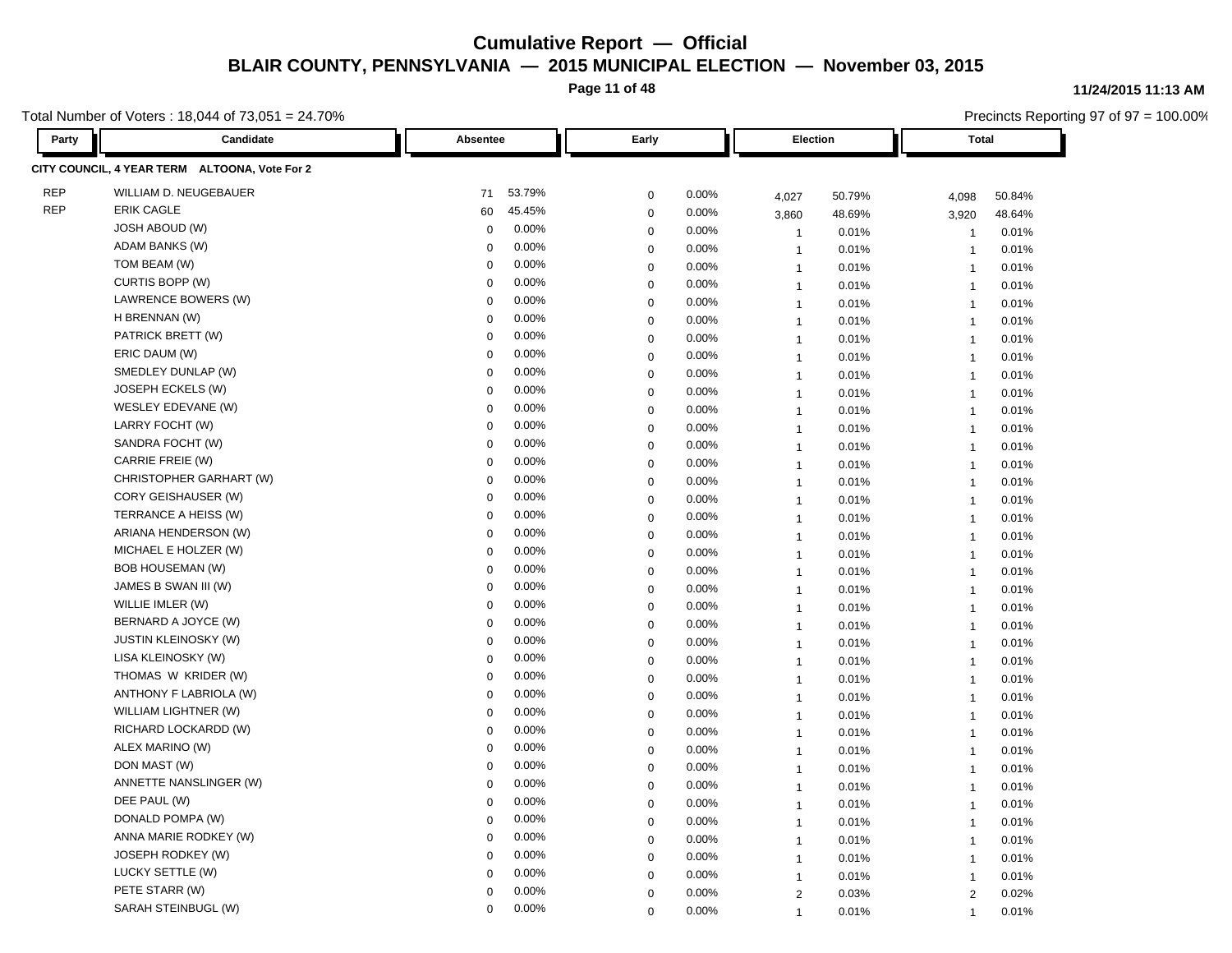# Cumulative Report — Official

## BLAIR COUNTY, PENNSYLVANIA — 2015 MUNICIPAL ELECTION — November 03, 2015

Total Number of Voters : 18,044 of 73,051 = 24.70%

Precincts Reporting 97 of 97 = 100.00%

**CITY COUNCIL, 4 YEAR TERM ALTOONA, Vote For 2**

| Party | Candidate | Absentee | | Early | | Election | | Total | |
|---|---|---|---|---|---|---|---|---|---|
| REP | WILLIAM D. NEUGEBAUER | 71 | 53.79% | 0 | 0.00% | 4,027 | 50.79% | 4,098 | 50.84% |
| REP | ERIK CAGLE | 60 | 45.45% | 0 | 0.00% | 3,860 | 48.69% | 3,920 | 48.64% |
| | JOSH ABOUD (W) | 0 | 0.00% | 0 | 0.00% | 1 | 0.01% | 1 | 0.01% |
| | ADAM BANKS (W) | 0 | 0.00% | 0 | 0.00% | 1 | 0.01% | 1 | 0.01% |
| | TOM BEAM (W) | 0 | 0.00% | 0 | 0.00% | 1 | 0.01% | 1 | 0.01% |
| | CURTIS BOPP (W) | 0 | 0.00% | 0 | 0.00% | 1 | 0.01% | 1 | 0.01% |
| | LAWRENCE BOWERS (W) | 0 | 0.00% | 0 | 0.00% | 1 | 0.01% | 1 | 0.01% |
| | H BRENNAN (W) | 0 | 0.00% | 0 | 0.00% | 1 | 0.01% | 1 | 0.01% |
| | PATRICK BRETT (W) | 0 | 0.00% | 0 | 0.00% | 1 | 0.01% | 1 | 0.01% |
| | ERIC DAUM (W) | 0 | 0.00% | 0 | 0.00% | 1 | 0.01% | 1 | 0.01% |
| | SMEDLEY DUNLAP (W) | 0 | 0.00% | 0 | 0.00% | 1 | 0.01% | 1 | 0.01% |
| | JOSEPH ECKELS (W) | 0 | 0.00% | 0 | 0.00% | 1 | 0.01% | 1 | 0.01% |
| | WESLEY EDEVANE (W) | 0 | 0.00% | 0 | 0.00% | 1 | 0.01% | 1 | 0.01% |
| | LARRY FOCHT (W) | 0 | 0.00% | 0 | 0.00% | 1 | 0.01% | 1 | 0.01% |
| | SANDRA FOCHT (W) | 0 | 0.00% | 0 | 0.00% | 1 | 0.01% | 1 | 0.01% |
| | CARRIE FREIE (W) | 0 | 0.00% | 0 | 0.00% | 1 | 0.01% | 1 | 0.01% |
| | CHRISTOPHER GARHART (W) | 0 | 0.00% | 0 | 0.00% | 1 | 0.01% | 1 | 0.01% |
| | CORY GEISHAUSER (W) | 0 | 0.00% | 0 | 0.00% | 1 | 0.01% | 1 | 0.01% |
| | TERRANCE A HEISS (W) | 0 | 0.00% | 0 | 0.00% | 1 | 0.01% | 1 | 0.01% |
| | ARIANA HENDERSON (W) | 0 | 0.00% | 0 | 0.00% | 1 | 0.01% | 1 | 0.01% |
| | MICHAEL E HOLZER (W) | 0 | 0.00% | 0 | 0.00% | 1 | 0.01% | 1 | 0.01% |
| | BOB HOUSEMAN (W) | 0 | 0.00% | 0 | 0.00% | 1 | 0.01% | 1 | 0.01% |
| | JAMES B SWAN III (W) | 0 | 0.00% | 0 | 0.00% | 1 | 0.01% | 1 | 0.01% |
| | WILLIE IMLER (W) | 0 | 0.00% | 0 | 0.00% | 1 | 0.01% | 1 | 0.01% |
| | BERNARD A JOYCE (W) | 0 | 0.00% | 0 | 0.00% | 1 | 0.01% | 1 | 0.01% |
| | JUSTIN KLEINOSKY (W) | 0 | 0.00% | 0 | 0.00% | 1 | 0.01% | 1 | 0.01% |
| | LISA KLEINOSKY (W) | 0 | 0.00% | 0 | 0.00% | 1 | 0.01% | 1 | 0.01% |
| | THOMAS W KRIDER (W) | 0 | 0.00% | 0 | 0.00% | 1 | 0.01% | 1 | 0.01% |
| | ANTHONY F LABRIOLA (W) | 0 | 0.00% | 0 | 0.00% | 1 | 0.01% | 1 | 0.01% |
| | WILLIAM LIGHTNER (W) | 0 | 0.00% | 0 | 0.00% | 1 | 0.01% | 1 | 0.01% |
| | RICHARD LOCKARDD (W) | 0 | 0.00% | 0 | 0.00% | 1 | 0.01% | 1 | 0.01% |
| | ALEX MARINO (W) | 0 | 0.00% | 0 | 0.00% | 1 | 0.01% | 1 | 0.01% |
| | DON MAST (W) | 0 | 0.00% | 0 | 0.00% | 1 | 0.01% | 1 | 0.01% |
| | ANNETTE NANSLINGER (W) | 0 | 0.00% | 0 | 0.00% | 1 | 0.01% | 1 | 0.01% |
| | DEE PAUL (W) | 0 | 0.00% | 0 | 0.00% | 1 | 0.01% | 1 | 0.01% |
| | DONALD POMPA (W) | 0 | 0.00% | 0 | 0.00% | 1 | 0.01% | 1 | 0.01% |
| | ANNA MARIE RODKEY (W) | 0 | 0.00% | 0 | 0.00% | 1 | 0.01% | 1 | 0.01% |
| | JOSEPH RODKEY (W) | 0 | 0.00% | 0 | 0.00% | 1 | 0.01% | 1 | 0.01% |
| | LUCKY SETTLE (W) | 0 | 0.00% | 0 | 0.00% | 1 | 0.01% | 1 | 0.01% |
| | PETE STARR (W) | 0 | 0.00% | 0 | 0.00% | 2 | 0.03% | 2 | 0.02% |
| | SARAH STEINBUGL (W) | 0 | 0.00% | 0 | 0.00% | 1 | 0.01% | 1 | 0.01% |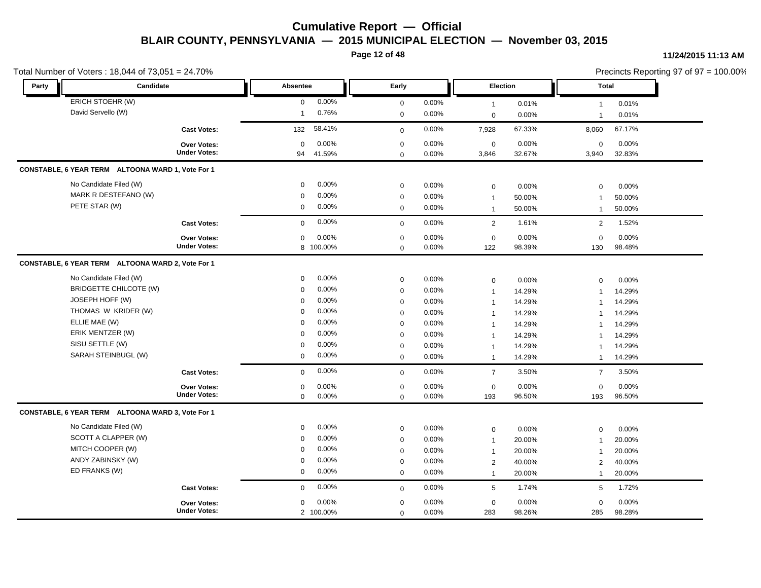# Cumulative Report — Official

## BLAIR COUNTY, PENNSYLVANIA — 2015 MUNICIPAL ELECTION — November 03, 2015

11/24/2015 11:13 AM

Total Number of Voters : 18,044 of 73,051 = 24.70%

Precincts Reporting 97 of 97 = 100.00%

| Party | Candidate | Absentee | | Early | | Election | | Total | |
|---|---|---|---|---|---|---|---|---|---|
| | ERICH STOEHR (W) | 0 | 0.00% | 0 | 0.00% | 1 | 0.01% | 1 | 0.01% |
| | David Servello (W) | 1 | 0.76% | 0 | 0.00% | 0 | 0.00% | 1 | 0.01% |
| | **Cast Votes:** | 132 | 58.41% | 0 | 0.00% | 7,928 | 67.33% | 8,060 | 67.17% |
| | **Over Votes:** | 0 | 0.00% | 0 | 0.00% | 0 | 0.00% | 0 | 0.00% |
| | **Under Votes:** | 94 | 41.59% | 0 | 0.00% | 3,846 | 32.67% | 3,940 | 32.83% |

**CONSTABLE, 6 YEAR TERM ALTOONA WARD 1, Vote For 1**

| Party | Candidate | Absentee | | Early | | Election | | Total | |
|---|---|---|---|---|---|---|---|---|---|
| | No Candidate Filed (W) | 0 | 0.00% | 0 | 0.00% | 0 | 0.00% | 0 | 0.00% |
| | MARK R DESTEFANO (W) | 0 | 0.00% | 0 | 0.00% | 1 | 50.00% | 1 | 50.00% |
| | PETE STAR (W) | 0 | 0.00% | 0 | 0.00% | 1 | 50.00% | 1 | 50.00% |
| | **Cast Votes:** | 0 | 0.00% | 0 | 0.00% | 2 | 1.61% | 2 | 1.52% |
| | **Over Votes:** | 0 | 0.00% | 0 | 0.00% | 0 | 0.00% | 0 | 0.00% |
| | **Under Votes:** | 8 | 100.00% | 0 | 0.00% | 122 | 98.39% | 130 | 98.48% |

**CONSTABLE, 6 YEAR TERM ALTOONA WARD 2, Vote For 1**

| Party | Candidate | Absentee | | Early | | Election | | Total | |
|---|---|---|---|---|---|---|---|---|---|
| | No Candidate Filed (W) | 0 | 0.00% | 0 | 0.00% | 0 | 0.00% | 0 | 0.00% |
| | BRIDGETTE CHILCOTE (W) | 0 | 0.00% | 0 | 0.00% | 1 | 14.29% | 1 | 14.29% |
| | JOSEPH HOFF (W) | 0 | 0.00% | 0 | 0.00% | 1 | 14.29% | 1 | 14.29% |
| | THOMAS W KRIDER (W) | 0 | 0.00% | 0 | 0.00% | 1 | 14.29% | 1 | 14.29% |
| | ELLIE MAE (W) | 0 | 0.00% | 0 | 0.00% | 1 | 14.29% | 1 | 14.29% |
| | ERIK MENTZER (W) | 0 | 0.00% | 0 | 0.00% | 1 | 14.29% | 1 | 14.29% |
| | SISU SETTLE (W) | 0 | 0.00% | 0 | 0.00% | 1 | 14.29% | 1 | 14.29% |
| | SARAH STEINBUGL (W) | 0 | 0.00% | 0 | 0.00% | 1 | 14.29% | 1 | 14.29% |
| | **Cast Votes:** | 0 | 0.00% | 0 | 0.00% | 7 | 3.50% | 7 | 3.50% |
| | **Over Votes:** | 0 | 0.00% | 0 | 0.00% | 0 | 0.00% | 0 | 0.00% |
| | **Under Votes:** | 0 | 0.00% | 0 | 0.00% | 193 | 96.50% | 193 | 96.50% |

**CONSTABLE, 6 YEAR TERM ALTOONA WARD 3, Vote For 1**

| Party | Candidate | Absentee | | Early | | Election | | Total | |
|---|---|---|---|---|---|---|---|---|---|
| | No Candidate Filed (W) | 0 | 0.00% | 0 | 0.00% | 0 | 0.00% | 0 | 0.00% |
| | SCOTT A CLAPPER (W) | 0 | 0.00% | 0 | 0.00% | 1 | 20.00% | 1 | 20.00% |
| | MITCH COOPER (W) | 0 | 0.00% | 0 | 0.00% | 1 | 20.00% | 1 | 20.00% |
| | ANDY ZABINSKY (W) | 0 | 0.00% | 0 | 0.00% | 2 | 40.00% | 2 | 40.00% |
| | ED FRANKS (W) | 0 | 0.00% | 0 | 0.00% | 1 | 20.00% | 1 | 20.00% |
| | **Cast Votes:** | 0 | 0.00% | 0 | 0.00% | 5 | 1.74% | 5 | 1.72% |
| | **Over Votes:** | 0 | 0.00% | 0 | 0.00% | 0 | 0.00% | 0 | 0.00% |
| | **Under Votes:** | 2 | 100.00% | 0 | 0.00% | 283 | 98.26% | 285 | 98.28% |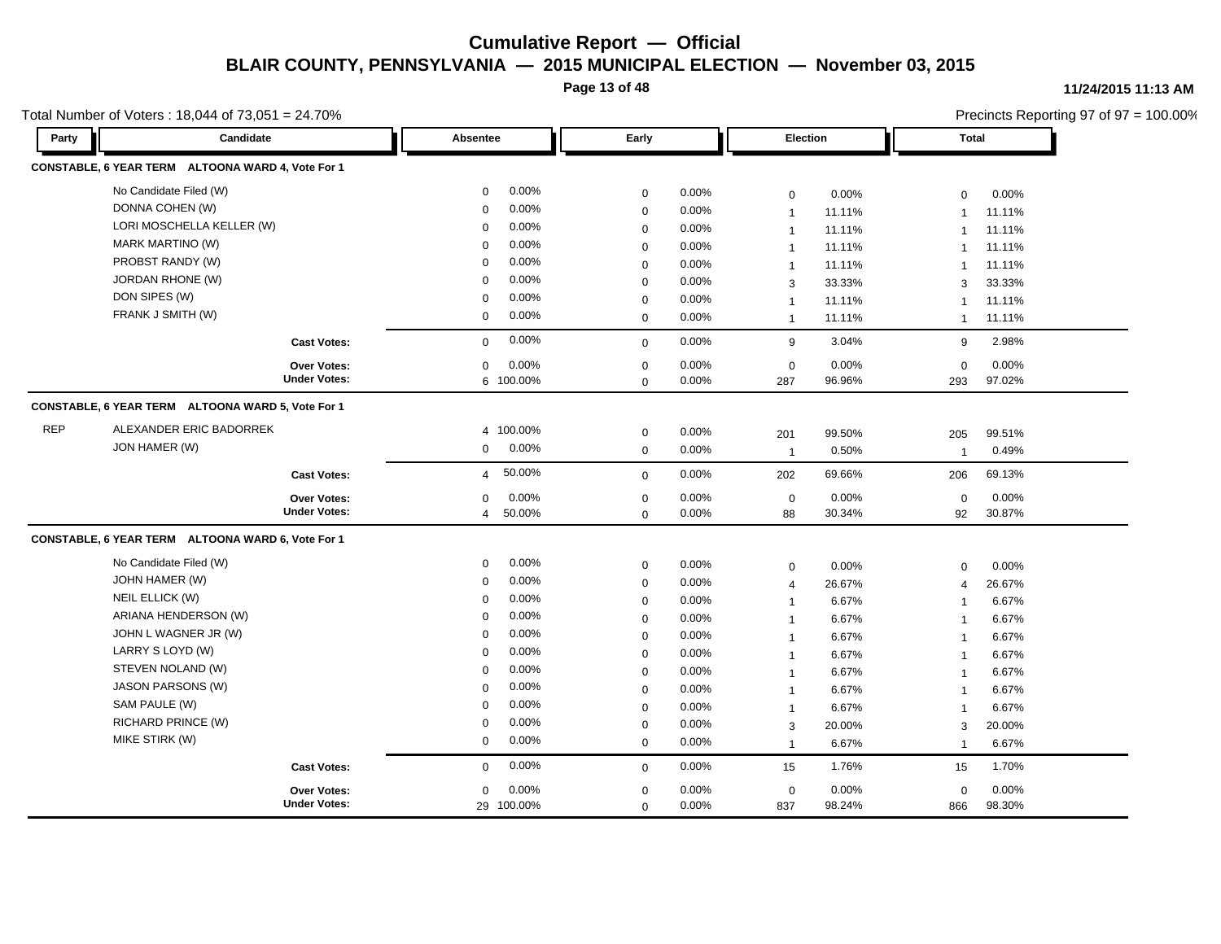# Cumulative Report — Official

## BLAIR COUNTY, PENNSYLVANIA — 2015 MUNICIPAL ELECTION — November 03, 2015

11/24/2015 11:13 AM

Total Number of Voters : 18,044 of 73,051 = 24.70%

Precincts Reporting 97 of 97 = 100.00%

| Party | Candidate | Absentee | | Early | | Election | | Total | |
|---|---|---|---|---|---|---|---|---|---|
| **CONSTABLE, 6 YEAR TERM ALTOONA WARD 4, Vote For 1** | | | | | | | | | |
| | No Candidate Filed (W) | 0 | 0.00% | 0 | 0.00% | 0 | 0.00% | 0 | 0.00% |
| | DONNA COHEN (W) | 0 | 0.00% | 0 | 0.00% | 1 | 11.11% | 1 | 11.11% |
| | LORI MOSCHELLA KELLER (W) | 0 | 0.00% | 0 | 0.00% | 1 | 11.11% | 1 | 11.11% |
| | MARK MARTINO (W) | 0 | 0.00% | 0 | 0.00% | 1 | 11.11% | 1 | 11.11% |
| | PROBST RANDY (W) | 0 | 0.00% | 0 | 0.00% | 1 | 11.11% | 1 | 11.11% |
| | JORDAN RHONE (W) | 0 | 0.00% | 0 | 0.00% | 3 | 33.33% | 3 | 33.33% |
| | DON SIPES (W) | 0 | 0.00% | 0 | 0.00% | 1 | 11.11% | 1 | 11.11% |
| | FRANK J SMITH (W) | 0 | 0.00% | 0 | 0.00% | 1 | 11.11% | 1 | 11.11% |
| | **Cast Votes:** | 0 | 0.00% | 0 | 0.00% | 9 | 3.04% | 9 | 2.98% |
| | **Over Votes:** | 0 | 0.00% | 0 | 0.00% | 0 | 0.00% | 0 | 0.00% |
| | **Under Votes:** | 6 | 100.00% | 0 | 0.00% | 287 | 96.96% | 293 | 97.02% |
| **CONSTABLE, 6 YEAR TERM ALTOONA WARD 5, Vote For 1** | | | | | | | | | |
| REP | ALEXANDER ERIC BADORREK | 4 | 100.00% | 0 | 0.00% | 201 | 99.50% | 205 | 99.51% |
| | JON HAMER (W) | 0 | 0.00% | 0 | 0.00% | 1 | 0.50% | 1 | 0.49% |
| | **Cast Votes:** | 4 | 50.00% | 0 | 0.00% | 202 | 69.66% | 206 | 69.13% |
| | **Over Votes:** | 0 | 0.00% | 0 | 0.00% | 0 | 0.00% | 0 | 0.00% |
| | **Under Votes:** | 4 | 50.00% | 0 | 0.00% | 88 | 30.34% | 92 | 30.87% |
| **CONSTABLE, 6 YEAR TERM ALTOONA WARD 6, Vote For 1** | | | | | | | | | |
| | No Candidate Filed (W) | 0 | 0.00% | 0 | 0.00% | 0 | 0.00% | 0 | 0.00% |
| | JOHN HAMER (W) | 0 | 0.00% | 0 | 0.00% | 4 | 26.67% | 4 | 26.67% |
| | NEIL ELLICK (W) | 0 | 0.00% | 0 | 0.00% | 1 | 6.67% | 1 | 6.67% |
| | ARIANA HENDERSON (W) | 0 | 0.00% | 0 | 0.00% | 1 | 6.67% | 1 | 6.67% |
| | JOHN L WAGNER JR (W) | 0 | 0.00% | 0 | 0.00% | 1 | 6.67% | 1 | 6.67% |
| | LARRY S LOYD (W) | 0 | 0.00% | 0 | 0.00% | 1 | 6.67% | 1 | 6.67% |
| | STEVEN NOLAND (W) | 0 | 0.00% | 0 | 0.00% | 1 | 6.67% | 1 | 6.67% |
| | JASON PARSONS (W) | 0 | 0.00% | 0 | 0.00% | 1 | 6.67% | 1 | 6.67% |
| | SAM PAULE (W) | 0 | 0.00% | 0 | 0.00% | 1 | 6.67% | 1 | 6.67% |
| | RICHARD PRINCE (W) | 0 | 0.00% | 0 | 0.00% | 3 | 20.00% | 3 | 20.00% |
| | MIKE STIRK (W) | 0 | 0.00% | 0 | 0.00% | 1 | 6.67% | 1 | 6.67% |
| | **Cast Votes:** | 0 | 0.00% | 0 | 0.00% | 15 | 1.76% | 15 | 1.70% |
| | **Over Votes:** | 0 | 0.00% | 0 | 0.00% | 0 | 0.00% | 0 | 0.00% |
| | **Under Votes:** | 29 | 100.00% | 0 | 0.00% | 837 | 98.24% | 866 | 98.30% |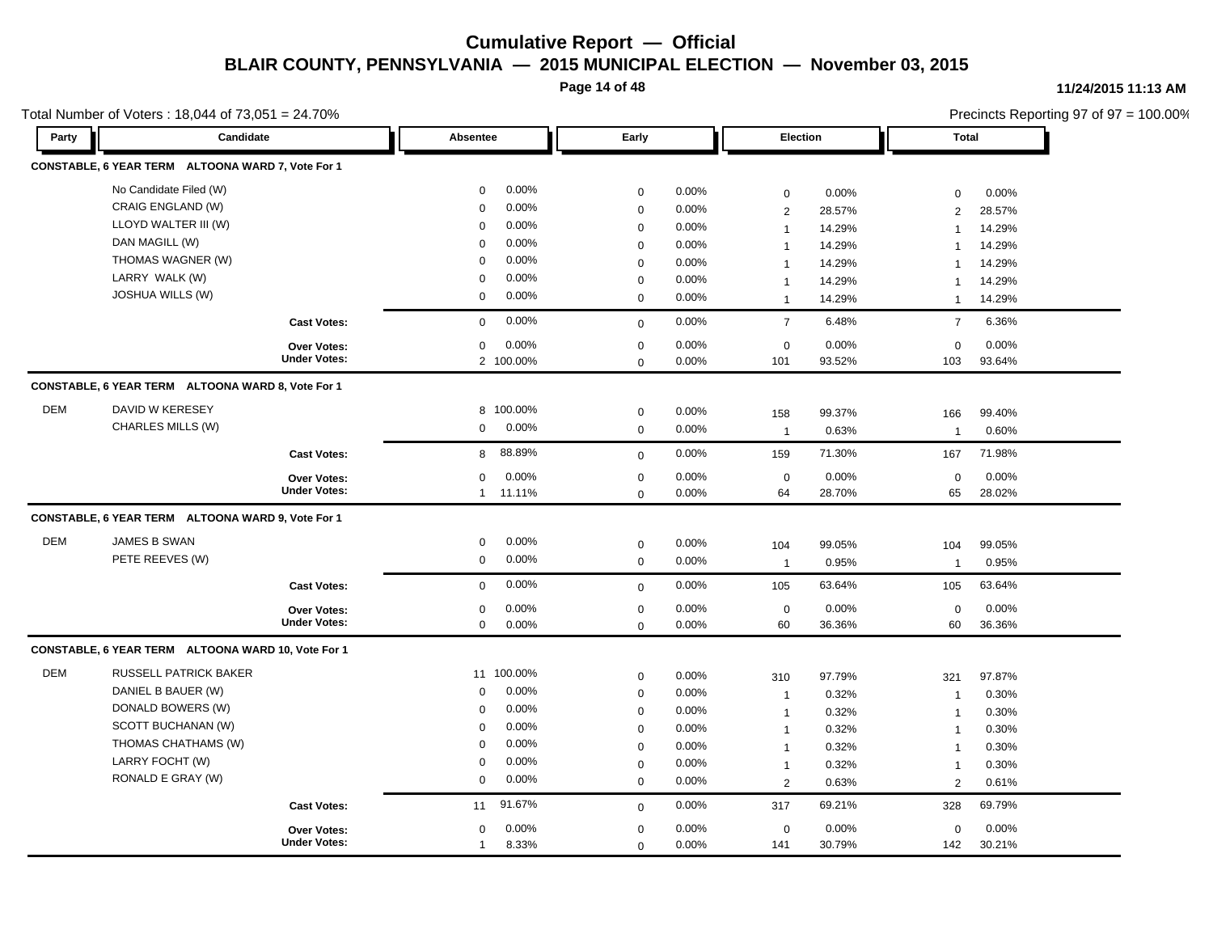# Cumulative Report — Official

## BLAIR COUNTY, PENNSYLVANIA — 2015 MUNICIPAL ELECTION — November 03, 2015

11/24/2015 11:13 AM

Total Number of Voters : 18,044 of 73,051 = 24.70%

Precincts Reporting 97 of 97 = 100.00%

| Party | Candidate | Absentee | | Early | | Election | | Total | |
|---|---|---|---|---|---|---|---|---|---|
| **CONSTABLE, 6 YEAR TERM ALTOONA WARD 7, Vote For 1** | | | | | | | | | |
| | No Candidate Filed (W) | 0 | 0.00% | 0 | 0.00% | 0 | 0.00% | 0 | 0.00% |
| | CRAIG ENGLAND (W) | 0 | 0.00% | 0 | 0.00% | 2 | 28.57% | 2 | 28.57% |
| | LLOYD WALTER III (W) | 0 | 0.00% | 0 | 0.00% | 1 | 14.29% | 1 | 14.29% |
| | DAN MAGILL (W) | 0 | 0.00% | 0 | 0.00% | 1 | 14.29% | 1 | 14.29% |
| | THOMAS WAGNER (W) | 0 | 0.00% | 0 | 0.00% | 1 | 14.29% | 1 | 14.29% |
| | LARRY WALK (W) | 0 | 0.00% | 0 | 0.00% | 1 | 14.29% | 1 | 14.29% |
| | JOSHUA WILLS (W) | 0 | 0.00% | 0 | 0.00% | 1 | 14.29% | 1 | 14.29% |
| | **Cast Votes:** | 0 | 0.00% | 0 | 0.00% | 7 | 6.48% | 7 | 6.36% |
| | **Over Votes:** | 0 | 0.00% | 0 | 0.00% | 0 | 0.00% | 0 | 0.00% |
| | **Under Votes:** | 2 | 100.00% | 0 | 0.00% | 101 | 93.52% | 103 | 93.64% |
| **CONSTABLE, 6 YEAR TERM ALTOONA WARD 8, Vote For 1** | | | | | | | | | |
| DEM | DAVID W KERESEY | 8 | 100.00% | 0 | 0.00% | 158 | 99.37% | 166 | 99.40% |
| | CHARLES MILLS (W) | 0 | 0.00% | 0 | 0.00% | 1 | 0.63% | 1 | 0.60% |
| | **Cast Votes:** | 8 | 88.89% | 0 | 0.00% | 159 | 71.30% | 167 | 71.98% |
| | **Over Votes:** | 0 | 0.00% | 0 | 0.00% | 0 | 0.00% | 0 | 0.00% |
| | **Under Votes:** | 1 | 11.11% | 0 | 0.00% | 64 | 28.70% | 65 | 28.02% |
| **CONSTABLE, 6 YEAR TERM ALTOONA WARD 9, Vote For 1** | | | | | | | | | |
| DEM | JAMES B SWAN | 0 | 0.00% | 0 | 0.00% | 104 | 99.05% | 104 | 99.05% |
| | PETE REEVES (W) | 0 | 0.00% | 0 | 0.00% | 1 | 0.95% | 1 | 0.95% |
| | **Cast Votes:** | 0 | 0.00% | 0 | 0.00% | 105 | 63.64% | 105 | 63.64% |
| | **Over Votes:** | 0 | 0.00% | 0 | 0.00% | 0 | 0.00% | 0 | 0.00% |
| | **Under Votes:** | 0 | 0.00% | 0 | 0.00% | 60 | 36.36% | 60 | 36.36% |
| **CONSTABLE, 6 YEAR TERM ALTOONA WARD 10, Vote For 1** | | | | | | | | | |
| DEM | RUSSELL PATRICK BAKER | 11 | 100.00% | 0 | 0.00% | 310 | 97.79% | 321 | 97.87% |
| | DANIEL B BAUER (W) | 0 | 0.00% | 0 | 0.00% | 1 | 0.32% | 1 | 0.30% |
| | DONALD BOWERS (W) | 0 | 0.00% | 0 | 0.00% | 1 | 0.32% | 1 | 0.30% |
| | SCOTT BUCHANAN (W) | 0 | 0.00% | 0 | 0.00% | 1 | 0.32% | 1 | 0.30% |
| | THOMAS CHATHAMS (W) | 0 | 0.00% | 0 | 0.00% | 1 | 0.32% | 1 | 0.30% |
| | LARRY FOCHT (W) | 0 | 0.00% | 0 | 0.00% | 1 | 0.32% | 1 | 0.30% |
| | RONALD E GRAY (W) | 0 | 0.00% | 0 | 0.00% | 2 | 0.63% | 2 | 0.61% |
| | **Cast Votes:** | 11 | 91.67% | 0 | 0.00% | 317 | 69.21% | 328 | 69.79% |
| | **Over Votes:** | 0 | 0.00% | 0 | 0.00% | 0 | 0.00% | 0 | 0.00% |
| | **Under Votes:** | 1 | 8.33% | 0 | 0.00% | 141 | 30.79% | 142 | 30.21% |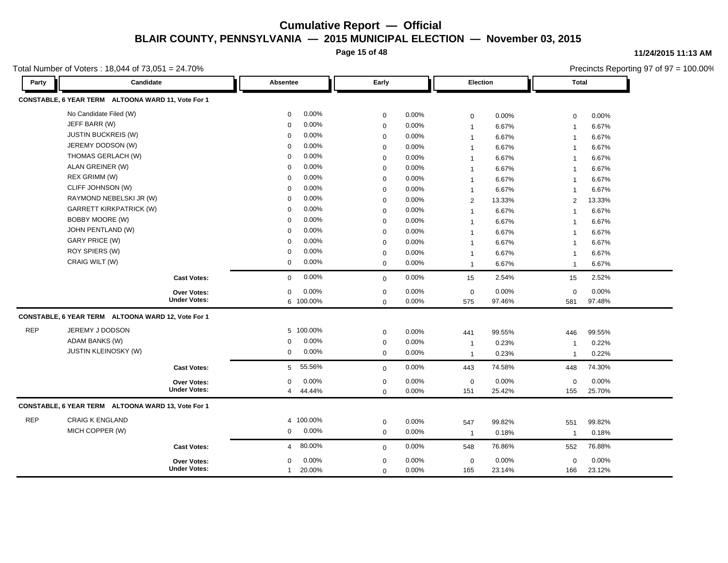# Cumulative Report — Official

## BLAIR COUNTY, PENNSYLVANIA — 2015 MUNICIPAL ELECTION — November 03, 2015

11/24/2015 11:13 AM

Total Number of Voters : 18,044 of 73,051 = 24.70%

Precincts Reporting 97 of 97 = 100.00%

| Party | Candidate | Absentee | | Early | | Election | | Total | |
|---|---|---|---|---|---|---|---|---|---|
| **CONSTABLE, 6 YEAR TERM ALTOONA WARD 11, Vote For 1** | | | | | | | | | |
| | No Candidate Filed (W) | 0 | 0.00% | 0 | 0.00% | 0 | 0.00% | 0 | 0.00% |
| | JEFF BARR (W) | 0 | 0.00% | 0 | 0.00% | 1 | 6.67% | 1 | 6.67% |
| | JUSTIN BUCKREIS (W) | 0 | 0.00% | 0 | 0.00% | 1 | 6.67% | 1 | 6.67% |
| | JEREMY DODSON (W) | 0 | 0.00% | 0 | 0.00% | 1 | 6.67% | 1 | 6.67% |
| | THOMAS GERLACH (W) | 0 | 0.00% | 0 | 0.00% | 1 | 6.67% | 1 | 6.67% |
| | ALAN GREINER (W) | 0 | 0.00% | 0 | 0.00% | 1 | 6.67% | 1 | 6.67% |
| | REX GRIMM (W) | 0 | 0.00% | 0 | 0.00% | 1 | 6.67% | 1 | 6.67% |
| | CLIFF JOHNSON (W) | 0 | 0.00% | 0 | 0.00% | 1 | 6.67% | 1 | 6.67% |
| | RAYMOND NEBELSKI JR (W) | 0 | 0.00% | 0 | 0.00% | 2 | 13.33% | 2 | 13.33% |
| | GARRETT KIRKPATRICK (W) | 0 | 0.00% | 0 | 0.00% | 1 | 6.67% | 1 | 6.67% |
| | BOBBY MOORE (W) | 0 | 0.00% | 0 | 0.00% | 1 | 6.67% | 1 | 6.67% |
| | JOHN PENTLAND (W) | 0 | 0.00% | 0 | 0.00% | 1 | 6.67% | 1 | 6.67% |
| | GARY PRICE (W) | 0 | 0.00% | 0 | 0.00% | 1 | 6.67% | 1 | 6.67% |
| | ROY SPIERS (W) | 0 | 0.00% | 0 | 0.00% | 1 | 6.67% | 1 | 6.67% |
| | CRAIG WILT (W) | 0 | 0.00% | 0 | 0.00% | 1 | 6.67% | 1 | 6.67% |
| | **Cast Votes:** | 0 | 0.00% | 0 | 0.00% | 15 | 2.54% | 15 | 2.52% |
| | **Over Votes:** | 0 | 0.00% | 0 | 0.00% | 0 | 0.00% | 0 | 0.00% |
| | **Under Votes:** | 6 | 100.00% | 0 | 0.00% | 575 | 97.46% | 581 | 97.48% |
| **CONSTABLE, 6 YEAR TERM ALTOONA WARD 12, Vote For 1** | | | | | | | | | |
| REP | JEREMY J DODSON | 5 | 100.00% | 0 | 0.00% | 441 | 99.55% | 446 | 99.55% |
| | ADAM BANKS (W) | 0 | 0.00% | 0 | 0.00% | 1 | 0.23% | 1 | 0.22% |
| | JUSTIN KLEINOSKY (W) | 0 | 0.00% | 0 | 0.00% | 1 | 0.23% | 1 | 0.22% |
| | **Cast Votes:** | 5 | 55.56% | 0 | 0.00% | 443 | 74.58% | 448 | 74.30% |
| | **Over Votes:** | 0 | 0.00% | 0 | 0.00% | 0 | 0.00% | 0 | 0.00% |
| | **Under Votes:** | 4 | 44.44% | 0 | 0.00% | 151 | 25.42% | 155 | 25.70% |
| **CONSTABLE, 6 YEAR TERM ALTOONA WARD 13, Vote For 1** | | | | | | | | | |
| REP | CRAIG K ENGLAND | 4 | 100.00% | 0 | 0.00% | 547 | 99.82% | 551 | 99.82% |
| | MICH COPPER (W) | 0 | 0.00% | 0 | 0.00% | 1 | 0.18% | 1 | 0.18% |
| | **Cast Votes:** | 4 | 80.00% | 0 | 0.00% | 548 | 76.86% | 552 | 76.88% |
| | **Over Votes:** | 0 | 0.00% | 0 | 0.00% | 0 | 0.00% | 0 | 0.00% |
| | **Under Votes:** | 1 | 20.00% | 0 | 0.00% | 165 | 23.14% | 166 | 23.12% |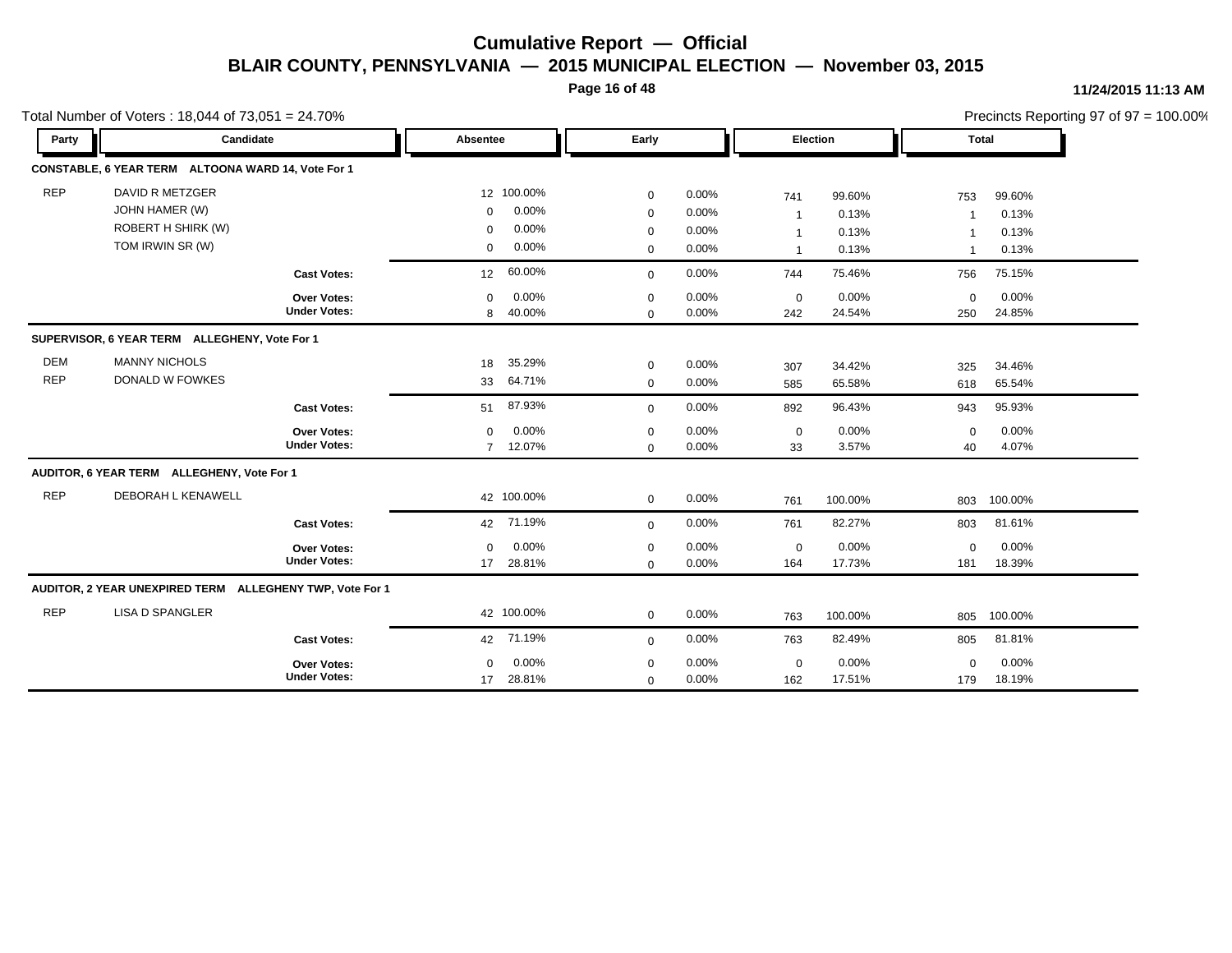# Cumulative Report — Official

## BLAIR COUNTY, PENNSYLVANIA — 2015 MUNICIPAL ELECTION — November 03, 2015

11/24/2015 11:13 AM

Total Number of Voters : 18,044 of 73,051 = 24.70%

Precincts Reporting 97 of 97 = 100.00%

| Party | Candidate | Absentee | | Early | | Election | | Total | |
|---|---|---|---|---|---|---|---|---|---|
| **CONSTABLE, 6 YEAR TERM ALTOONA WARD 14, Vote For 1** | | | | | | | | | |
| REP | DAVID R METZGER | 12 | 100.00% | 0 | 0.00% | 741 | 99.60% | 753 | 99.60% |
| | JOHN HAMER (W) | 0 | 0.00% | 0 | 0.00% | 1 | 0.13% | 1 | 0.13% |
| | ROBERT H SHIRK (W) | 0 | 0.00% | 0 | 0.00% | 1 | 0.13% | 1 | 0.13% |
| | TOM IRWIN SR (W) | 0 | 0.00% | 0 | 0.00% | 1 | 0.13% | 1 | 0.13% |
| | **Cast Votes:** | 12 | 60.00% | 0 | 0.00% | 744 | 75.46% | 756 | 75.15% |
| | **Over Votes:** | 0 | 0.00% | 0 | 0.00% | 0 | 0.00% | 0 | 0.00% |
| | **Under Votes:** | 8 | 40.00% | 0 | 0.00% | 242 | 24.54% | 250 | 24.85% |
| **SUPERVISOR, 6 YEAR TERM ALLEGHENY, Vote For 1** | | | | | | | | | |
| DEM | MANNY NICHOLS | 18 | 35.29% | 0 | 0.00% | 307 | 34.42% | 325 | 34.46% |
| REP | DONALD W FOWKES | 33 | 64.71% | 0 | 0.00% | 585 | 65.58% | 618 | 65.54% |
| | **Cast Votes:** | 51 | 87.93% | 0 | 0.00% | 892 | 96.43% | 943 | 95.93% |
| | **Over Votes:** | 0 | 0.00% | 0 | 0.00% | 0 | 0.00% | 0 | 0.00% |
| | **Under Votes:** | 7 | 12.07% | 0 | 0.00% | 33 | 3.57% | 40 | 4.07% |
| **AUDITOR, 6 YEAR TERM ALLEGHENY, Vote For 1** | | | | | | | | | |
| REP | DEBORAH L KENAWELL | 42 | 100.00% | 0 | 0.00% | 761 | 100.00% | 803 | 100.00% |
| | **Cast Votes:** | 42 | 71.19% | 0 | 0.00% | 761 | 82.27% | 803 | 81.61% |
| | **Over Votes:** | 0 | 0.00% | 0 | 0.00% | 0 | 0.00% | 0 | 0.00% |
| | **Under Votes:** | 17 | 28.81% | 0 | 0.00% | 164 | 17.73% | 181 | 18.39% |
| **AUDITOR, 2 YEAR UNEXPIRED TERM ALLEGHENY TWP, Vote For 1** | | | | | | | | | |
| REP | LISA D SPANGLER | 42 | 100.00% | 0 | 0.00% | 763 | 100.00% | 805 | 100.00% |
| | **Cast Votes:** | 42 | 71.19% | 0 | 0.00% | 763 | 82.49% | 805 | 81.81% |
| | **Over Votes:** | 0 | 0.00% | 0 | 0.00% | 0 | 0.00% | 0 | 0.00% |
| | **Under Votes:** | 17 | 28.81% | 0 | 0.00% | 162 | 17.51% | 179 | 18.19% |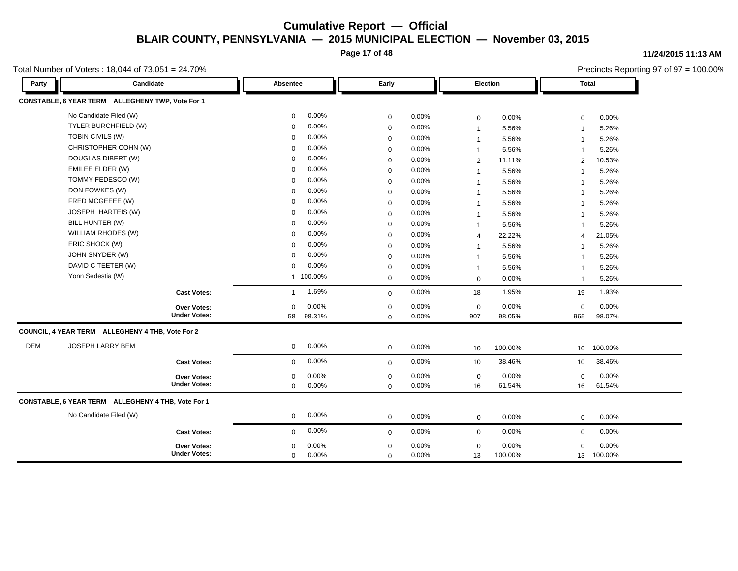# Cumulative Report — Official

## BLAIR COUNTY, PENNSYLVANIA — 2015 MUNICIPAL ELECTION — November 03, 2015

11/24/2015 11:13 AM

Total Number of Voters : 18,044 of 73,051 = 24.70%

Precincts Reporting 97 of 97 = 100.00%

| Party | Candidate | Absentee | | Early | | Election | | Total | |
|---|---|---|---|---|---|---|---|---|---|
| **CONSTABLE, 6 YEAR TERM ALLEGHENY TWP, Vote For 1** | | | | | | | | | |
| | No Candidate Filed (W) | 0 | 0.00% | 0 | 0.00% | 0 | 0.00% | 0 | 0.00% |
| | TYLER BURCHFIELD (W) | 0 | 0.00% | 0 | 0.00% | 1 | 5.56% | 1 | 5.26% |
| | TOBIN CIVILS (W) | 0 | 0.00% | 0 | 0.00% | 1 | 5.56% | 1 | 5.26% |
| | CHRISTOPHER COHN (W) | 0 | 0.00% | 0 | 0.00% | 1 | 5.56% | 1 | 5.26% |
| | DOUGLAS DIBERT (W) | 0 | 0.00% | 0 | 0.00% | 2 | 11.11% | 2 | 10.53% |
| | EMILEE ELDER (W) | 0 | 0.00% | 0 | 0.00% | 1 | 5.56% | 1 | 5.26% |
| | TOMMY FEDESCO (W) | 0 | 0.00% | 0 | 0.00% | 1 | 5.56% | 1 | 5.26% |
| | DON FOWKES (W) | 0 | 0.00% | 0 | 0.00% | 1 | 5.56% | 1 | 5.26% |
| | FRED MCGEEEE (W) | 0 | 0.00% | 0 | 0.00% | 1 | 5.56% | 1 | 5.26% |
| | JOSEPH HARTEIS (W) | 0 | 0.00% | 0 | 0.00% | 1 | 5.56% | 1 | 5.26% |
| | BILL HUNTER (W) | 0 | 0.00% | 0 | 0.00% | 1 | 5.56% | 1 | 5.26% |
| | WILLIAM RHODES (W) | 0 | 0.00% | 0 | 0.00% | 4 | 22.22% | 4 | 21.05% |
| | ERIC SHOCK (W) | 0 | 0.00% | 0 | 0.00% | 1 | 5.56% | 1 | 5.26% |
| | JOHN SNYDER (W) | 0 | 0.00% | 0 | 0.00% | 1 | 5.56% | 1 | 5.26% |
| | DAVID C TEETER (W) | 0 | 0.00% | 0 | 0.00% | 1 | 5.56% | 1 | 5.26% |
| | Yonn Sedestia (W) | 1 | 100.00% | 0 | 0.00% | 0 | 0.00% | 1 | 5.26% |
| | **Cast Votes:** | 1 | 1.69% | 0 | 0.00% | 18 | 1.95% | 19 | 1.93% |
| | **Over Votes:** | 0 | 0.00% | 0 | 0.00% | 0 | 0.00% | 0 | 0.00% |
| | **Under Votes:** | 58 | 98.31% | 0 | 0.00% | 907 | 98.05% | 965 | 98.07% |
| **COUNCIL, 4 YEAR TERM ALLEGHENY 4 THB, Vote For 2** | | | | | | | | | |
| DEM | JOSEPH LARRY BEM | 0 | 0.00% | 0 | 0.00% | 10 | 100.00% | 10 | 100.00% |
| | **Cast Votes:** | 0 | 0.00% | 0 | 0.00% | 10 | 38.46% | 10 | 38.46% |
| | **Over Votes:** | 0 | 0.00% | 0 | 0.00% | 0 | 0.00% | 0 | 0.00% |
| | **Under Votes:** | 0 | 0.00% | 0 | 0.00% | 16 | 61.54% | 16 | 61.54% |
| **CONSTABLE, 6 YEAR TERM ALLEGHENY 4 THB, Vote For 1** | | | | | | | | | |
| | No Candidate Filed (W) | 0 | 0.00% | 0 | 0.00% | 0 | 0.00% | 0 | 0.00% |
| | **Cast Votes:** | 0 | 0.00% | 0 | 0.00% | 0 | 0.00% | 0 | 0.00% |
| | **Over Votes:** | 0 | 0.00% | 0 | 0.00% | 0 | 0.00% | 0 | 0.00% |
| | **Under Votes:** | 0 | 0.00% | 0 | 0.00% | 13 | 100.00% | 13 | 100.00% |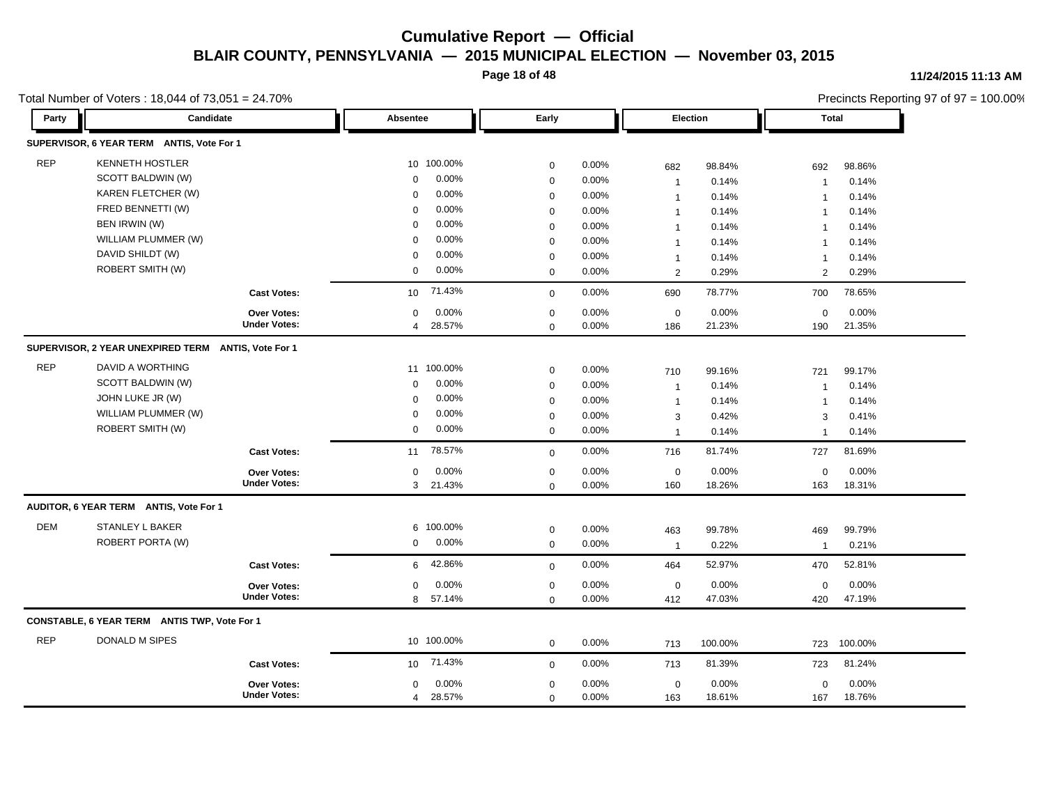# Cumulative Report — Official

## BLAIR COUNTY, PENNSYLVANIA — 2015 MUNICIPAL ELECTION — November 03, 2015

11/24/2015 11:13 AM

Total Number of Voters : 18,044 of 73,051 = 24.70%

Precincts Reporting 97 of 97 = 100.00%

| Party | Candidate | Absentee | | Early | | Election | | Total | |
|---|---|---|---|---|---|---|---|---|---|
| **SUPERVISOR, 6 YEAR TERM ANTIS, Vote For 1** | | | | | | | | | |
| REP | KENNETH HOSTLER | 10 | 100.00% | 0 | 0.00% | 682 | 98.84% | 692 | 98.86% |
| | SCOTT BALDWIN (W) | 0 | 0.00% | 0 | 0.00% | 1 | 0.14% | 1 | 0.14% |
| | KAREN FLETCHER (W) | 0 | 0.00% | 0 | 0.00% | 1 | 0.14% | 1 | 0.14% |
| | FRED BENNETTI (W) | 0 | 0.00% | 0 | 0.00% | 1 | 0.14% | 1 | 0.14% |
| | BEN IRWIN (W) | 0 | 0.00% | 0 | 0.00% | 1 | 0.14% | 1 | 0.14% |
| | WILLIAM PLUMMER (W) | 0 | 0.00% | 0 | 0.00% | 1 | 0.14% | 1 | 0.14% |
| | DAVID SHILDT (W) | 0 | 0.00% | 0 | 0.00% | 1 | 0.14% | 1 | 0.14% |
| | ROBERT SMITH (W) | 0 | 0.00% | 0 | 0.00% | 2 | 0.29% | 2 | 0.29% |
| | **Cast Votes:** | 10 | 71.43% | 0 | 0.00% | 690 | 78.77% | 700 | 78.65% |
| | **Over Votes:** | 0 | 0.00% | 0 | 0.00% | 0 | 0.00% | 0 | 0.00% |
| | **Under Votes:** | 4 | 28.57% | 0 | 0.00% | 186 | 21.23% | 190 | 21.35% |
| **SUPERVISOR, 2 YEAR UNEXPIRED TERM ANTIS, Vote For 1** | | | | | | | | | |
| REP | DAVID A WORTHING | 11 | 100.00% | 0 | 0.00% | 710 | 99.16% | 721 | 99.17% |
| | SCOTT BALDWIN (W) | 0 | 0.00% | 0 | 0.00% | 1 | 0.14% | 1 | 0.14% |
| | JOHN LUKE JR (W) | 0 | 0.00% | 0 | 0.00% | 1 | 0.14% | 1 | 0.14% |
| | WILLIAM PLUMMER (W) | 0 | 0.00% | 0 | 0.00% | 3 | 0.42% | 3 | 0.41% |
| | ROBERT SMITH (W) | 0 | 0.00% | 0 | 0.00% | 1 | 0.14% | 1 | 0.14% |
| | **Cast Votes:** | 11 | 78.57% | 0 | 0.00% | 716 | 81.74% | 727 | 81.69% |
| | **Over Votes:** | 0 | 0.00% | 0 | 0.00% | 0 | 0.00% | 0 | 0.00% |
| | **Under Votes:** | 3 | 21.43% | 0 | 0.00% | 160 | 18.26% | 163 | 18.31% |
| **AUDITOR, 6 YEAR TERM ANTIS, Vote For 1** | | | | | | | | | |
| DEM | STANLEY L BAKER | 6 | 100.00% | 0 | 0.00% | 463 | 99.78% | 469 | 99.79% |
| | ROBERT PORTA (W) | 0 | 0.00% | 0 | 0.00% | 1 | 0.22% | 1 | 0.21% |
| | **Cast Votes:** | 6 | 42.86% | 0 | 0.00% | 464 | 52.97% | 470 | 52.81% |
| | **Over Votes:** | 0 | 0.00% | 0 | 0.00% | 0 | 0.00% | 0 | 0.00% |
| | **Under Votes:** | 8 | 57.14% | 0 | 0.00% | 412 | 47.03% | 420 | 47.19% |
| **CONSTABLE, 6 YEAR TERM ANTIS TWP, Vote For 1** | | | | | | | | | |
| REP | DONALD M SIPES | 10 | 100.00% | 0 | 0.00% | 713 | 100.00% | 723 | 100.00% |
| | **Cast Votes:** | 10 | 71.43% | 0 | 0.00% | 713 | 81.39% | 723 | 81.24% |
| | **Over Votes:** | 0 | 0.00% | 0 | 0.00% | 0 | 0.00% | 0 | 0.00% |
| | **Under Votes:** | 4 | 28.57% | 0 | 0.00% | 163 | 18.61% | 167 | 18.76% |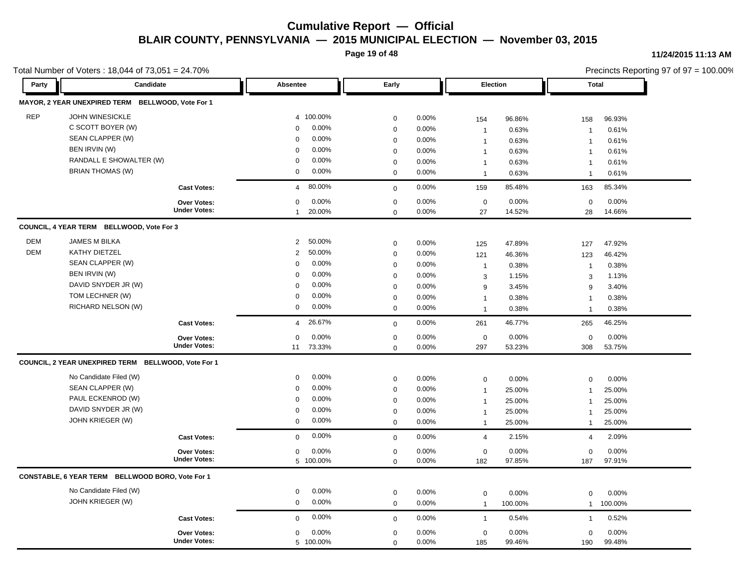# Cumulative Report — Official

## BLAIR COUNTY, PENNSYLVANIA — 2015 MUNICIPAL ELECTION — November 03, 2015

11/24/2015 11:13 AM

Total Number of Voters : 18,044 of 73,051 = 24.70%

Precincts Reporting 97 of 97 = 100.00%

### MAYOR, 2 YEAR UNEXPIRED TERM BELLWOOD, Vote For 1

| Party | Candidate | Absentee | | Early | | Election | | Total | |
|---|---|---|---|---|---|---|---|---|---|
| REP | JOHN WINESICKLE | 4 | 100.00% | 0 | 0.00% | 154 | 96.86% | 158 | 96.93% |
| | C SCOTT BOYER (W) | 0 | 0.00% | 0 | 0.00% | 1 | 0.63% | 1 | 0.61% |
| | SEAN CLAPPER (W) | 0 | 0.00% | 0 | 0.00% | 1 | 0.63% | 1 | 0.61% |
| | BEN IRVIN (W) | 0 | 0.00% | 0 | 0.00% | 1 | 0.63% | 1 | 0.61% |
| | RANDALL E SHOWALTER (W) | 0 | 0.00% | 0 | 0.00% | 1 | 0.63% | 1 | 0.61% |
| | BRIAN THOMAS (W) | 0 | 0.00% | 0 | 0.00% | 1 | 0.63% | 1 | 0.61% |
| | **Cast Votes:** | 4 | 80.00% | 0 | 0.00% | 159 | 85.48% | 163 | 85.34% |
| | **Over Votes:** | 0 | 0.00% | 0 | 0.00% | 0 | 0.00% | 0 | 0.00% |
| | **Under Votes:** | 1 | 20.00% | 0 | 0.00% | 27 | 14.52% | 28 | 14.66% |

### COUNCIL, 4 YEAR TERM BELLWOOD, Vote For 3

| Party | Candidate | Absentee | | Early | | Election | | Total | |
|---|---|---|---|---|---|---|---|---|---|
| DEM | JAMES M BILKA | 2 | 50.00% | 0 | 0.00% | 125 | 47.89% | 127 | 47.92% |
| DEM | KATHY DIETZEL | 2 | 50.00% | 0 | 0.00% | 121 | 46.36% | 123 | 46.42% |
| | SEAN CLAPPER (W) | 0 | 0.00% | 0 | 0.00% | 1 | 0.38% | 1 | 0.38% |
| | BEN IRVIN (W) | 0 | 0.00% | 0 | 0.00% | 3 | 1.15% | 3 | 1.13% |
| | DAVID SNYDER JR (W) | 0 | 0.00% | 0 | 0.00% | 9 | 3.45% | 9 | 3.40% |
| | TOM LECHNER (W) | 0 | 0.00% | 0 | 0.00% | 1 | 0.38% | 1 | 0.38% |
| | RICHARD NELSON (W) | 0 | 0.00% | 0 | 0.00% | 1 | 0.38% | 1 | 0.38% |
| | **Cast Votes:** | 4 | 26.67% | 0 | 0.00% | 261 | 46.77% | 265 | 46.25% |
| | **Over Votes:** | 0 | 0.00% | 0 | 0.00% | 0 | 0.00% | 0 | 0.00% |
| | **Under Votes:** | 11 | 73.33% | 0 | 0.00% | 297 | 53.23% | 308 | 53.75% |

### COUNCIL, 2 YEAR UNEXPIRED TERM BELLWOOD, Vote For 1

| Party | Candidate | Absentee | | Early | | Election | | Total | |
|---|---|---|---|---|---|---|---|---|---|
| | No Candidate Filed (W) | 0 | 0.00% | 0 | 0.00% | 0 | 0.00% | 0 | 0.00% |
| | SEAN CLAPPER (W) | 0 | 0.00% | 0 | 0.00% | 1 | 25.00% | 1 | 25.00% |
| | PAUL ECKENROD (W) | 0 | 0.00% | 0 | 0.00% | 1 | 25.00% | 1 | 25.00% |
| | DAVID SNYDER JR (W) | 0 | 0.00% | 0 | 0.00% | 1 | 25.00% | 1 | 25.00% |
| | JOHN KRIEGER (W) | 0 | 0.00% | 0 | 0.00% | 1 | 25.00% | 1 | 25.00% |
| | **Cast Votes:** | 0 | 0.00% | 0 | 0.00% | 4 | 2.15% | 4 | 2.09% |
| | **Over Votes:** | 0 | 0.00% | 0 | 0.00% | 0 | 0.00% | 0 | 0.00% |
| | **Under Votes:** | 5 | 100.00% | 0 | 0.00% | 182 | 97.85% | 187 | 97.91% |

### CONSTABLE, 6 YEAR TERM BELLWOOD BORO, Vote For 1

| Party | Candidate | Absentee | | Early | | Election | | Total | |
|---|---|---|---|---|---|---|---|---|---|
| | No Candidate Filed (W) | 0 | 0.00% | 0 | 0.00% | 0 | 0.00% | 0 | 0.00% |
| | JOHN KRIEGER (W) | 0 | 0.00% | 0 | 0.00% | 1 | 100.00% | 1 | 100.00% |
| | **Cast Votes:** | 0 | 0.00% | 0 | 0.00% | 1 | 0.54% | 1 | 0.52% |
| | **Over Votes:** | 0 | 0.00% | 0 | 0.00% | 0 | 0.00% | 0 | 0.00% |
| | **Under Votes:** | 5 | 100.00% | 0 | 0.00% | 185 | 99.46% | 190 | 99.48% |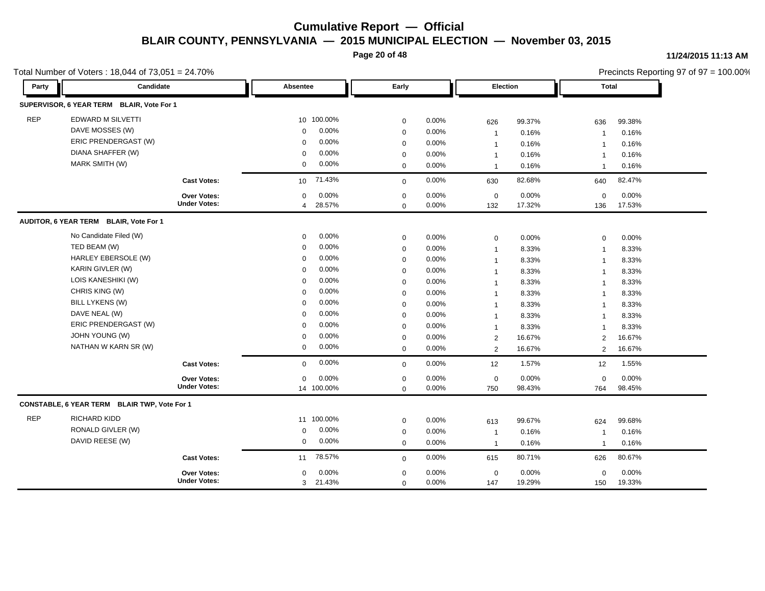# Cumulative Report — Official

## BLAIR COUNTY, PENNSYLVANIA — 2015 MUNICIPAL ELECTION — November 03, 2015

11/24/2015 11:13 AM

Total Number of Voters : 18,044 of 73,051 = 24.70%

Precincts Reporting 97 of 97 = 100.00%

### SUPERVISOR, 6 YEAR TERM BLAIR, Vote For 1

| Party | Candidate | Absentee | | Early | | Election | | Total | |
|---|---|---|---|---|---|---|---|---|---|
| REP | EDWARD M SILVETTI | 10 | 100.00% | 0 | 0.00% | 626 | 99.37% | 636 | 99.38% |
| | DAVE MOSSES (W) | 0 | 0.00% | 0 | 0.00% | 1 | 0.16% | 1 | 0.16% |
| | ERIC PRENDERGAST (W) | 0 | 0.00% | 0 | 0.00% | 1 | 0.16% | 1 | 0.16% |
| | DIANA SHAFFER (W) | 0 | 0.00% | 0 | 0.00% | 1 | 0.16% | 1 | 0.16% |
| | MARK SMITH (W) | 0 | 0.00% | 0 | 0.00% | 1 | 0.16% | 1 | 0.16% |
| | **Cast Votes:** | 10 | 71.43% | 0 | 0.00% | 630 | 82.68% | 640 | 82.47% |
| | **Over Votes:** | 0 | 0.00% | 0 | 0.00% | 0 | 0.00% | 0 | 0.00% |
| | **Under Votes:** | 4 | 28.57% | 0 | 0.00% | 132 | 17.32% | 136 | 17.53% |

### AUDITOR, 6 YEAR TERM BLAIR, Vote For 1

| Party | Candidate | Absentee | | Early | | Election | | Total | |
|---|---|---|---|---|---|---|---|---|---|
| | No Candidate Filed (W) | 0 | 0.00% | 0 | 0.00% | 0 | 0.00% | 0 | 0.00% |
| | TED BEAM (W) | 0 | 0.00% | 0 | 0.00% | 1 | 8.33% | 1 | 8.33% |
| | HARLEY EBERSOLE (W) | 0 | 0.00% | 0 | 0.00% | 1 | 8.33% | 1 | 8.33% |
| | KARIN GIVLER (W) | 0 | 0.00% | 0 | 0.00% | 1 | 8.33% | 1 | 8.33% |
| | LOIS KANESHIKI (W) | 0 | 0.00% | 0 | 0.00% | 1 | 8.33% | 1 | 8.33% |
| | CHRIS KING (W) | 0 | 0.00% | 0 | 0.00% | 1 | 8.33% | 1 | 8.33% |
| | BILL LYKENS (W) | 0 | 0.00% | 0 | 0.00% | 1 | 8.33% | 1 | 8.33% |
| | DAVE NEAL (W) | 0 | 0.00% | 0 | 0.00% | 1 | 8.33% | 1 | 8.33% |
| | ERIC PRENDERGAST (W) | 0 | 0.00% | 0 | 0.00% | 1 | 8.33% | 1 | 8.33% |
| | JOHN YOUNG (W) | 0 | 0.00% | 0 | 0.00% | 2 | 16.67% | 2 | 16.67% |
| | NATHAN W KARN SR (W) | 0 | 0.00% | 0 | 0.00% | 2 | 16.67% | 2 | 16.67% |
| | **Cast Votes:** | 0 | 0.00% | 0 | 0.00% | 12 | 1.57% | 12 | 1.55% |
| | **Over Votes:** | 0 | 0.00% | 0 | 0.00% | 0 | 0.00% | 0 | 0.00% |
| | **Under Votes:** | 14 | 100.00% | 0 | 0.00% | 750 | 98.43% | 764 | 98.45% |

### CONSTABLE, 6 YEAR TERM BLAIR TWP, Vote For 1

| Party | Candidate | Absentee | | Early | | Election | | Total | |
|---|---|---|---|---|---|---|---|---|---|
| REP | RICHARD KIDD | 11 | 100.00% | 0 | 0.00% | 613 | 99.67% | 624 | 99.68% |
| | RONALD GIVLER (W) | 0 | 0.00% | 0 | 0.00% | 1 | 0.16% | 1 | 0.16% |
| | DAVID REESE (W) | 0 | 0.00% | 0 | 0.00% | 1 | 0.16% | 1 | 0.16% |
| | **Cast Votes:** | 11 | 78.57% | 0 | 0.00% | 615 | 80.71% | 626 | 80.67% |
| | **Over Votes:** | 0 | 0.00% | 0 | 0.00% | 0 | 0.00% | 0 | 0.00% |
| | **Under Votes:** | 3 | 21.43% | 0 | 0.00% | 147 | 19.29% | 150 | 19.33% |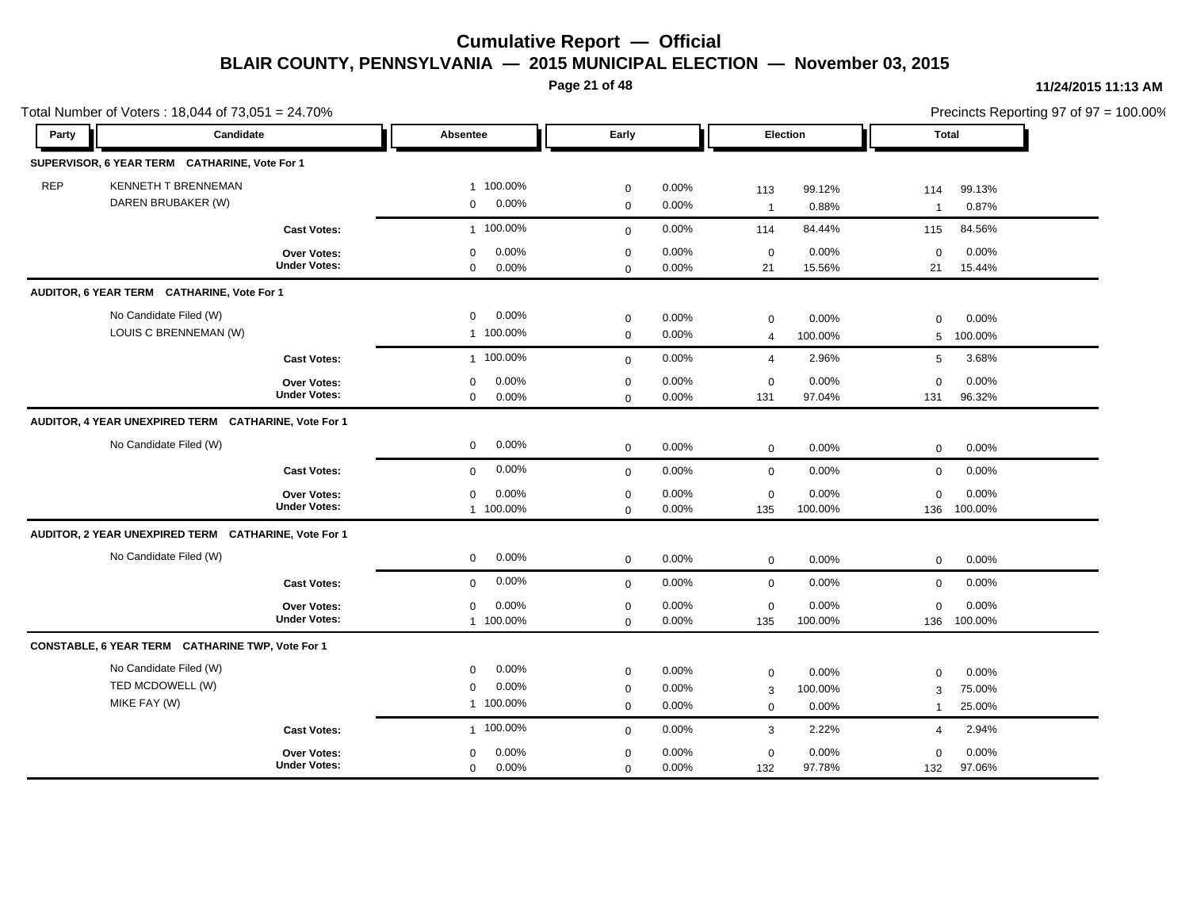# Cumulative Report — Official

## BLAIR COUNTY, PENNSYLVANIA — 2015 MUNICIPAL ELECTION — November 03, 2015

11/24/2015 11:13 AM

Total Number of Voters : 18,044 of 73,051 = 24.70%

Precincts Reporting 97 of 97 = 100.00%

| Party | Candidate | Absentee | | Early | | Election | | Total | |
|---|---|---|---|---|---|---|---|---|---|
| **SUPERVISOR, 6 YEAR TERM CATHARINE, Vote For 1** | | | | | | | | | |
| REP | KENNETH T BRENNEMAN | 1 | 100.00% | 0 | 0.00% | 113 | 99.12% | 114 | 99.13% |
| | DAREN BRUBAKER (W) | 0 | 0.00% | 0 | 0.00% | 1 | 0.88% | 1 | 0.87% |
| | **Cast Votes:** | 1 | 100.00% | 0 | 0.00% | 114 | 84.44% | 115 | 84.56% |
| | **Over Votes:** | 0 | 0.00% | 0 | 0.00% | 0 | 0.00% | 0 | 0.00% |
| | **Under Votes:** | 0 | 0.00% | 0 | 0.00% | 21 | 15.56% | 21 | 15.44% |
| **AUDITOR, 6 YEAR TERM CATHARINE, Vote For 1** | | | | | | | | | |
| | No Candidate Filed (W) | 0 | 0.00% | 0 | 0.00% | 0 | 0.00% | 0 | 0.00% |
| | LOUIS C BRENNEMAN (W) | 1 | 100.00% | 0 | 0.00% | 4 | 100.00% | 5 | 100.00% |
| | **Cast Votes:** | 1 | 100.00% | 0 | 0.00% | 4 | 2.96% | 5 | 3.68% |
| | **Over Votes:** | 0 | 0.00% | 0 | 0.00% | 0 | 0.00% | 0 | 0.00% |
| | **Under Votes:** | 0 | 0.00% | 0 | 0.00% | 131 | 97.04% | 131 | 96.32% |
| **AUDITOR, 4 YEAR UNEXPIRED TERM CATHARINE, Vote For 1** | | | | | | | | | |
| | No Candidate Filed (W) | 0 | 0.00% | 0 | 0.00% | 0 | 0.00% | 0 | 0.00% |
| | **Cast Votes:** | 0 | 0.00% | 0 | 0.00% | 0 | 0.00% | 0 | 0.00% |
| | **Over Votes:** | 0 | 0.00% | 0 | 0.00% | 0 | 0.00% | 0 | 0.00% |
| | **Under Votes:** | 1 | 100.00% | 0 | 0.00% | 135 | 100.00% | 136 | 100.00% |
| **AUDITOR, 2 YEAR UNEXPIRED TERM CATHARINE, Vote For 1** | | | | | | | | | |
| | No Candidate Filed (W) | 0 | 0.00% | 0 | 0.00% | 0 | 0.00% | 0 | 0.00% |
| | **Cast Votes:** | 0 | 0.00% | 0 | 0.00% | 0 | 0.00% | 0 | 0.00% |
| | **Over Votes:** | 0 | 0.00% | 0 | 0.00% | 0 | 0.00% | 0 | 0.00% |
| | **Under Votes:** | 1 | 100.00% | 0 | 0.00% | 135 | 100.00% | 136 | 100.00% |
| **CONSTABLE, 6 YEAR TERM CATHARINE TWP, Vote For 1** | | | | | | | | | |
| | No Candidate Filed (W) | 0 | 0.00% | 0 | 0.00% | 0 | 0.00% | 0 | 0.00% |
| | TED MCDOWELL (W) | 0 | 0.00% | 0 | 0.00% | 3 | 100.00% | 3 | 75.00% |
| | MIKE FAY (W) | 1 | 100.00% | 0 | 0.00% | 0 | 0.00% | 1 | 25.00% |
| | **Cast Votes:** | 1 | 100.00% | 0 | 0.00% | 3 | 2.22% | 4 | 2.94% |
| | **Over Votes:** | 0 | 0.00% | 0 | 0.00% | 0 | 0.00% | 0 | 0.00% |
| | **Under Votes:** | 0 | 0.00% | 0 | 0.00% | 132 | 97.78% | 132 | 97.06% |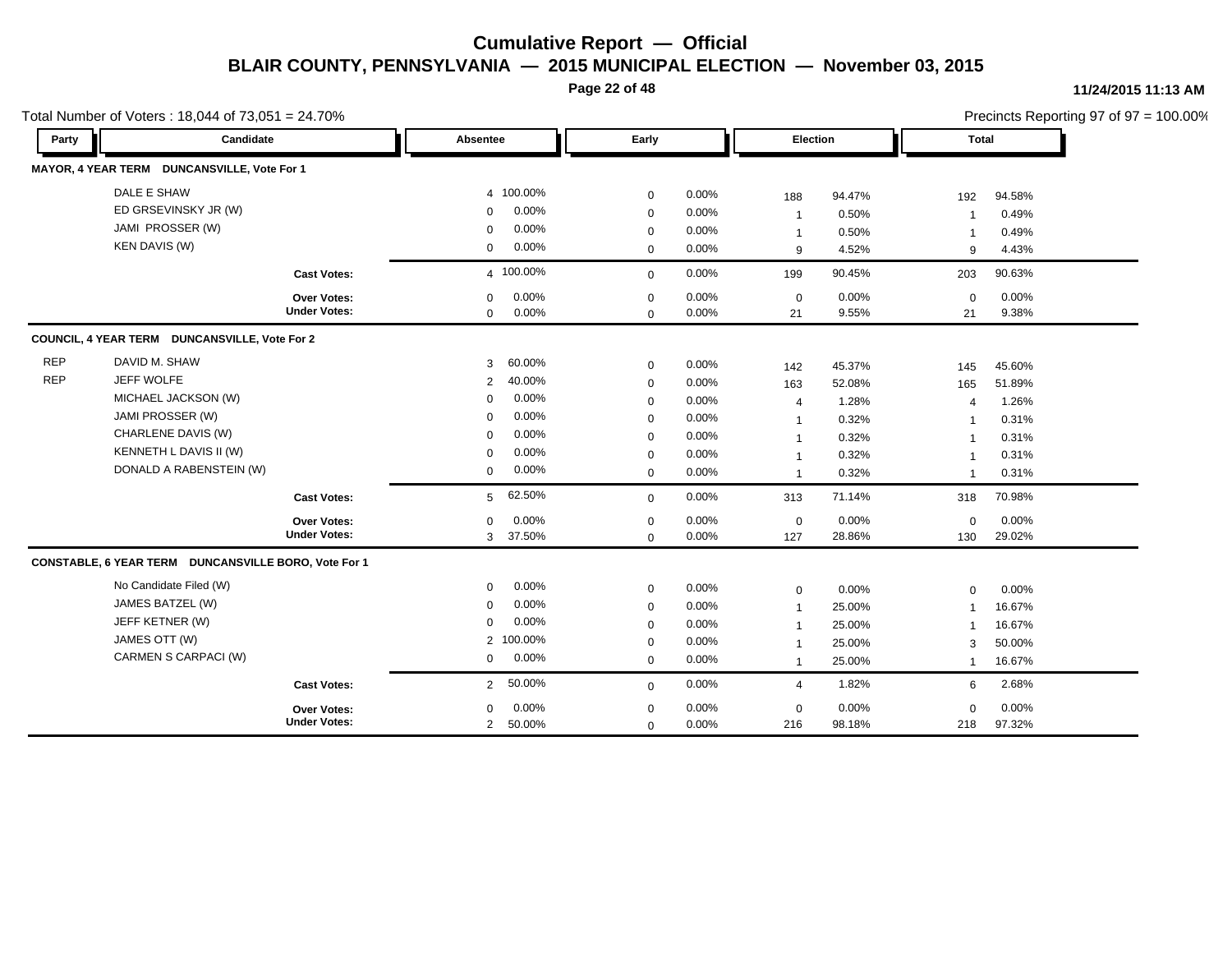# Cumulative Report — Official

## BLAIR COUNTY, PENNSYLVANIA — 2015 MUNICIPAL ELECTION — November 03, 2015

11/24/2015 11:13 AM

Total Number of Voters : 18,044 of 73,051 = 24.70%

Precincts Reporting 97 of 97 = 100.00%

### MAYOR, 4 YEAR TERM DUNCANSVILLE, Vote For 1

| Party | Candidate | Absentee | | Early | | Election | | Total | |
|---|---|---|---|---|---|---|---|---|---|
| | DALE E SHAW | 4 | 100.00% | 0 | 0.00% | 188 | 94.47% | 192 | 94.58% |
| | ED GRSEVINSKY JR (W) | 0 | 0.00% | 0 | 0.00% | 1 | 0.50% | 1 | 0.49% |
| | JAMI PROSSER (W) | 0 | 0.00% | 0 | 0.00% | 1 | 0.50% | 1 | 0.49% |
| | KEN DAVIS (W) | 0 | 0.00% | 0 | 0.00% | 9 | 4.52% | 9 | 4.43% |
| | **Cast Votes:** | 4 | 100.00% | 0 | 0.00% | 199 | 90.45% | 203 | 90.63% |
| | **Over Votes:** | 0 | 0.00% | 0 | 0.00% | 0 | 0.00% | 0 | 0.00% |
| | **Under Votes:** | 0 | 0.00% | 0 | 0.00% | 21 | 9.55% | 21 | 9.38% |

### COUNCIL, 4 YEAR TERM DUNCANSVILLE, Vote For 2

| Party | Candidate | Absentee | | Early | | Election | | Total | |
|---|---|---|---|---|---|---|---|---|---|
| REP | DAVID M. SHAW | 3 | 60.00% | 0 | 0.00% | 142 | 45.37% | 145 | 45.60% |
| REP | JEFF WOLFE | 2 | 40.00% | 0 | 0.00% | 163 | 52.08% | 165 | 51.89% |
| | MICHAEL JACKSON (W) | 0 | 0.00% | 0 | 0.00% | 4 | 1.28% | 4 | 1.26% |
| | JAMI PROSSER (W) | 0 | 0.00% | 0 | 0.00% | 1 | 0.32% | 1 | 0.31% |
| | CHARLENE DAVIS (W) | 0 | 0.00% | 0 | 0.00% | 1 | 0.32% | 1 | 0.31% |
| | KENNETH L DAVIS II (W) | 0 | 0.00% | 0 | 0.00% | 1 | 0.32% | 1 | 0.31% |
| | DONALD A RABENSTEIN (W) | 0 | 0.00% | 0 | 0.00% | 1 | 0.32% | 1 | 0.31% |
| | **Cast Votes:** | 5 | 62.50% | 0 | 0.00% | 313 | 71.14% | 318 | 70.98% |
| | **Over Votes:** | 0 | 0.00% | 0 | 0.00% | 0 | 0.00% | 0 | 0.00% |
| | **Under Votes:** | 3 | 37.50% | 0 | 0.00% | 127 | 28.86% | 130 | 29.02% |

### CONSTABLE, 6 YEAR TERM DUNCANSVILLE BORO, Vote For 1

| Party | Candidate | Absentee | | Early | | Election | | Total | |
|---|---|---|---|---|---|---|---|---|---|
| | No Candidate Filed (W) | 0 | 0.00% | 0 | 0.00% | 0 | 0.00% | 0 | 0.00% |
| | JAMES BATZEL (W) | 0 | 0.00% | 0 | 0.00% | 1 | 25.00% | 1 | 16.67% |
| | JEFF KETNER (W) | 0 | 0.00% | 0 | 0.00% | 1 | 25.00% | 1 | 16.67% |
| | JAMES OTT (W) | 2 | 100.00% | 0 | 0.00% | 1 | 25.00% | 3 | 50.00% |
| | CARMEN S CARPACI (W) | 0 | 0.00% | 0 | 0.00% | 1 | 25.00% | 1 | 16.67% |
| | **Cast Votes:** | 2 | 50.00% | 0 | 0.00% | 4 | 1.82% | 6 | 2.68% |
| | **Over Votes:** | 0 | 0.00% | 0 | 0.00% | 0 | 0.00% | 0 | 0.00% |
| | **Under Votes:** | 2 | 50.00% | 0 | 0.00% | 216 | 98.18% | 218 | 97.32% |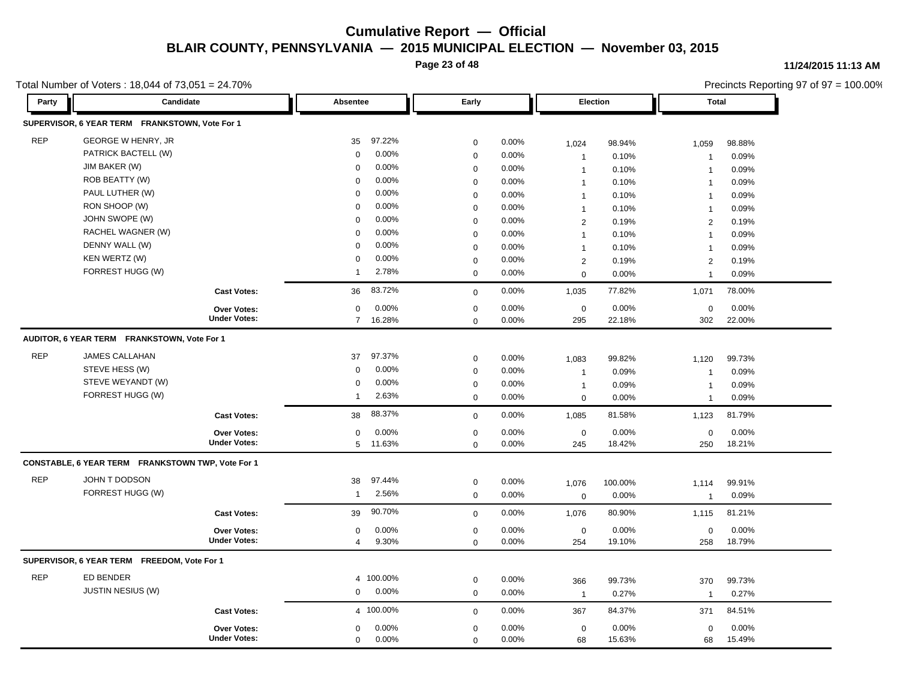# Cumulative Report — Official

## BLAIR COUNTY, PENNSYLVANIA — 2015 MUNICIPAL ELECTION — November 03, 2015

11/24/2015 11:13 AM

Total Number of Voters : 18,044 of 73,051 = 24.70%

Precincts Reporting 97 of 97 = 100.00%

| Party | Candidate | Absentee | | Early | | Election | | Total | |
|---|---|---|---|---|---|---|---|---|---|
| **SUPERVISOR, 6 YEAR TERM FRANKSTOWN, Vote For 1** | | | | | | | | | |
| REP | GEORGE W HENRY, JR | 35 | 97.22% | 0 | 0.00% | 1,024 | 98.94% | 1,059 | 98.88% |
| | PATRICK BACTELL (W) | 0 | 0.00% | 0 | 0.00% | 1 | 0.10% | 1 | 0.09% |
| | JIM BAKER (W) | 0 | 0.00% | 0 | 0.00% | 1 | 0.10% | 1 | 0.09% |
| | ROB BEATTY (W) | 0 | 0.00% | 0 | 0.00% | 1 | 0.10% | 1 | 0.09% |
| | PAUL LUTHER (W) | 0 | 0.00% | 0 | 0.00% | 1 | 0.10% | 1 | 0.09% |
| | RON SHOOP (W) | 0 | 0.00% | 0 | 0.00% | 1 | 0.10% | 1 | 0.09% |
| | JOHN SWOPE (W) | 0 | 0.00% | 0 | 0.00% | 2 | 0.19% | 2 | 0.19% |
| | RACHEL WAGNER (W) | 0 | 0.00% | 0 | 0.00% | 1 | 0.10% | 1 | 0.09% |
| | DENNY WALL (W) | 0 | 0.00% | 0 | 0.00% | 1 | 0.10% | 1 | 0.09% |
| | KEN WERTZ (W) | 0 | 0.00% | 0 | 0.00% | 2 | 0.19% | 2 | 0.19% |
| | FORREST HUGG (W) | 1 | 2.78% | 0 | 0.00% | 0 | 0.00% | 1 | 0.09% |
| | **Cast Votes:** | 36 | 83.72% | 0 | 0.00% | 1,035 | 77.82% | 1,071 | 78.00% |
| | **Over Votes:** | 0 | 0.00% | 0 | 0.00% | 0 | 0.00% | 0 | 0.00% |
| | **Under Votes:** | 7 | 16.28% | 0 | 0.00% | 295 | 22.18% | 302 | 22.00% |
| **AUDITOR, 6 YEAR TERM FRANKSTOWN, Vote For 1** | | | | | | | | | |
| REP | JAMES CALLAHAN | 37 | 97.37% | 0 | 0.00% | 1,083 | 99.82% | 1,120 | 99.73% |
| | STEVE HESS (W) | 0 | 0.00% | 0 | 0.00% | 1 | 0.09% | 1 | 0.09% |
| | STEVE WEYANDT (W) | 0 | 0.00% | 0 | 0.00% | 1 | 0.09% | 1 | 0.09% |
| | FORREST HUGG (W) | 1 | 2.63% | 0 | 0.00% | 0 | 0.00% | 1 | 0.09% |
| | **Cast Votes:** | 38 | 88.37% | 0 | 0.00% | 1,085 | 81.58% | 1,123 | 81.79% |
| | **Over Votes:** | 0 | 0.00% | 0 | 0.00% | 0 | 0.00% | 0 | 0.00% |
| | **Under Votes:** | 5 | 11.63% | 0 | 0.00% | 245 | 18.42% | 250 | 18.21% |
| **CONSTABLE, 6 YEAR TERM FRANKSTOWN TWP, Vote For 1** | | | | | | | | | |
| REP | JOHN T DODSON | 38 | 97.44% | 0 | 0.00% | 1,076 | 100.00% | 1,114 | 99.91% |
| | FORREST HUGG (W) | 1 | 2.56% | 0 | 0.00% | 0 | 0.00% | 1 | 0.09% |
| | **Cast Votes:** | 39 | 90.70% | 0 | 0.00% | 1,076 | 80.90% | 1,115 | 81.21% |
| | **Over Votes:** | 0 | 0.00% | 0 | 0.00% | 0 | 0.00% | 0 | 0.00% |
| | **Under Votes:** | 4 | 9.30% | 0 | 0.00% | 254 | 19.10% | 258 | 18.79% |
| **SUPERVISOR, 6 YEAR TERM FREEDOM, Vote For 1** | | | | | | | | | |
| REP | ED BENDER | 4 | 100.00% | 0 | 0.00% | 366 | 99.73% | 370 | 99.73% |
| | JUSTIN NESIUS (W) | 0 | 0.00% | 0 | 0.00% | 1 | 0.27% | 1 | 0.27% |
| | **Cast Votes:** | 4 | 100.00% | 0 | 0.00% | 367 | 84.37% | 371 | 84.51% |
| | **Over Votes:** | 0 | 0.00% | 0 | 0.00% | 0 | 0.00% | 0 | 0.00% |
| | **Under Votes:** | 0 | 0.00% | 0 | 0.00% | 68 | 15.63% | 68 | 15.49% |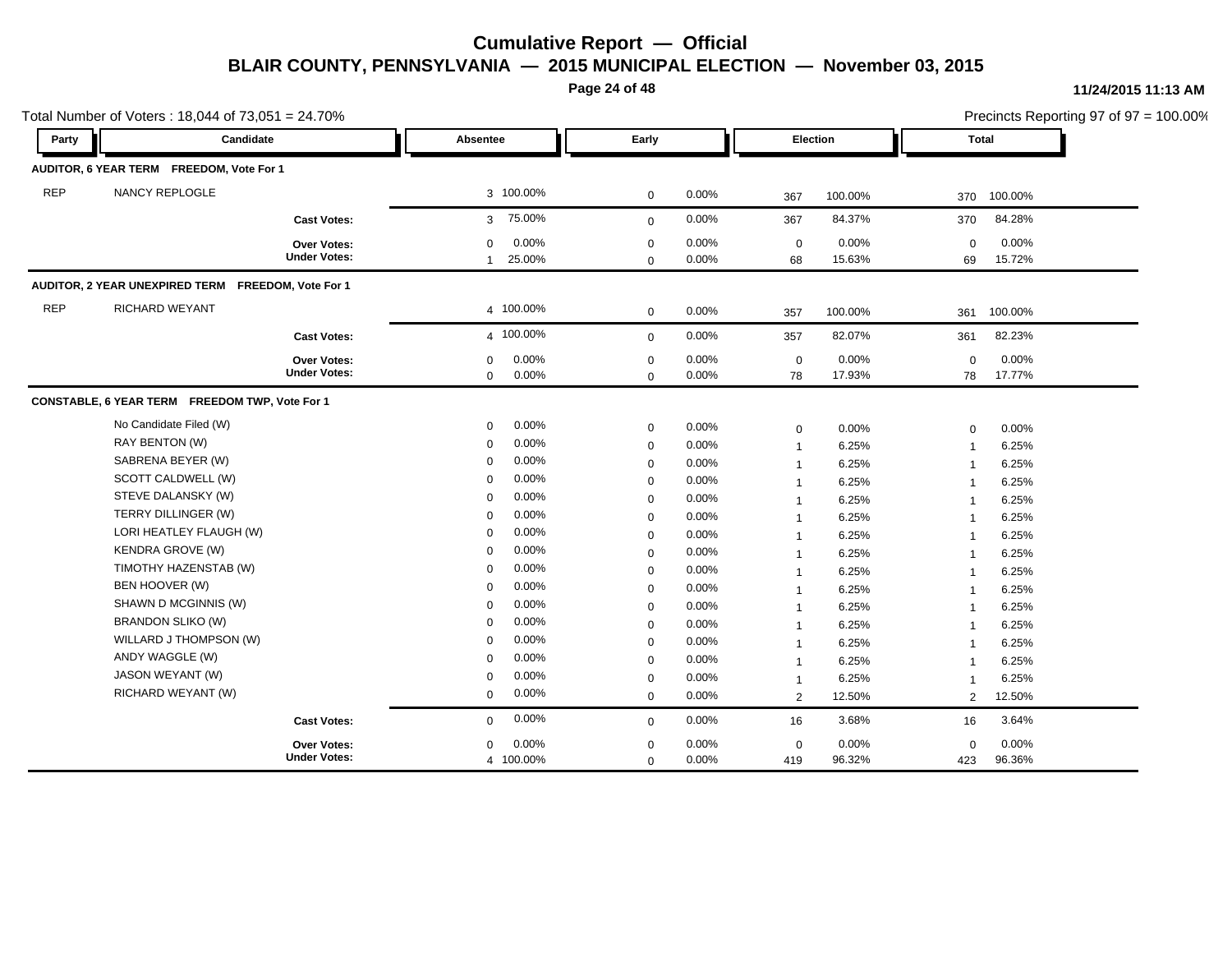# Cumulative Report — Official

## BLAIR COUNTY, PENNSYLVANIA — 2015 MUNICIPAL ELECTION — November 03, 2015

11/24/2015 11:13 AM

Total Number of Voters : 18,044 of 73,051 = 24.70%

Precincts Reporting 97 of 97 = 100.00%

| Party | Candidate | Absentee | | Early | | Election | | Total | |
|---|---|---|---|---|---|---|---|---|---|
| **AUDITOR, 6 YEAR TERM FREEDOM, Vote For 1** | | | | | | | | | |
| REP | NANCY REPLOGLE | 3 | 100.00% | 0 | 0.00% | 367 | 100.00% | 370 | 100.00% |
| | **Cast Votes:** | 3 | 75.00% | 0 | 0.00% | 367 | 84.37% | 370 | 84.28% |
| | **Over Votes:** | 0 | 0.00% | 0 | 0.00% | 0 | 0.00% | 0 | 0.00% |
| | **Under Votes:** | 1 | 25.00% | 0 | 0.00% | 68 | 15.63% | 69 | 15.72% |
| **AUDITOR, 2 YEAR UNEXPIRED TERM FREEDOM, Vote For 1** | | | | | | | | | |
| REP | RICHARD WEYANT | 4 | 100.00% | 0 | 0.00% | 357 | 100.00% | 361 | 100.00% |
| | **Cast Votes:** | 4 | 100.00% | 0 | 0.00% | 357 | 82.07% | 361 | 82.23% |
| | **Over Votes:** | 0 | 0.00% | 0 | 0.00% | 0 | 0.00% | 0 | 0.00% |
| | **Under Votes:** | 0 | 0.00% | 0 | 0.00% | 78 | 17.93% | 78 | 17.77% |
| **CONSTABLE, 6 YEAR TERM FREEDOM TWP, Vote For 1** | | | | | | | | | |
| | No Candidate Filed (W) | 0 | 0.00% | 0 | 0.00% | 0 | 0.00% | 0 | 0.00% |
| | RAY BENTON (W) | 0 | 0.00% | 0 | 0.00% | 1 | 6.25% | 1 | 6.25% |
| | SABRENA BEYER (W) | 0 | 0.00% | 0 | 0.00% | 1 | 6.25% | 1 | 6.25% |
| | SCOTT CALDWELL (W) | 0 | 0.00% | 0 | 0.00% | 1 | 6.25% | 1 | 6.25% |
| | STEVE DALANSKY (W) | 0 | 0.00% | 0 | 0.00% | 1 | 6.25% | 1 | 6.25% |
| | TERRY DILLINGER (W) | 0 | 0.00% | 0 | 0.00% | 1 | 6.25% | 1 | 6.25% |
| | LORI HEATLEY FLAUGH (W) | 0 | 0.00% | 0 | 0.00% | 1 | 6.25% | 1 | 6.25% |
| | KENDRA GROVE (W) | 0 | 0.00% | 0 | 0.00% | 1 | 6.25% | 1 | 6.25% |
| | TIMOTHY HAZENSTAB (W) | 0 | 0.00% | 0 | 0.00% | 1 | 6.25% | 1 | 6.25% |
| | BEN HOOVER (W) | 0 | 0.00% | 0 | 0.00% | 1 | 6.25% | 1 | 6.25% |
| | SHAWN D MCGINNIS (W) | 0 | 0.00% | 0 | 0.00% | 1 | 6.25% | 1 | 6.25% |
| | BRANDON SLIKO (W) | 0 | 0.00% | 0 | 0.00% | 1 | 6.25% | 1 | 6.25% |
| | WILLARD J THOMPSON (W) | 0 | 0.00% | 0 | 0.00% | 1 | 6.25% | 1 | 6.25% |
| | ANDY WAGGLE (W) | 0 | 0.00% | 0 | 0.00% | 1 | 6.25% | 1 | 6.25% |
| | JASON WEYANT (W) | 0 | 0.00% | 0 | 0.00% | 1 | 6.25% | 1 | 6.25% |
| | RICHARD WEYANT (W) | 0 | 0.00% | 0 | 0.00% | 2 | 12.50% | 2 | 12.50% |
| | **Cast Votes:** | 0 | 0.00% | 0 | 0.00% | 16 | 3.68% | 16 | 3.64% |
| | **Over Votes:** | 0 | 0.00% | 0 | 0.00% | 0 | 0.00% | 0 | 0.00% |
| | **Under Votes:** | 4 | 100.00% | 0 | 0.00% | 419 | 96.32% | 423 | 96.36% |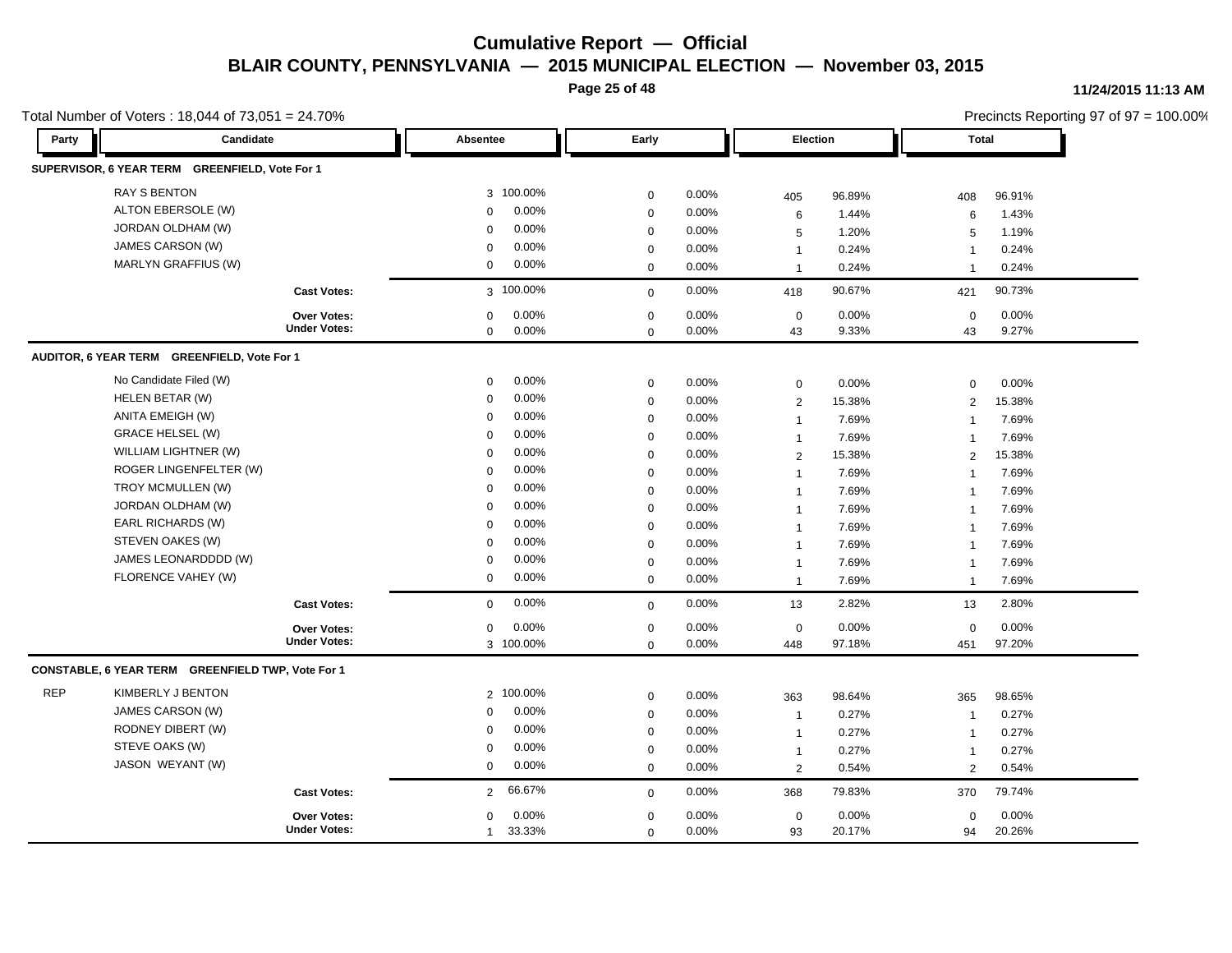# Cumulative Report — Official

## BLAIR COUNTY, PENNSYLVANIA — 2015 MUNICIPAL ELECTION — November 03, 2015

11/24/2015 11:13 AM

Total Number of Voters : 18,044 of 73,051 = 24.70%

Precincts Reporting 97 of 97 = 100.00%

| Party | Candidate | Absentee | | Early | | Election | | Total | |
|---|---|---|---|---|---|---|---|---|---|
| **SUPERVISOR, 6 YEAR TERM GREENFIELD, Vote For 1** | | | | | | | | | |
| | RAY S BENTON | 3 | 100.00% | 0 | 0.00% | 405 | 96.89% | 408 | 96.91% |
| | ALTON EBERSOLE (W) | 0 | 0.00% | 0 | 0.00% | 6 | 1.44% | 6 | 1.43% |
| | JORDAN OLDHAM (W) | 0 | 0.00% | 0 | 0.00% | 5 | 1.20% | 5 | 1.19% |
| | JAMES CARSON (W) | 0 | 0.00% | 0 | 0.00% | 1 | 0.24% | 1 | 0.24% |
| | MARLYN GRAFFIUS (W) | 0 | 0.00% | 0 | 0.00% | 1 | 0.24% | 1 | 0.24% |
| | **Cast Votes:** | 3 | 100.00% | 0 | 0.00% | 418 | 90.67% | 421 | 90.73% |
| | **Over Votes:** | 0 | 0.00% | 0 | 0.00% | 0 | 0.00% | 0 | 0.00% |
| | **Under Votes:** | 0 | 0.00% | 0 | 0.00% | 43 | 9.33% | 43 | 9.27% |
| **AUDITOR, 6 YEAR TERM GREENFIELD, Vote For 1** | | | | | | | | | |
| | No Candidate Filed (W) | 0 | 0.00% | 0 | 0.00% | 0 | 0.00% | 0 | 0.00% |
| | HELEN BETAR (W) | 0 | 0.00% | 0 | 0.00% | 2 | 15.38% | 2 | 15.38% |
| | ANITA EMEIGH (W) | 0 | 0.00% | 0 | 0.00% | 1 | 7.69% | 1 | 7.69% |
| | GRACE HELSEL (W) | 0 | 0.00% | 0 | 0.00% | 1 | 7.69% | 1 | 7.69% |
| | WILLIAM LIGHTNER (W) | 0 | 0.00% | 0 | 0.00% | 2 | 15.38% | 2 | 15.38% |
| | ROGER LINGENFELTER (W) | 0 | 0.00% | 0 | 0.00% | 1 | 7.69% | 1 | 7.69% |
| | TROY MCMULLEN (W) | 0 | 0.00% | 0 | 0.00% | 1 | 7.69% | 1 | 7.69% |
| | JORDAN OLDHAM (W) | 0 | 0.00% | 0 | 0.00% | 1 | 7.69% | 1 | 7.69% |
| | EARL RICHARDS (W) | 0 | 0.00% | 0 | 0.00% | 1 | 7.69% | 1 | 7.69% |
| | STEVEN OAKES (W) | 0 | 0.00% | 0 | 0.00% | 1 | 7.69% | 1 | 7.69% |
| | JAMES LEONARDDDD (W) | 0 | 0.00% | 0 | 0.00% | 1 | 7.69% | 1 | 7.69% |
| | FLORENCE VAHEY (W) | 0 | 0.00% | 0 | 0.00% | 1 | 7.69% | 1 | 7.69% |
| | **Cast Votes:** | 0 | 0.00% | 0 | 0.00% | 13 | 2.82% | 13 | 2.80% |
| | **Over Votes:** | 0 | 0.00% | 0 | 0.00% | 0 | 0.00% | 0 | 0.00% |
| | **Under Votes:** | 3 | 100.00% | 0 | 0.00% | 448 | 97.18% | 451 | 97.20% |
| **CONSTABLE, 6 YEAR TERM GREENFIELD TWP, Vote For 1** | | | | | | | | | |
| REP | KIMBERLY J BENTON | 2 | 100.00% | 0 | 0.00% | 363 | 98.64% | 365 | 98.65% |
| | JAMES CARSON (W) | 0 | 0.00% | 0 | 0.00% | 1 | 0.27% | 1 | 0.27% |
| | RODNEY DIBERT (W) | 0 | 0.00% | 0 | 0.00% | 1 | 0.27% | 1 | 0.27% |
| | STEVE OAKS (W) | 0 | 0.00% | 0 | 0.00% | 1 | 0.27% | 1 | 0.27% |
| | JASON WEYANT (W) | 0 | 0.00% | 0 | 0.00% | 2 | 0.54% | 2 | 0.54% |
| | **Cast Votes:** | 2 | 66.67% | 0 | 0.00% | 368 | 79.83% | 370 | 79.74% |
| | **Over Votes:** | 0 | 0.00% | 0 | 0.00% | 0 | 0.00% | 0 | 0.00% |
| | **Under Votes:** | 1 | 33.33% | 0 | 0.00% | 93 | 20.17% | 94 | 20.26% |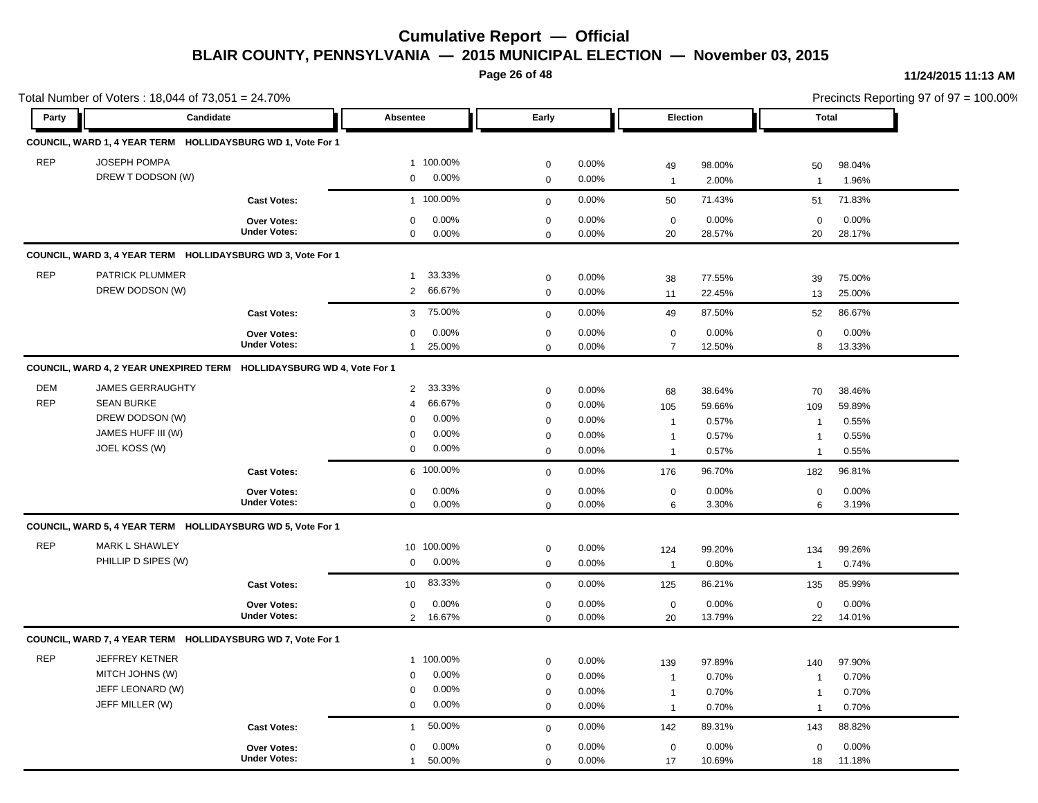# Cumulative Report — Official

## BLAIR COUNTY, PENNSYLVANIA — 2015 MUNICIPAL ELECTION — November 03, 2015

11/24/2015 11:13 AM

Total Number of Voters : 18,044 of 73,051 = 24.70%

Precincts Reporting 97 of 97 = 100.00%

### COUNCIL, WARD 1, 4 YEAR TERM — HOLLIDAYSBURG WD 1, Vote For 1

| Party | Candidate | Absentee | | Early | | Election | | Total | |
|---|---|---|---|---|---|---|---|---|---|
| REP | JOSEPH POMPA | 1 | 100.00% | 0 | 0.00% | 49 | 98.00% | 50 | 98.04% |
| | DREW T DODSON (W) | 0 | 0.00% | 0 | 0.00% | 1 | 2.00% | 1 | 1.96% |
| | Cast Votes: | 1 | 100.00% | 0 | 0.00% | 50 | 71.43% | 51 | 71.83% |
| | Over Votes: | 0 | 0.00% | 0 | 0.00% | 0 | 0.00% | 0 | 0.00% |
| | Under Votes: | 0 | 0.00% | 0 | 0.00% | 20 | 28.57% | 20 | 28.17% |

### COUNCIL, WARD 3, 4 YEAR TERM — HOLLIDAYSBURG WD 3, Vote For 1

| Party | Candidate | Absentee | | Early | | Election | | Total | |
|---|---|---|---|---|---|---|---|---|---|
| REP | PATRICK PLUMMER | 1 | 33.33% | 0 | 0.00% | 38 | 77.55% | 39 | 75.00% |
| | DREW DODSON (W) | 2 | 66.67% | 0 | 0.00% | 11 | 22.45% | 13 | 25.00% |
| | Cast Votes: | 3 | 75.00% | 0 | 0.00% | 49 | 87.50% | 52 | 86.67% |
| | Over Votes: | 0 | 0.00% | 0 | 0.00% | 0 | 0.00% | 0 | 0.00% |
| | Under Votes: | 1 | 25.00% | 0 | 0.00% | 7 | 12.50% | 8 | 13.33% |

### COUNCIL, WARD 4, 2 YEAR UNEXPIRED TERM — HOLLIDAYSBURG WD 4, Vote For 1

| Party | Candidate | Absentee | | Early | | Election | | Total | |
|---|---|---|---|---|---|---|---|---|---|
| DEM | JAMES GERRAUGHTY | 2 | 33.33% | 0 | 0.00% | 68 | 38.64% | 70 | 38.46% |
| REP | SEAN BURKE | 4 | 66.67% | 0 | 0.00% | 105 | 59.66% | 109 | 59.89% |
| | DREW DODSON (W) | 0 | 0.00% | 0 | 0.00% | 1 | 0.57% | 1 | 0.55% |
| | JAMES HUFF III (W) | 0 | 0.00% | 0 | 0.00% | 1 | 0.57% | 1 | 0.55% |
| | JOEL KOSS (W) | 0 | 0.00% | 0 | 0.00% | 1 | 0.57% | 1 | 0.55% |
| | Cast Votes: | 6 | 100.00% | 0 | 0.00% | 176 | 96.70% | 182 | 96.81% |
| | Over Votes: | 0 | 0.00% | 0 | 0.00% | 0 | 0.00% | 0 | 0.00% |
| | Under Votes: | 0 | 0.00% | 0 | 0.00% | 6 | 3.30% | 6 | 3.19% |

### COUNCIL, WARD 5, 4 YEAR TERM — HOLLIDAYSBURG WD 5, Vote For 1

| Party | Candidate | Absentee | | Early | | Election | | Total | |
|---|---|---|---|---|---|---|---|---|---|
| REP | MARK L SHAWLEY | 10 | 100.00% | 0 | 0.00% | 124 | 99.20% | 134 | 99.26% |
| | PHILLIP D SIPES (W) | 0 | 0.00% | 0 | 0.00% | 1 | 0.80% | 1 | 0.74% |
| | Cast Votes: | 10 | 83.33% | 0 | 0.00% | 125 | 86.21% | 135 | 85.99% |
| | Over Votes: | 0 | 0.00% | 0 | 0.00% | 0 | 0.00% | 0 | 0.00% |
| | Under Votes: | 2 | 16.67% | 0 | 0.00% | 20 | 13.79% | 22 | 14.01% |

### COUNCIL, WARD 7, 4 YEAR TERM — HOLLIDAYSBURG WD 7, Vote For 1

| Party | Candidate | Absentee | | Early | | Election | | Total | |
|---|---|---|---|---|---|---|---|---|---|
| REP | JEFFREY KETNER | 1 | 100.00% | 0 | 0.00% | 139 | 97.89% | 140 | 97.90% |
| | MITCH JOHNS (W) | 0 | 0.00% | 0 | 0.00% | 1 | 0.70% | 1 | 0.70% |
| | JEFF LEONARD (W) | 0 | 0.00% | 0 | 0.00% | 1 | 0.70% | 1 | 0.70% |
| | JEFF MILLER (W) | 0 | 0.00% | 0 | 0.00% | 1 | 0.70% | 1 | 0.70% |
| | Cast Votes: | 1 | 50.00% | 0 | 0.00% | 142 | 89.31% | 143 | 88.82% |
| | Over Votes: | 0 | 0.00% | 0 | 0.00% | 0 | 0.00% | 0 | 0.00% |
| | Under Votes: | 1 | 50.00% | 0 | 0.00% | 17 | 10.69% | 18 | 11.18% |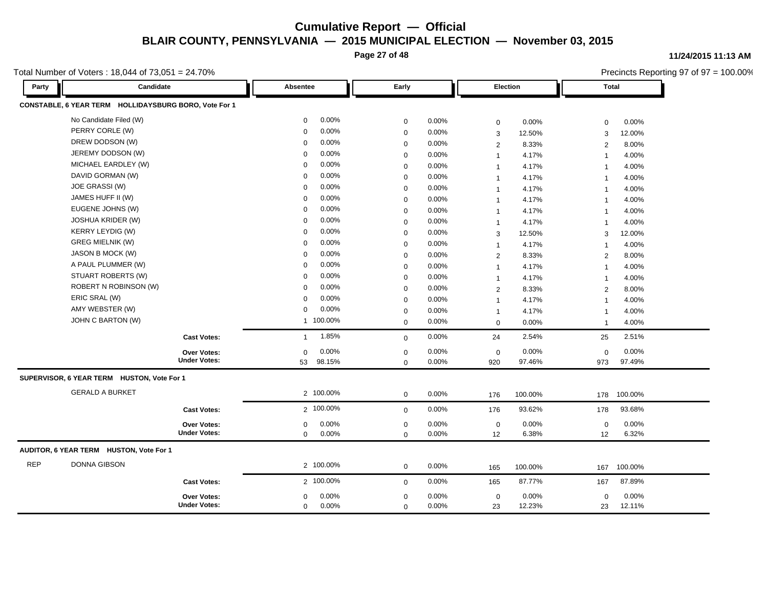# Cumulative Report — Official

## BLAIR COUNTY, PENNSYLVANIA — 2015 MUNICIPAL ELECTION — November 03, 2015

11/24/2015 11:13 AM

Total Number of Voters : 18,044 of 73,051 = 24.70%

Precincts Reporting 97 of 97 = 100.00%

| Party | Candidate | Absentee | | Early | | Election | | Total | |
|---|---|---|---|---|---|---|---|---|---|
| **CONSTABLE, 6 YEAR TERM HOLLIDAYSBURG BORO, Vote For 1** | | | | | | | | | |
| | No Candidate Filed (W) | 0 | 0.00% | 0 | 0.00% | 0 | 0.00% | 0 | 0.00% |
| | PERRY CORLE (W) | 0 | 0.00% | 0 | 0.00% | 3 | 12.50% | 3 | 12.00% |
| | DREW DODSON (W) | 0 | 0.00% | 0 | 0.00% | 2 | 8.33% | 2 | 8.00% |
| | JEREMY DODSON (W) | 0 | 0.00% | 0 | 0.00% | 1 | 4.17% | 1 | 4.00% |
| | MICHAEL EARDLEY (W) | 0 | 0.00% | 0 | 0.00% | 1 | 4.17% | 1 | 4.00% |
| | DAVID GORMAN (W) | 0 | 0.00% | 0 | 0.00% | 1 | 4.17% | 1 | 4.00% |
| | JOE GRASSI (W) | 0 | 0.00% | 0 | 0.00% | 1 | 4.17% | 1 | 4.00% |
| | JAMES HUFF II (W) | 0 | 0.00% | 0 | 0.00% | 1 | 4.17% | 1 | 4.00% |
| | EUGENE JOHNS (W) | 0 | 0.00% | 0 | 0.00% | 1 | 4.17% | 1 | 4.00% |
| | JOSHUA KRIDER (W) | 0 | 0.00% | 0 | 0.00% | 1 | 4.17% | 1 | 4.00% |
| | KERRY LEYDIG (W) | 0 | 0.00% | 0 | 0.00% | 3 | 12.50% | 3 | 12.00% |
| | GREG MIELNIK (W) | 0 | 0.00% | 0 | 0.00% | 1 | 4.17% | 1 | 4.00% |
| | JASON B MOCK (W) | 0 | 0.00% | 0 | 0.00% | 2 | 8.33% | 2 | 8.00% |
| | A PAUL PLUMMER (W) | 0 | 0.00% | 0 | 0.00% | 1 | 4.17% | 1 | 4.00% |
| | STUART ROBERTS (W) | 0 | 0.00% | 0 | 0.00% | 1 | 4.17% | 1 | 4.00% |
| | ROBERT N ROBINSON (W) | 0 | 0.00% | 0 | 0.00% | 2 | 8.33% | 2 | 8.00% |
| | ERIC SRAL (W) | 0 | 0.00% | 0 | 0.00% | 1 | 4.17% | 1 | 4.00% |
| | AMY WEBSTER (W) | 0 | 0.00% | 0 | 0.00% | 1 | 4.17% | 1 | 4.00% |
| | JOHN C BARTON (W) | 1 | 100.00% | 0 | 0.00% | 0 | 0.00% | 1 | 4.00% |
| | **Cast Votes:** | 1 | 1.85% | 0 | 0.00% | 24 | 2.54% | 25 | 2.51% |
| | **Over Votes:** | 0 | 0.00% | 0 | 0.00% | 0 | 0.00% | 0 | 0.00% |
| | **Under Votes:** | 53 | 98.15% | 0 | 0.00% | 920 | 97.46% | 973 | 97.49% |
| **SUPERVISOR, 6 YEAR TERM HUSTON, Vote For 1** | | | | | | | | | |
| | GERALD A BURKET | 2 | 100.00% | 0 | 0.00% | 176 | 100.00% | 178 | 100.00% |
| | **Cast Votes:** | 2 | 100.00% | 0 | 0.00% | 176 | 93.62% | 178 | 93.68% |
| | **Over Votes:** | 0 | 0.00% | 0 | 0.00% | 0 | 0.00% | 0 | 0.00% |
| | **Under Votes:** | 0 | 0.00% | 0 | 0.00% | 12 | 6.38% | 12 | 6.32% |
| **AUDITOR, 6 YEAR TERM HUSTON, Vote For 1** | | | | | | | | | |
| REP | DONNA GIBSON | 2 | 100.00% | 0 | 0.00% | 165 | 100.00% | 167 | 100.00% |
| | **Cast Votes:** | 2 | 100.00% | 0 | 0.00% | 165 | 87.77% | 167 | 87.89% |
| | **Over Votes:** | 0 | 0.00% | 0 | 0.00% | 0 | 0.00% | 0 | 0.00% |
| | **Under Votes:** | 0 | 0.00% | 0 | 0.00% | 23 | 12.23% | 23 | 12.11% |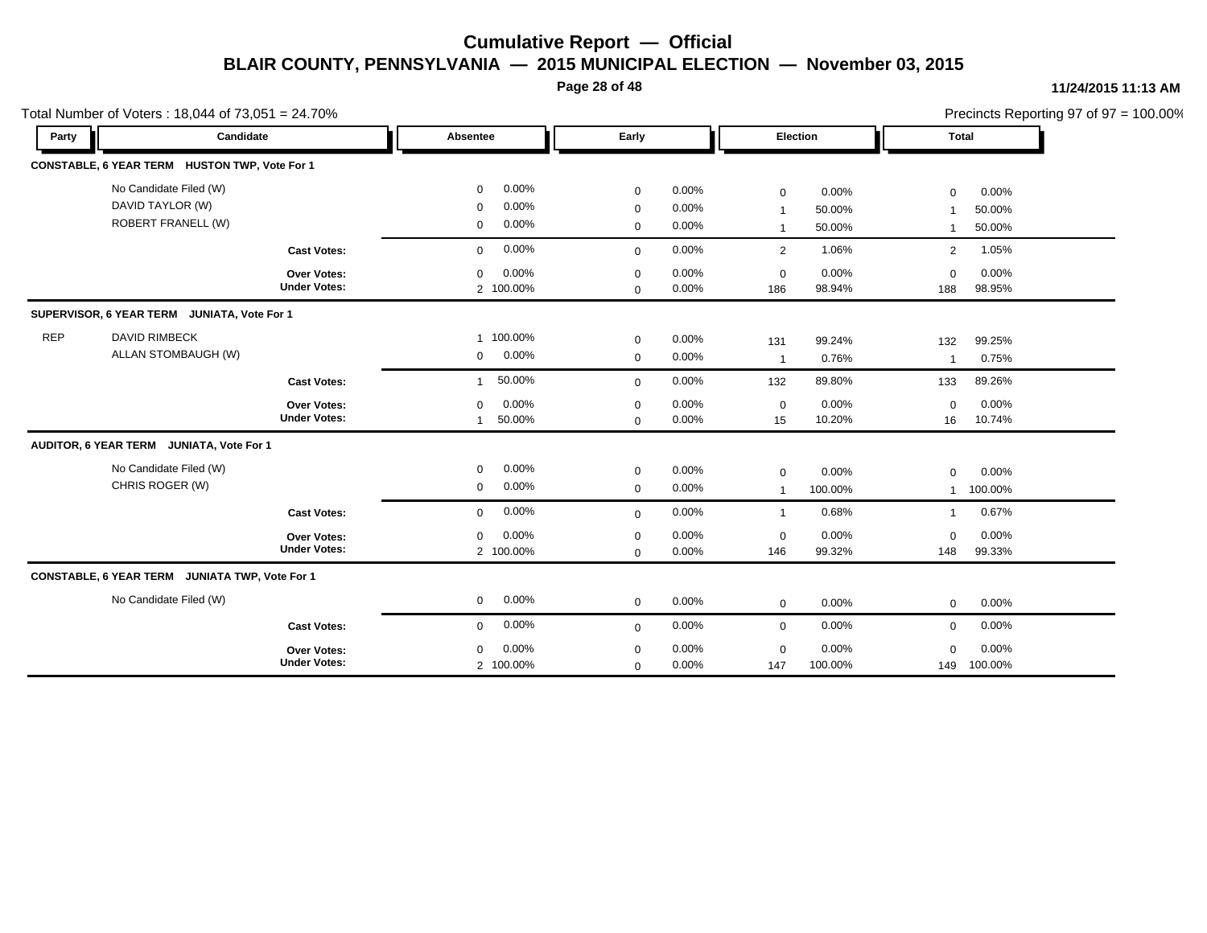# Cumulative Report — Official

## BLAIR COUNTY, PENNSYLVANIA — 2015 MUNICIPAL ELECTION — November 03, 2015

11/24/2015 11:13 AM

Total Number of Voters : 18,044 of 73,051 = 24.70%

Precincts Reporting 97 of 97 = 100.00%

| Party | Candidate | Absentee | | Early | | Election | | Total | |
|---|---|---|---|---|---|---|---|---|---|
| **CONSTABLE, 6 YEAR TERM HUSTON TWP, Vote For 1** | | | | | | | | | |
| | No Candidate Filed (W) | 0 | 0.00% | 0 | 0.00% | 0 | 0.00% | 0 | 0.00% |
| | DAVID TAYLOR (W) | 0 | 0.00% | 0 | 0.00% | 1 | 50.00% | 1 | 50.00% |
| | ROBERT FRANELL (W) | 0 | 0.00% | 0 | 0.00% | 1 | 50.00% | 1 | 50.00% |
| | **Cast Votes:** | 0 | 0.00% | 0 | 0.00% | 2 | 1.06% | 2 | 1.05% |
| | **Over Votes:** | 0 | 0.00% | 0 | 0.00% | 0 | 0.00% | 0 | 0.00% |
| | **Under Votes:** | 2 | 100.00% | 0 | 0.00% | 186 | 98.94% | 188 | 98.95% |
| **SUPERVISOR, 6 YEAR TERM JUNIATA, Vote For 1** | | | | | | | | | |
| REP | DAVID RIMBECK | 1 | 100.00% | 0 | 0.00% | 131 | 99.24% | 132 | 99.25% |
| | ALLAN STOMBAUGH (W) | 0 | 0.00% | 0 | 0.00% | 1 | 0.76% | 1 | 0.75% |
| | **Cast Votes:** | 1 | 50.00% | 0 | 0.00% | 132 | 89.80% | 133 | 89.26% |
| | **Over Votes:** | 0 | 0.00% | 0 | 0.00% | 0 | 0.00% | 0 | 0.00% |
| | **Under Votes:** | 1 | 50.00% | 0 | 0.00% | 15 | 10.20% | 16 | 10.74% |
| **AUDITOR, 6 YEAR TERM JUNIATA, Vote For 1** | | | | | | | | | |
| | No Candidate Filed (W) | 0 | 0.00% | 0 | 0.00% | 0 | 0.00% | 0 | 0.00% |
| | CHRIS ROGER (W) | 0 | 0.00% | 0 | 0.00% | 1 | 100.00% | 1 | 100.00% |
| | **Cast Votes:** | 0 | 0.00% | 0 | 0.00% | 1 | 0.68% | 1 | 0.67% |
| | **Over Votes:** | 0 | 0.00% | 0 | 0.00% | 0 | 0.00% | 0 | 0.00% |
| | **Under Votes:** | 2 | 100.00% | 0 | 0.00% | 146 | 99.32% | 148 | 99.33% |
| **CONSTABLE, 6 YEAR TERM JUNIATA TWP, Vote For 1** | | | | | | | | | |
| | No Candidate Filed (W) | 0 | 0.00% | 0 | 0.00% | 0 | 0.00% | 0 | 0.00% |
| | **Cast Votes:** | 0 | 0.00% | 0 | 0.00% | 0 | 0.00% | 0 | 0.00% |
| | **Over Votes:** | 0 | 0.00% | 0 | 0.00% | 0 | 0.00% | 0 | 0.00% |
| | **Under Votes:** | 2 | 100.00% | 0 | 0.00% | 147 | 100.00% | 149 | 100.00% |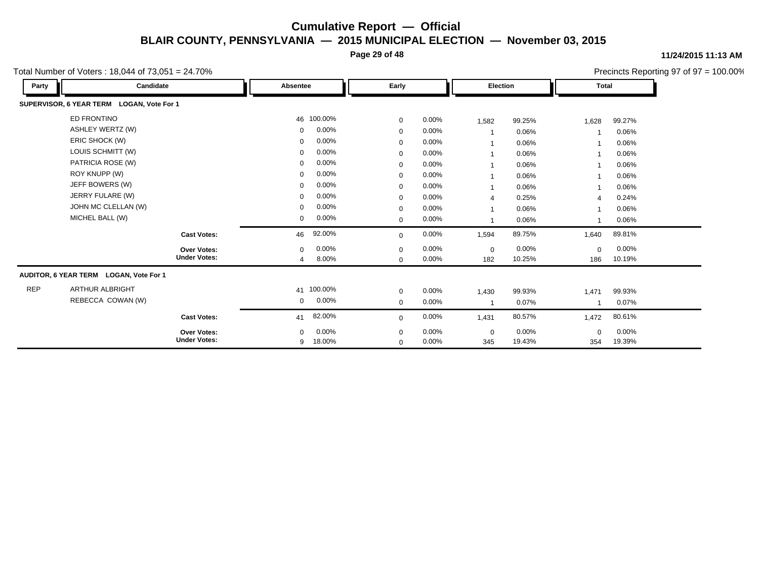# Cumulative Report — Official

## BLAIR COUNTY, PENNSYLVANIA — 2015 MUNICIPAL ELECTION — November 03, 2015

11/24/2015 11:13 AM

Total Number of Voters : 18,044 of 73,051 = 24.70%

Precincts Reporting 97 of 97 = 100.00%

| Party | Candidate | Absentee | | Early | | Election | | Total | |
|---|---|---|---|---|---|---|---|---|---|
| **SUPERVISOR, 6 YEAR TERM LOGAN, Vote For 1** | | | | | | | | | |
| | ED FRONTINO | 46 | 100.00% | 0 | 0.00% | 1,582 | 99.25% | 1,628 | 99.27% |
| | ASHLEY WERTZ (W) | 0 | 0.00% | 0 | 0.00% | 1 | 0.06% | 1 | 0.06% |
| | ERIC SHOCK (W) | 0 | 0.00% | 0 | 0.00% | 1 | 0.06% | 1 | 0.06% |
| | LOUIS SCHMITT (W) | 0 | 0.00% | 0 | 0.00% | 1 | 0.06% | 1 | 0.06% |
| | PATRICIA ROSE (W) | 0 | 0.00% | 0 | 0.00% | 1 | 0.06% | 1 | 0.06% |
| | ROY KNUPP (W) | 0 | 0.00% | 0 | 0.00% | 1 | 0.06% | 1 | 0.06% |
| | JEFF BOWERS (W) | 0 | 0.00% | 0 | 0.00% | 1 | 0.06% | 1 | 0.06% |
| | JERRY FULARE (W) | 0 | 0.00% | 0 | 0.00% | 4 | 0.25% | 4 | 0.24% |
| | JOHN MC CLELLAN (W) | 0 | 0.00% | 0 | 0.00% | 1 | 0.06% | 1 | 0.06% |
| | MICHEL BALL (W) | 0 | 0.00% | 0 | 0.00% | 1 | 0.06% | 1 | 0.06% |
| | **Cast Votes:** | 46 | 92.00% | 0 | 0.00% | 1,594 | 89.75% | 1,640 | 89.81% |
| | **Over Votes:** | 0 | 0.00% | 0 | 0.00% | 0 | 0.00% | 0 | 0.00% |
| | **Under Votes:** | 4 | 8.00% | 0 | 0.00% | 182 | 10.25% | 186 | 10.19% |
| **AUDITOR, 6 YEAR TERM LOGAN, Vote For 1** | | | | | | | | | |
| REP | ARTHUR ALBRIGHT | 41 | 100.00% | 0 | 0.00% | 1,430 | 99.93% | 1,471 | 99.93% |
| | REBECCA COWAN (W) | 0 | 0.00% | 0 | 0.00% | 1 | 0.07% | 1 | 0.07% |
| | **Cast Votes:** | 41 | 82.00% | 0 | 0.00% | 1,431 | 80.57% | 1,472 | 80.61% |
| | **Over Votes:** | 0 | 0.00% | 0 | 0.00% | 0 | 0.00% | 0 | 0.00% |
| | **Under Votes:** | 9 | 18.00% | 0 | 0.00% | 345 | 19.43% | 354 | 19.39% |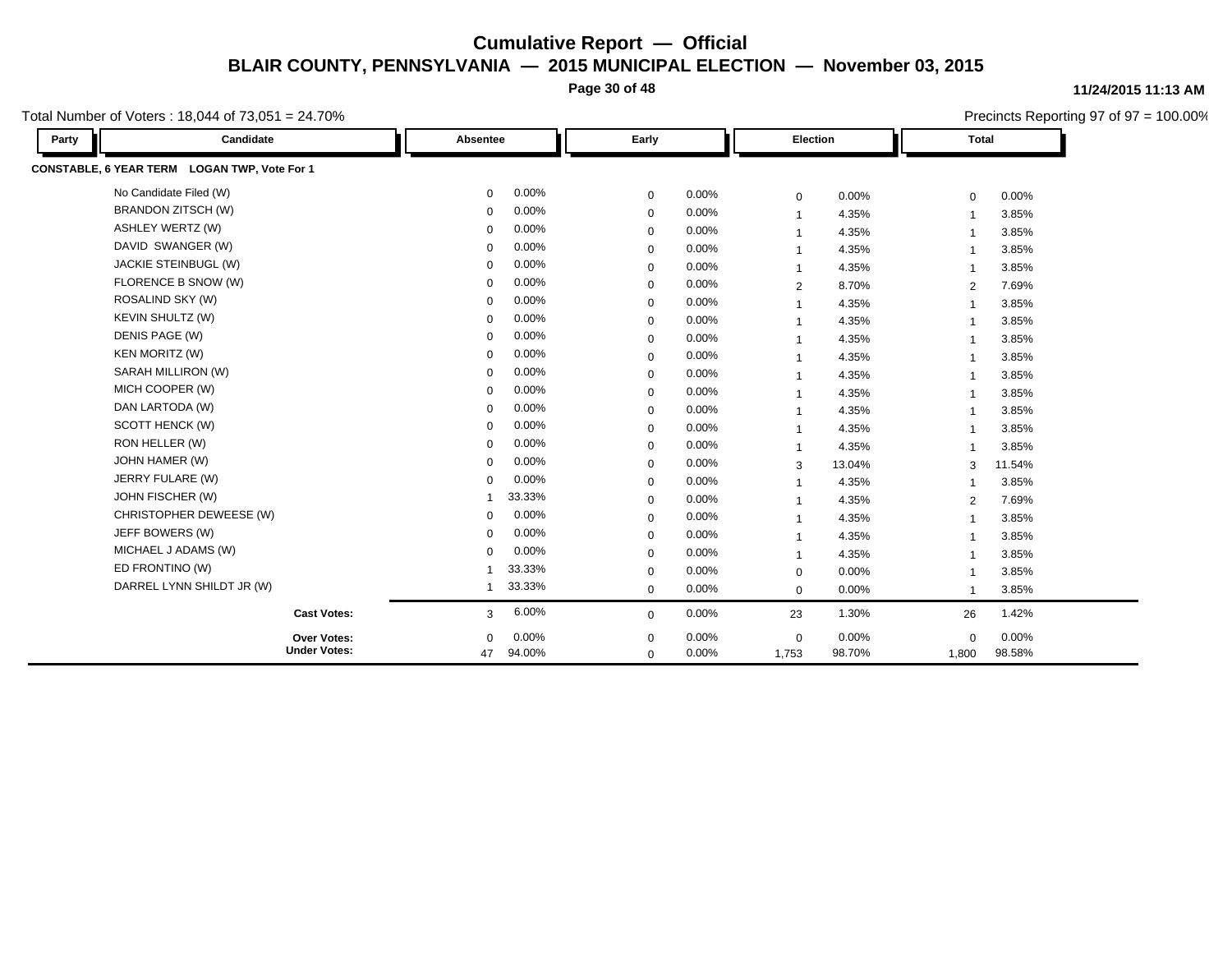# Cumulative Report — Official

## BLAIR COUNTY, PENNSYLVANIA — 2015 MUNICIPAL ELECTION — November 03, 2015

11/24/2015 11:13 AM

Total Number of Voters : 18,044 of 73,051 = 24.70%

Precincts Reporting 97 of 97 = 100.00%

| Party | Candidate | Absentee | | Early | | Election | | Total | |
|---|---|---|---|---|---|---|---|---|---|
| **CONSTABLE, 6 YEAR TERM LOGAN TWP, Vote For 1** | | | | | | | | | |
| | No Candidate Filed (W) | 0 | 0.00% | 0 | 0.00% | 0 | 0.00% | 0 | 0.00% |
| | BRANDON ZITSCH (W) | 0 | 0.00% | 0 | 0.00% | 1 | 4.35% | 1 | 3.85% |
| | ASHLEY WERTZ (W) | 0 | 0.00% | 0 | 0.00% | 1 | 4.35% | 1 | 3.85% |
| | DAVID SWANGER (W) | 0 | 0.00% | 0 | 0.00% | 1 | 4.35% | 1 | 3.85% |
| | JACKIE STEINBUGL (W) | 0 | 0.00% | 0 | 0.00% | 1 | 4.35% | 1 | 3.85% |
| | FLORENCE B SNOW (W) | 0 | 0.00% | 0 | 0.00% | 2 | 8.70% | 2 | 7.69% |
| | ROSALIND SKY (W) | 0 | 0.00% | 0 | 0.00% | 1 | 4.35% | 1 | 3.85% |
| | KEVIN SHULTZ (W) | 0 | 0.00% | 0 | 0.00% | 1 | 4.35% | 1 | 3.85% |
| | DENIS PAGE (W) | 0 | 0.00% | 0 | 0.00% | 1 | 4.35% | 1 | 3.85% |
| | KEN MORITZ (W) | 0 | 0.00% | 0 | 0.00% | 1 | 4.35% | 1 | 3.85% |
| | SARAH MILLIRON (W) | 0 | 0.00% | 0 | 0.00% | 1 | 4.35% | 1 | 3.85% |
| | MICH COOPER (W) | 0 | 0.00% | 0 | 0.00% | 1 | 4.35% | 1 | 3.85% |
| | DAN LARTODA (W) | 0 | 0.00% | 0 | 0.00% | 1 | 4.35% | 1 | 3.85% |
| | SCOTT HENCK (W) | 0 | 0.00% | 0 | 0.00% | 1 | 4.35% | 1 | 3.85% |
| | RON HELLER (W) | 0 | 0.00% | 0 | 0.00% | 1 | 4.35% | 1 | 3.85% |
| | JOHN HAMER (W) | 0 | 0.00% | 0 | 0.00% | 3 | 13.04% | 3 | 11.54% |
| | JERRY FULARE (W) | 0 | 0.00% | 0 | 0.00% | 1 | 4.35% | 1 | 3.85% |
| | JOHN FISCHER (W) | 1 | 33.33% | 0 | 0.00% | 1 | 4.35% | 2 | 7.69% |
| | CHRISTOPHER DEWEESE (W) | 0 | 0.00% | 0 | 0.00% | 1 | 4.35% | 1 | 3.85% |
| | JEFF BOWERS (W) | 0 | 0.00% | 0 | 0.00% | 1 | 4.35% | 1 | 3.85% |
| | MICHAEL J ADAMS (W) | 0 | 0.00% | 0 | 0.00% | 1 | 4.35% | 1 | 3.85% |
| | ED FRONTINO (W) | 1 | 33.33% | 0 | 0.00% | 0 | 0.00% | 1 | 3.85% |
| | DARREL LYNN SHILDT JR (W) | 1 | 33.33% | 0 | 0.00% | 0 | 0.00% | 1 | 3.85% |
| | **Cast Votes:** | 3 | 6.00% | 0 | 0.00% | 23 | 1.30% | 26 | 1.42% |
| | **Over Votes:** | 0 | 0.00% | 0 | 0.00% | 0 | 0.00% | 0 | 0.00% |
| | **Under Votes:** | 47 | 94.00% | 0 | 0.00% | 1,753 | 98.70% | 1,800 | 98.58% |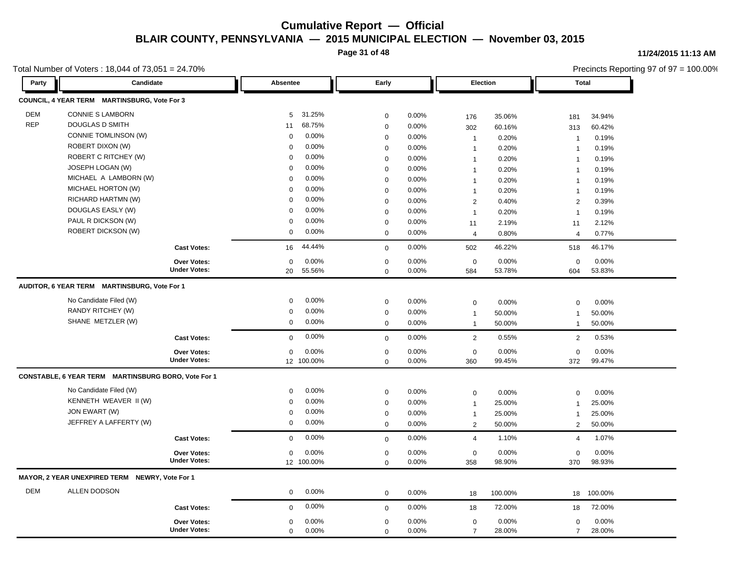# Cumulative Report — Official

## BLAIR COUNTY, PENNSYLVANIA — 2015 MUNICIPAL ELECTION — November 03, 2015

11/24/2015 11:13 AM

Total Number of Voters : 18,044 of 73,051 = 24.70%

Precincts Reporting 97 of 97 = 100.00%

| Party | Candidate | Absentee | | Early | | Election | | Total | |
|---|---|---|---|---|---|---|---|---|---|
| **COUNCIL, 4 YEAR TERM MARTINSBURG, Vote For 3** | | | | | | | | | |
| DEM | CONNIE S LAMBORN | 5 | 31.25% | 0 | 0.00% | 176 | 35.06% | 181 | 34.94% |
| REP | DOUGLAS D SMITH | 11 | 68.75% | 0 | 0.00% | 302 | 60.16% | 313 | 60.42% |
| | CONNIE TOMLINSON (W) | 0 | 0.00% | 0 | 0.00% | 1 | 0.20% | 1 | 0.19% |
| | ROBERT DIXON (W) | 0 | 0.00% | 0 | 0.00% | 1 | 0.20% | 1 | 0.19% |
| | ROBERT C RITCHEY (W) | 0 | 0.00% | 0 | 0.00% | 1 | 0.20% | 1 | 0.19% |
| | JOSEPH LOGAN (W) | 0 | 0.00% | 0 | 0.00% | 1 | 0.20% | 1 | 0.19% |
| | MICHAEL A LAMBORN (W) | 0 | 0.00% | 0 | 0.00% | 1 | 0.20% | 1 | 0.19% |
| | MICHAEL HORTON (W) | 0 | 0.00% | 0 | 0.00% | 1 | 0.20% | 1 | 0.19% |
| | RICHARD HARTMN (W) | 0 | 0.00% | 0 | 0.00% | 2 | 0.40% | 2 | 0.39% |
| | DOUGLAS EASLY (W) | 0 | 0.00% | 0 | 0.00% | 1 | 0.20% | 1 | 0.19% |
| | PAUL R DICKSON (W) | 0 | 0.00% | 0 | 0.00% | 11 | 2.19% | 11 | 2.12% |
| | ROBERT DICKSON (W) | 0 | 0.00% | 0 | 0.00% | 4 | 0.80% | 4 | 0.77% |
| | **Cast Votes:** | 16 | 44.44% | 0 | 0.00% | 502 | 46.22% | 518 | 46.17% |
| | **Over Votes:** | 0 | 0.00% | 0 | 0.00% | 0 | 0.00% | 0 | 0.00% |
| | **Under Votes:** | 20 | 55.56% | 0 | 0.00% | 584 | 53.78% | 604 | 53.83% |
| **AUDITOR, 6 YEAR TERM MARTINSBURG, Vote For 1** | | | | | | | | | |
| | No Candidate Filed (W) | 0 | 0.00% | 0 | 0.00% | 0 | 0.00% | 0 | 0.00% |
| | RANDY RITCHEY (W) | 0 | 0.00% | 0 | 0.00% | 1 | 50.00% | 1 | 50.00% |
| | SHANE METZLER (W) | 0 | 0.00% | 0 | 0.00% | 1 | 50.00% | 1 | 50.00% |
| | **Cast Votes:** | 0 | 0.00% | 0 | 0.00% | 2 | 0.55% | 2 | 0.53% |
| | **Over Votes:** | 0 | 0.00% | 0 | 0.00% | 0 | 0.00% | 0 | 0.00% |
| | **Under Votes:** | 12 | 100.00% | 0 | 0.00% | 360 | 99.45% | 372 | 99.47% |
| **CONSTABLE, 6 YEAR TERM MARTINSBURG BORO, Vote For 1** | | | | | | | | | |
| | No Candidate Filed (W) | 0 | 0.00% | 0 | 0.00% | 0 | 0.00% | 0 | 0.00% |
| | KENNETH WEAVER II (W) | 0 | 0.00% | 0 | 0.00% | 1 | 25.00% | 1 | 25.00% |
| | JON EWART (W) | 0 | 0.00% | 0 | 0.00% | 1 | 25.00% | 1 | 25.00% |
| | JEFFREY A LAFFERTY (W) | 0 | 0.00% | 0 | 0.00% | 2 | 50.00% | 2 | 50.00% |
| | **Cast Votes:** | 0 | 0.00% | 0 | 0.00% | 4 | 1.10% | 4 | 1.07% |
| | **Over Votes:** | 0 | 0.00% | 0 | 0.00% | 0 | 0.00% | 0 | 0.00% |
| | **Under Votes:** | 12 | 100.00% | 0 | 0.00% | 358 | 98.90% | 370 | 98.93% |
| **MAYOR, 2 YEAR UNEXPIRED TERM NEWRY, Vote For 1** | | | | | | | | | |
| DEM | ALLEN DODSON | 0 | 0.00% | 0 | 0.00% | 18 | 100.00% | 18 | 100.00% |
| | **Cast Votes:** | 0 | 0.00% | 0 | 0.00% | 18 | 72.00% | 18 | 72.00% |
| | **Over Votes:** | 0 | 0.00% | 0 | 0.00% | 0 | 0.00% | 0 | 0.00% |
| | **Under Votes:** | 0 | 0.00% | 0 | 0.00% | 7 | 28.00% | 7 | 28.00% |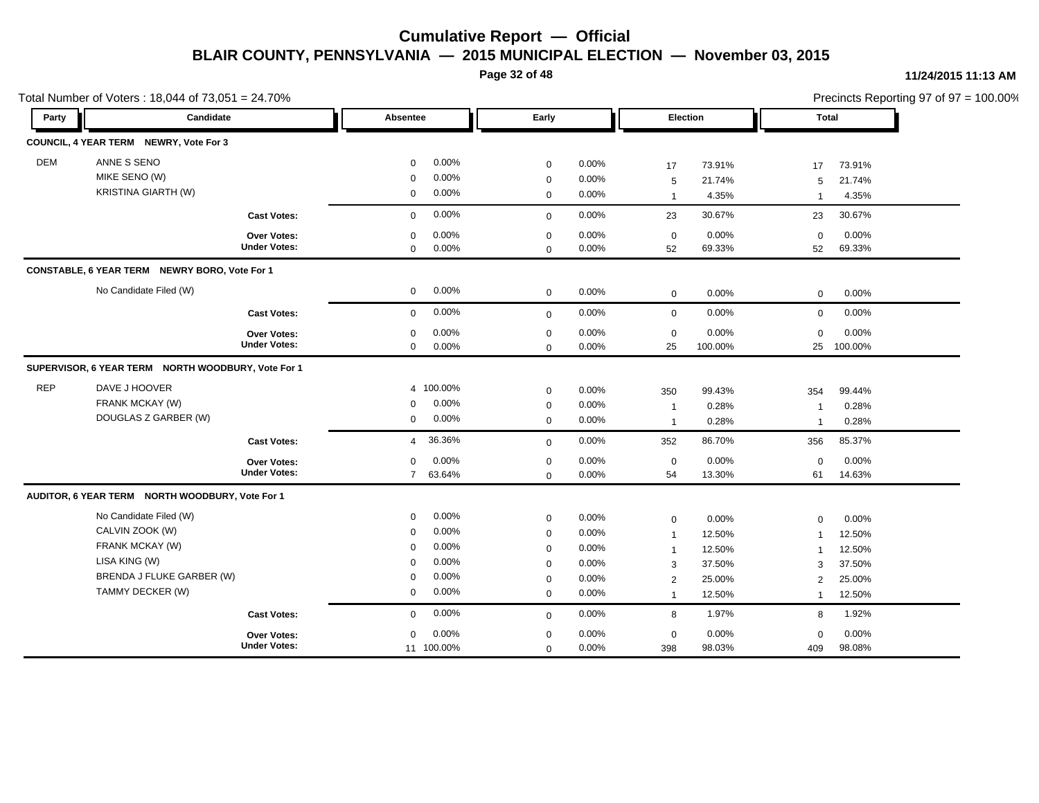# Cumulative Report — Official

## BLAIR COUNTY, PENNSYLVANIA — 2015 MUNICIPAL ELECTION — November 03, 2015

11/24/2015 11:13 AM

Total Number of Voters : 18,044 of 73,051 = 24.70%

Precincts Reporting 97 of 97 = 100.00%

| Party | Candidate | Absentee | | Early | | Election | | Total | |
|---|---|---|---|---|---|---|---|---|---|
| **COUNCIL, 4 YEAR TERM NEWRY, Vote For 3** | | | | | | | | | |
| DEM | ANNE S SENO | 0 | 0.00% | 0 | 0.00% | 17 | 73.91% | 17 | 73.91% |
| | MIKE SENO (W) | 0 | 0.00% | 0 | 0.00% | 5 | 21.74% | 5 | 21.74% |
| | KRISTINA GIARTH (W) | 0 | 0.00% | 0 | 0.00% | 1 | 4.35% | 1 | 4.35% |
| | **Cast Votes:** | 0 | 0.00% | 0 | 0.00% | 23 | 30.67% | 23 | 30.67% |
| | **Over Votes:** | 0 | 0.00% | 0 | 0.00% | 0 | 0.00% | 0 | 0.00% |
| | **Under Votes:** | 0 | 0.00% | 0 | 0.00% | 52 | 69.33% | 52 | 69.33% |
| **CONSTABLE, 6 YEAR TERM NEWRY BORO, Vote For 1** | | | | | | | | | |
| | No Candidate Filed (W) | 0 | 0.00% | 0 | 0.00% | 0 | 0.00% | 0 | 0.00% |
| | **Cast Votes:** | 0 | 0.00% | 0 | 0.00% | 0 | 0.00% | 0 | 0.00% |
| | **Over Votes:** | 0 | 0.00% | 0 | 0.00% | 0 | 0.00% | 0 | 0.00% |
| | **Under Votes:** | 0 | 0.00% | 0 | 0.00% | 25 | 100.00% | 25 | 100.00% |
| **SUPERVISOR, 6 YEAR TERM NORTH WOODBURY, Vote For 1** | | | | | | | | | |
| REP | DAVE J HOOVER | 4 | 100.00% | 0 | 0.00% | 350 | 99.43% | 354 | 99.44% |
| | FRANK MCKAY (W) | 0 | 0.00% | 0 | 0.00% | 1 | 0.28% | 1 | 0.28% |
| | DOUGLAS Z GARBER (W) | 0 | 0.00% | 0 | 0.00% | 1 | 0.28% | 1 | 0.28% |
| | **Cast Votes:** | 4 | 36.36% | 0 | 0.00% | 352 | 86.70% | 356 | 85.37% |
| | **Over Votes:** | 0 | 0.00% | 0 | 0.00% | 0 | 0.00% | 0 | 0.00% |
| | **Under Votes:** | 7 | 63.64% | 0 | 0.00% | 54 | 13.30% | 61 | 14.63% |
| **AUDITOR, 6 YEAR TERM NORTH WOODBURY, Vote For 1** | | | | | | | | | |
| | No Candidate Filed (W) | 0 | 0.00% | 0 | 0.00% | 0 | 0.00% | 0 | 0.00% |
| | CALVIN ZOOK (W) | 0 | 0.00% | 0 | 0.00% | 1 | 12.50% | 1 | 12.50% |
| | FRANK MCKAY (W) | 0 | 0.00% | 0 | 0.00% | 1 | 12.50% | 1 | 12.50% |
| | LISA KING (W) | 0 | 0.00% | 0 | 0.00% | 3 | 37.50% | 3 | 37.50% |
| | BRENDA J FLUKE GARBER (W) | 0 | 0.00% | 0 | 0.00% | 2 | 25.00% | 2 | 25.00% |
| | TAMMY DECKER (W) | 0 | 0.00% | 0 | 0.00% | 1 | 12.50% | 1 | 12.50% |
| | **Cast Votes:** | 0 | 0.00% | 0 | 0.00% | 8 | 1.97% | 8 | 1.92% |
| | **Over Votes:** | 0 | 0.00% | 0 | 0.00% | 0 | 0.00% | 0 | 0.00% |
| | **Under Votes:** | 11 | 100.00% | 0 | 0.00% | 398 | 98.03% | 409 | 98.08% |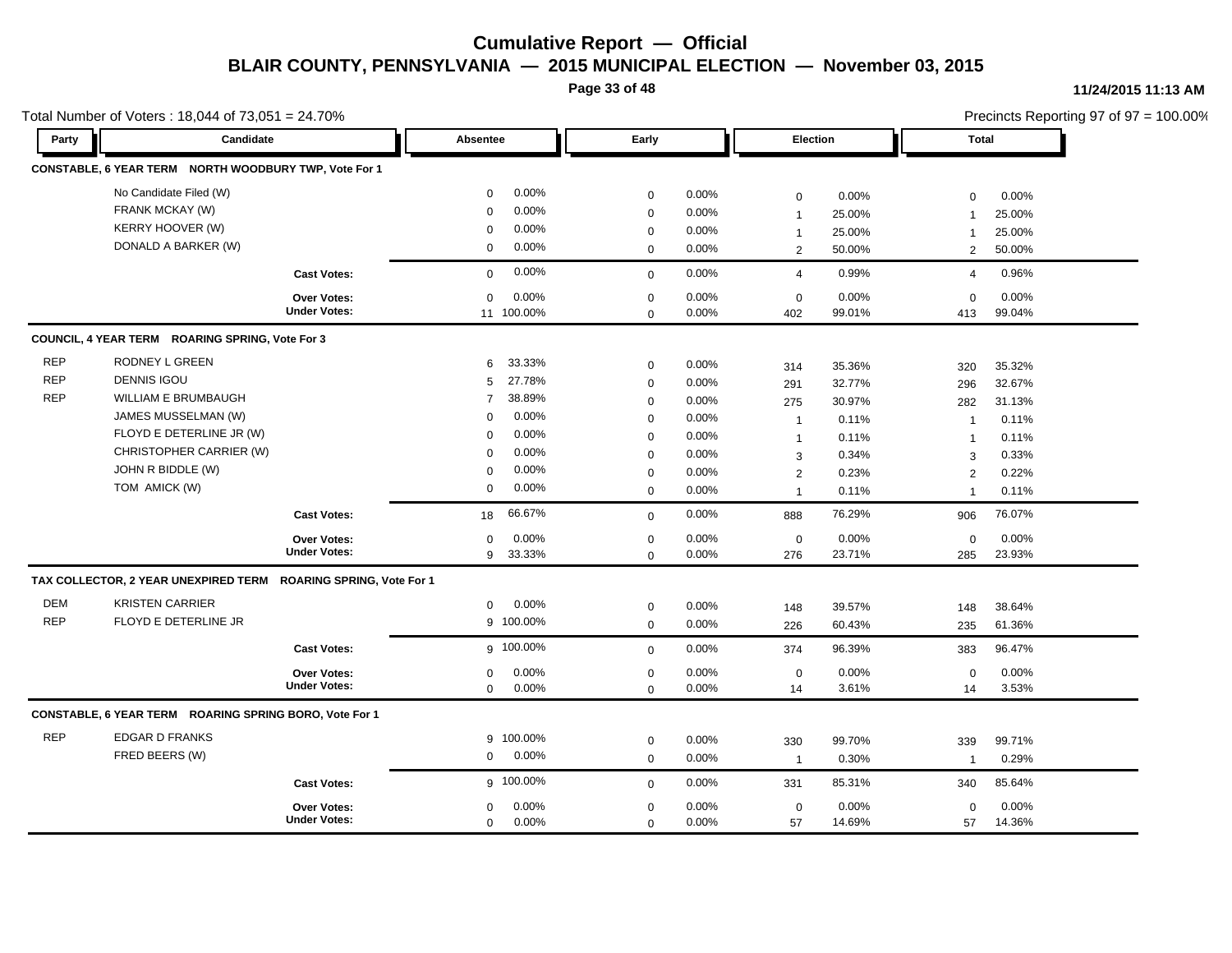# Cumulative Report — Official

## BLAIR COUNTY, PENNSYLVANIA — 2015 MUNICIPAL ELECTION — November 03, 2015

11/24/2015 11:13 AM

Total Number of Voters : 18,044 of 73,051 = 24.70%

Precincts Reporting 97 of 97 = 100.00%

| Party | Candidate | Absentee | | Early | | Election | | Total | |
|---|---|---|---|---|---|---|---|---|---|
| **CONSTABLE, 6 YEAR TERM NORTH WOODBURY TWP, Vote For 1** | | | | | | | | | |
| | No Candidate Filed (W) | 0 | 0.00% | 0 | 0.00% | 0 | 0.00% | 0 | 0.00% |
| | FRANK MCKAY (W) | 0 | 0.00% | 0 | 0.00% | 1 | 25.00% | 1 | 25.00% |
| | KERRY HOOVER (W) | 0 | 0.00% | 0 | 0.00% | 1 | 25.00% | 1 | 25.00% |
| | DONALD A BARKER (W) | 0 | 0.00% | 0 | 0.00% | 2 | 50.00% | 2 | 50.00% |
| | **Cast Votes:** | 0 | 0.00% | 0 | 0.00% | 4 | 0.99% | 4 | 0.96% |
| | **Over Votes:** | 0 | 0.00% | 0 | 0.00% | 0 | 0.00% | 0 | 0.00% |
| | **Under Votes:** | 11 | 100.00% | 0 | 0.00% | 402 | 99.01% | 413 | 99.04% |
| **COUNCIL, 4 YEAR TERM ROARING SPRING, Vote For 3** | | | | | | | | | |
| REP | RODNEY L GREEN | 6 | 33.33% | 0 | 0.00% | 314 | 35.36% | 320 | 35.32% |
| REP | DENNIS IGOU | 5 | 27.78% | 0 | 0.00% | 291 | 32.77% | 296 | 32.67% |
| REP | WILLIAM E BRUMBAUGH | 7 | 38.89% | 0 | 0.00% | 275 | 30.97% | 282 | 31.13% |
| | JAMES MUSSELMAN (W) | 0 | 0.00% | 0 | 0.00% | 1 | 0.11% | 1 | 0.11% |
| | FLOYD E DETERLINE JR (W) | 0 | 0.00% | 0 | 0.00% | 1 | 0.11% | 1 | 0.11% |
| | CHRISTOPHER CARRIER (W) | 0 | 0.00% | 0 | 0.00% | 3 | 0.34% | 3 | 0.33% |
| | JOHN R BIDDLE (W) | 0 | 0.00% | 0 | 0.00% | 2 | 0.23% | 2 | 0.22% |
| | TOM AMICK (W) | 0 | 0.00% | 0 | 0.00% | 1 | 0.11% | 1 | 0.11% |
| | **Cast Votes:** | 18 | 66.67% | 0 | 0.00% | 888 | 76.29% | 906 | 76.07% |
| | **Over Votes:** | 0 | 0.00% | 0 | 0.00% | 0 | 0.00% | 0 | 0.00% |
| | **Under Votes:** | 9 | 33.33% | 0 | 0.00% | 276 | 23.71% | 285 | 23.93% |
| **TAX COLLECTOR, 2 YEAR UNEXPIRED TERM ROARING SPRING, Vote For 1** | | | | | | | | | |
| DEM | KRISTEN CARRIER | 0 | 0.00% | 0 | 0.00% | 148 | 39.57% | 148 | 38.64% |
| REP | FLOYD E DETERLINE JR | 9 | 100.00% | 0 | 0.00% | 226 | 60.43% | 235 | 61.36% |
| | **Cast Votes:** | 9 | 100.00% | 0 | 0.00% | 374 | 96.39% | 383 | 96.47% |
| | **Over Votes:** | 0 | 0.00% | 0 | 0.00% | 0 | 0.00% | 0 | 0.00% |
| | **Under Votes:** | 0 | 0.00% | 0 | 0.00% | 14 | 3.61% | 14 | 3.53% |
| **CONSTABLE, 6 YEAR TERM ROARING SPRING BORO, Vote For 1** | | | | | | | | | |
| REP | EDGAR D FRANKS | 9 | 100.00% | 0 | 0.00% | 330 | 99.70% | 339 | 99.71% |
| | FRED BEERS (W) | 0 | 0.00% | 0 | 0.00% | 1 | 0.30% | 1 | 0.29% |
| | **Cast Votes:** | 9 | 100.00% | 0 | 0.00% | 331 | 85.31% | 340 | 85.64% |
| | **Over Votes:** | 0 | 0.00% | 0 | 0.00% | 0 | 0.00% | 0 | 0.00% |
| | **Under Votes:** | 0 | 0.00% | 0 | 0.00% | 57 | 14.69% | 57 | 14.36% |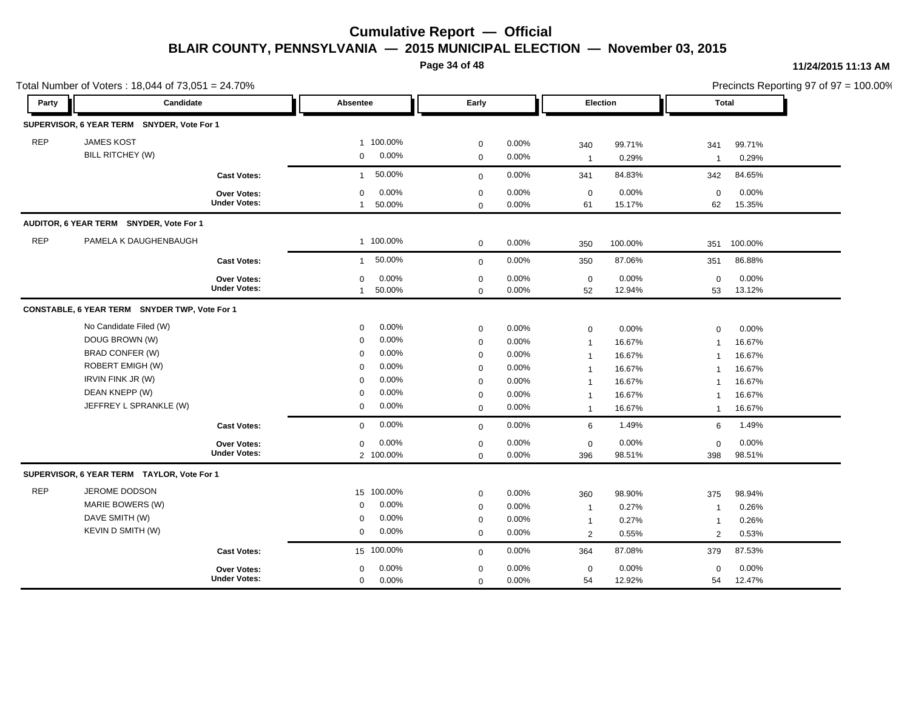# Cumulative Report — Official

## BLAIR COUNTY, PENNSYLVANIA — 2015 MUNICIPAL ELECTION — November 03, 2015

11/24/2015 11:13 AM

Total Number of Voters : 18,044 of 73,051 = 24.70%

Precincts Reporting 97 of 97 = 100.00%

| Party | Candidate | Absentee | | Early | | Election | | Total | |
|---|---|---|---|---|---|---|---|---|---|
| **SUPERVISOR, 6 YEAR TERM SNYDER, Vote For 1** | | | | | | | | | |
| REP | JAMES KOST | 1 | 100.00% | 0 | 0.00% | 340 | 99.71% | 341 | 99.71% |
| | BILL RITCHEY (W) | 0 | 0.00% | 0 | 0.00% | 1 | 0.29% | 1 | 0.29% |
| | **Cast Votes:** | 1 | 50.00% | 0 | 0.00% | 341 | 84.83% | 342 | 84.65% |
| | **Over Votes:** | 0 | 0.00% | 0 | 0.00% | 0 | 0.00% | 0 | 0.00% |
| | **Under Votes:** | 1 | 50.00% | 0 | 0.00% | 61 | 15.17% | 62 | 15.35% |
| **AUDITOR, 6 YEAR TERM SNYDER, Vote For 1** | | | | | | | | | |
| REP | PAMELA K DAUGHENBAUGH | 1 | 100.00% | 0 | 0.00% | 350 | 100.00% | 351 | 100.00% |
| | **Cast Votes:** | 1 | 50.00% | 0 | 0.00% | 350 | 87.06% | 351 | 86.88% |
| | **Over Votes:** | 0 | 0.00% | 0 | 0.00% | 0 | 0.00% | 0 | 0.00% |
| | **Under Votes:** | 1 | 50.00% | 0 | 0.00% | 52 | 12.94% | 53 | 13.12% |
| **CONSTABLE, 6 YEAR TERM SNYDER TWP, Vote For 1** | | | | | | | | | |
| | No Candidate Filed (W) | 0 | 0.00% | 0 | 0.00% | 0 | 0.00% | 0 | 0.00% |
| | DOUG BROWN (W) | 0 | 0.00% | 0 | 0.00% | 1 | 16.67% | 1 | 16.67% |
| | BRAD CONFER (W) | 0 | 0.00% | 0 | 0.00% | 1 | 16.67% | 1 | 16.67% |
| | ROBERT EMIGH (W) | 0 | 0.00% | 0 | 0.00% | 1 | 16.67% | 1 | 16.67% |
| | IRVIN FINK JR (W) | 0 | 0.00% | 0 | 0.00% | 1 | 16.67% | 1 | 16.67% |
| | DEAN KNEPP (W) | 0 | 0.00% | 0 | 0.00% | 1 | 16.67% | 1 | 16.67% |
| | JEFFREY L SPRANKLE (W) | 0 | 0.00% | 0 | 0.00% | 1 | 16.67% | 1 | 16.67% |
| | **Cast Votes:** | 0 | 0.00% | 0 | 0.00% | 6 | 1.49% | 6 | 1.49% |
| | **Over Votes:** | 0 | 0.00% | 0 | 0.00% | 0 | 0.00% | 0 | 0.00% |
| | **Under Votes:** | 2 | 100.00% | 0 | 0.00% | 396 | 98.51% | 398 | 98.51% |
| **SUPERVISOR, 6 YEAR TERM TAYLOR, Vote For 1** | | | | | | | | | |
| REP | JEROME DODSON | 15 | 100.00% | 0 | 0.00% | 360 | 98.90% | 375 | 98.94% |
| | MARIE BOWERS (W) | 0 | 0.00% | 0 | 0.00% | 1 | 0.27% | 1 | 0.26% |
| | DAVE SMITH (W) | 0 | 0.00% | 0 | 0.00% | 1 | 0.27% | 1 | 0.26% |
| | KEVIN D SMITH (W) | 0 | 0.00% | 0 | 0.00% | 2 | 0.55% | 2 | 0.53% |
| | **Cast Votes:** | 15 | 100.00% | 0 | 0.00% | 364 | 87.08% | 379 | 87.53% |
| | **Over Votes:** | 0 | 0.00% | 0 | 0.00% | 0 | 0.00% | 0 | 0.00% |
| | **Under Votes:** | 0 | 0.00% | 0 | 0.00% | 54 | 12.92% | 54 | 12.47% |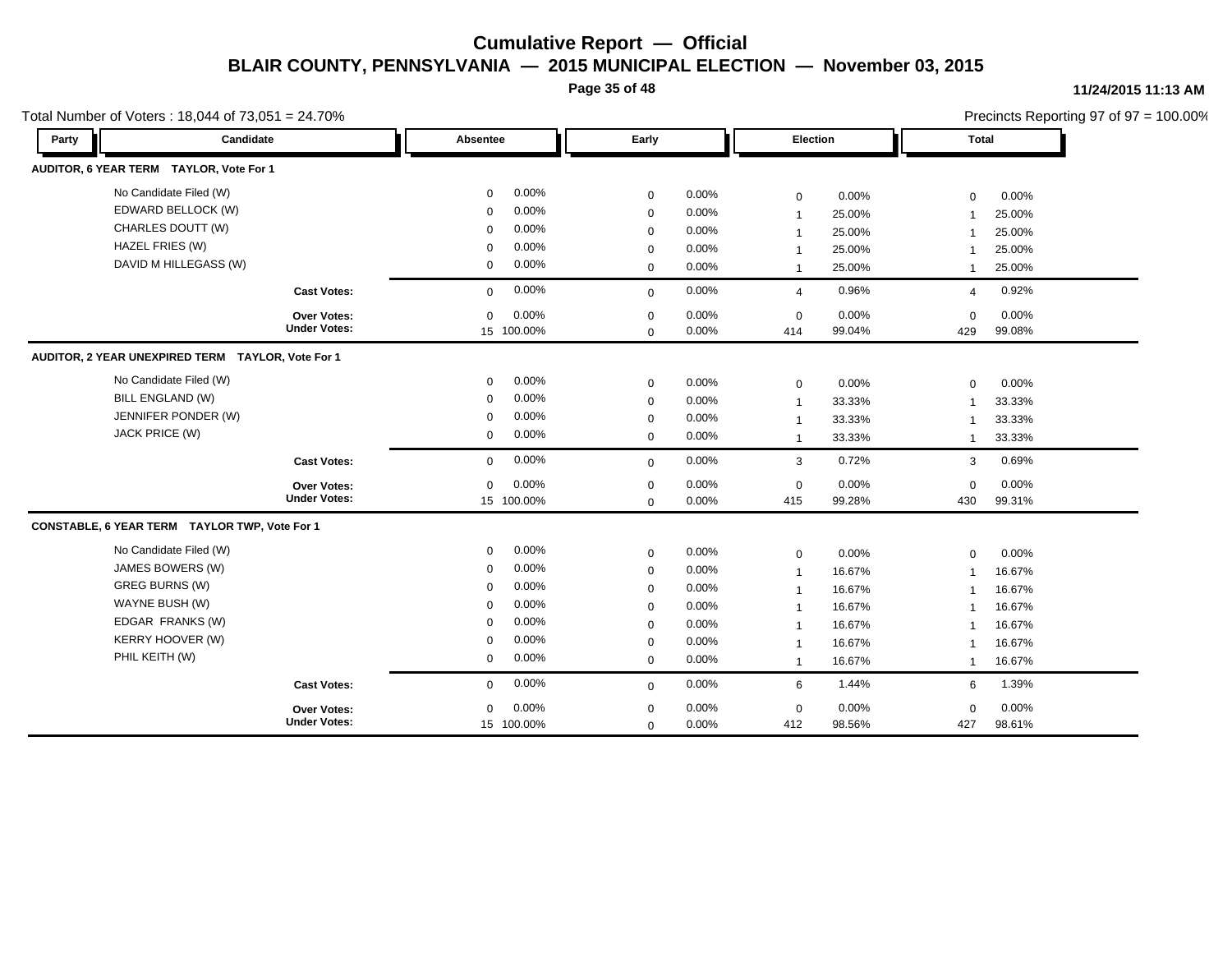# Cumulative Report — Official

## BLAIR COUNTY, PENNSYLVANIA — 2015 MUNICIPAL ELECTION — November 03, 2015

11/24/2015 11:13 AM

Total Number of Voters : 18,044 of 73,051 = 24.70%

Precincts Reporting 97 of 97 = 100.00%

| Party | Candidate | Absentee | | Early | | Election | | Total | |
|---|---|---|---|---|---|---|---|---|---|
| **AUDITOR, 6 YEAR TERM TAYLOR, Vote For 1** | | | | | | | | | |
| | No Candidate Filed (W) | 0 | 0.00% | 0 | 0.00% | 0 | 0.00% | 0 | 0.00% |
| | EDWARD BELLOCK (W) | 0 | 0.00% | 0 | 0.00% | 1 | 25.00% | 1 | 25.00% |
| | CHARLES DOUTT (W) | 0 | 0.00% | 0 | 0.00% | 1 | 25.00% | 1 | 25.00% |
| | HAZEL FRIES (W) | 0 | 0.00% | 0 | 0.00% | 1 | 25.00% | 1 | 25.00% |
| | DAVID M HILLEGASS (W) | 0 | 0.00% | 0 | 0.00% | 1 | 25.00% | 1 | 25.00% |
| | **Cast Votes:** | 0 | 0.00% | 0 | 0.00% | 4 | 0.96% | 4 | 0.92% |
| | **Over Votes:** | 0 | 0.00% | 0 | 0.00% | 0 | 0.00% | 0 | 0.00% |
| | **Under Votes:** | 15 | 100.00% | 0 | 0.00% | 414 | 99.04% | 429 | 99.08% |
| **AUDITOR, 2 YEAR UNEXPIRED TERM TAYLOR, Vote For 1** | | | | | | | | | |
| | No Candidate Filed (W) | 0 | 0.00% | 0 | 0.00% | 0 | 0.00% | 0 | 0.00% |
| | BILL ENGLAND (W) | 0 | 0.00% | 0 | 0.00% | 1 | 33.33% | 1 | 33.33% |
| | JENNIFER PONDER (W) | 0 | 0.00% | 0 | 0.00% | 1 | 33.33% | 1 | 33.33% |
| | JACK PRICE (W) | 0 | 0.00% | 0 | 0.00% | 1 | 33.33% | 1 | 33.33% |
| | **Cast Votes:** | 0 | 0.00% | 0 | 0.00% | 3 | 0.72% | 3 | 0.69% |
| | **Over Votes:** | 0 | 0.00% | 0 | 0.00% | 0 | 0.00% | 0 | 0.00% |
| | **Under Votes:** | 15 | 100.00% | 0 | 0.00% | 415 | 99.28% | 430 | 99.31% |
| **CONSTABLE, 6 YEAR TERM TAYLOR TWP, Vote For 1** | | | | | | | | | |
| | No Candidate Filed (W) | 0 | 0.00% | 0 | 0.00% | 0 | 0.00% | 0 | 0.00% |
| | JAMES BOWERS (W) | 0 | 0.00% | 0 | 0.00% | 1 | 16.67% | 1 | 16.67% |
| | GREG BURNS (W) | 0 | 0.00% | 0 | 0.00% | 1 | 16.67% | 1 | 16.67% |
| | WAYNE BUSH (W) | 0 | 0.00% | 0 | 0.00% | 1 | 16.67% | 1 | 16.67% |
| | EDGAR FRANKS (W) | 0 | 0.00% | 0 | 0.00% | 1 | 16.67% | 1 | 16.67% |
| | KERRY HOOVER (W) | 0 | 0.00% | 0 | 0.00% | 1 | 16.67% | 1 | 16.67% |
| | PHIL KEITH (W) | 0 | 0.00% | 0 | 0.00% | 1 | 16.67% | 1 | 16.67% |
| | **Cast Votes:** | 0 | 0.00% | 0 | 0.00% | 6 | 1.44% | 6 | 1.39% |
| | **Over Votes:** | 0 | 0.00% | 0 | 0.00% | 0 | 0.00% | 0 | 0.00% |
| | **Under Votes:** | 15 | 100.00% | 0 | 0.00% | 412 | 98.56% | 427 | 98.61% |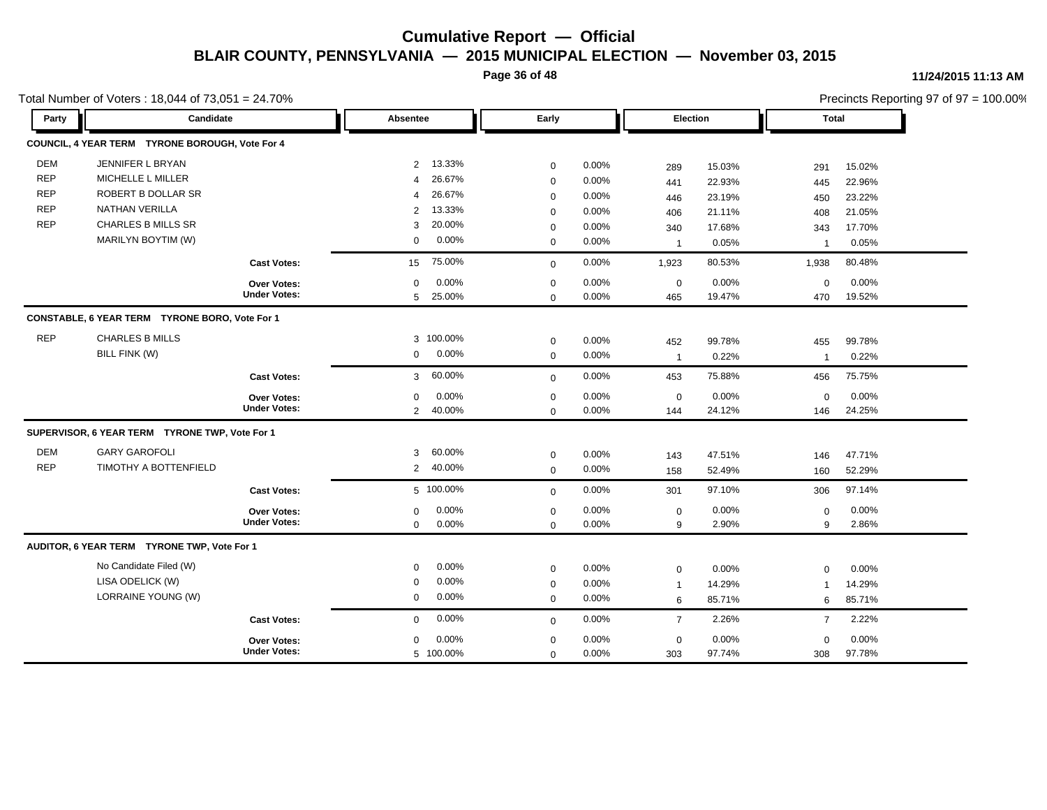# Cumulative Report — Official

## BLAIR COUNTY, PENNSYLVANIA — 2015 MUNICIPAL ELECTION — November 03, 2015

11/24/2015 11:13 AM

Total Number of Voters : 18,044 of 73,051 = 24.70%

Precincts Reporting 97 of 97 = 100.00%

| Party | Candidate | Absentee | | Early | | Election | | Total | |
|---|---|---|---|---|---|---|---|---|---|
| **COUNCIL, 4 YEAR TERM TYRONE BOROUGH, Vote For 4** | | | | | | | | | |
| DEM | JENNIFER L BRYAN | 2 | 13.33% | 0 | 0.00% | 289 | 15.03% | 291 | 15.02% |
| REP | MICHELLE L MILLER | 4 | 26.67% | 0 | 0.00% | 441 | 22.93% | 445 | 22.96% |
| REP | ROBERT B DOLLAR SR | 4 | 26.67% | 0 | 0.00% | 446 | 23.19% | 450 | 23.22% |
| REP | NATHAN VERILLA | 2 | 13.33% | 0 | 0.00% | 406 | 21.11% | 408 | 21.05% |
| REP | CHARLES B MILLS SR | 3 | 20.00% | 0 | 0.00% | 340 | 17.68% | 343 | 17.70% |
| | MARILYN BOYTIM (W) | 0 | 0.00% | 0 | 0.00% | 1 | 0.05% | 1 | 0.05% |
| | **Cast Votes:** | 15 | 75.00% | 0 | 0.00% | 1,923 | 80.53% | 1,938 | 80.48% |
| | **Over Votes:** | 0 | 0.00% | 0 | 0.00% | 0 | 0.00% | 0 | 0.00% |
| | **Under Votes:** | 5 | 25.00% | 0 | 0.00% | 465 | 19.47% | 470 | 19.52% |
| **CONSTABLE, 6 YEAR TERM TYRONE BORO, Vote For 1** | | | | | | | | | |
| REP | CHARLES B MILLS | 3 | 100.00% | 0 | 0.00% | 452 | 99.78% | 455 | 99.78% |
| | BILL FINK (W) | 0 | 0.00% | 0 | 0.00% | 1 | 0.22% | 1 | 0.22% |
| | **Cast Votes:** | 3 | 60.00% | 0 | 0.00% | 453 | 75.88% | 456 | 75.75% |
| | **Over Votes:** | 0 | 0.00% | 0 | 0.00% | 0 | 0.00% | 0 | 0.00% |
| | **Under Votes:** | 2 | 40.00% | 0 | 0.00% | 144 | 24.12% | 146 | 24.25% |
| **SUPERVISOR, 6 YEAR TERM TYRONE TWP, Vote For 1** | | | | | | | | | |
| DEM | GARY GAROFOLI | 3 | 60.00% | 0 | 0.00% | 143 | 47.51% | 146 | 47.71% |
| REP | TIMOTHY A BOTTENFIELD | 2 | 40.00% | 0 | 0.00% | 158 | 52.49% | 160 | 52.29% |
| | **Cast Votes:** | 5 | 100.00% | 0 | 0.00% | 301 | 97.10% | 306 | 97.14% |
| | **Over Votes:** | 0 | 0.00% | 0 | 0.00% | 0 | 0.00% | 0 | 0.00% |
| | **Under Votes:** | 0 | 0.00% | 0 | 0.00% | 9 | 2.90% | 9 | 2.86% |
| **AUDITOR, 6 YEAR TERM TYRONE TWP, Vote For 1** | | | | | | | | | |
| | No Candidate Filed (W) | 0 | 0.00% | 0 | 0.00% | 0 | 0.00% | 0 | 0.00% |
| | LISA ODELICK (W) | 0 | 0.00% | 0 | 0.00% | 1 | 14.29% | 1 | 14.29% |
| | LORRAINE YOUNG (W) | 0 | 0.00% | 0 | 0.00% | 6 | 85.71% | 6 | 85.71% |
| | **Cast Votes:** | 0 | 0.00% | 0 | 0.00% | 7 | 2.26% | 7 | 2.22% |
| | **Over Votes:** | 0 | 0.00% | 0 | 0.00% | 0 | 0.00% | 0 | 0.00% |
| | **Under Votes:** | 5 | 100.00% | 0 | 0.00% | 303 | 97.74% | 308 | 97.78% |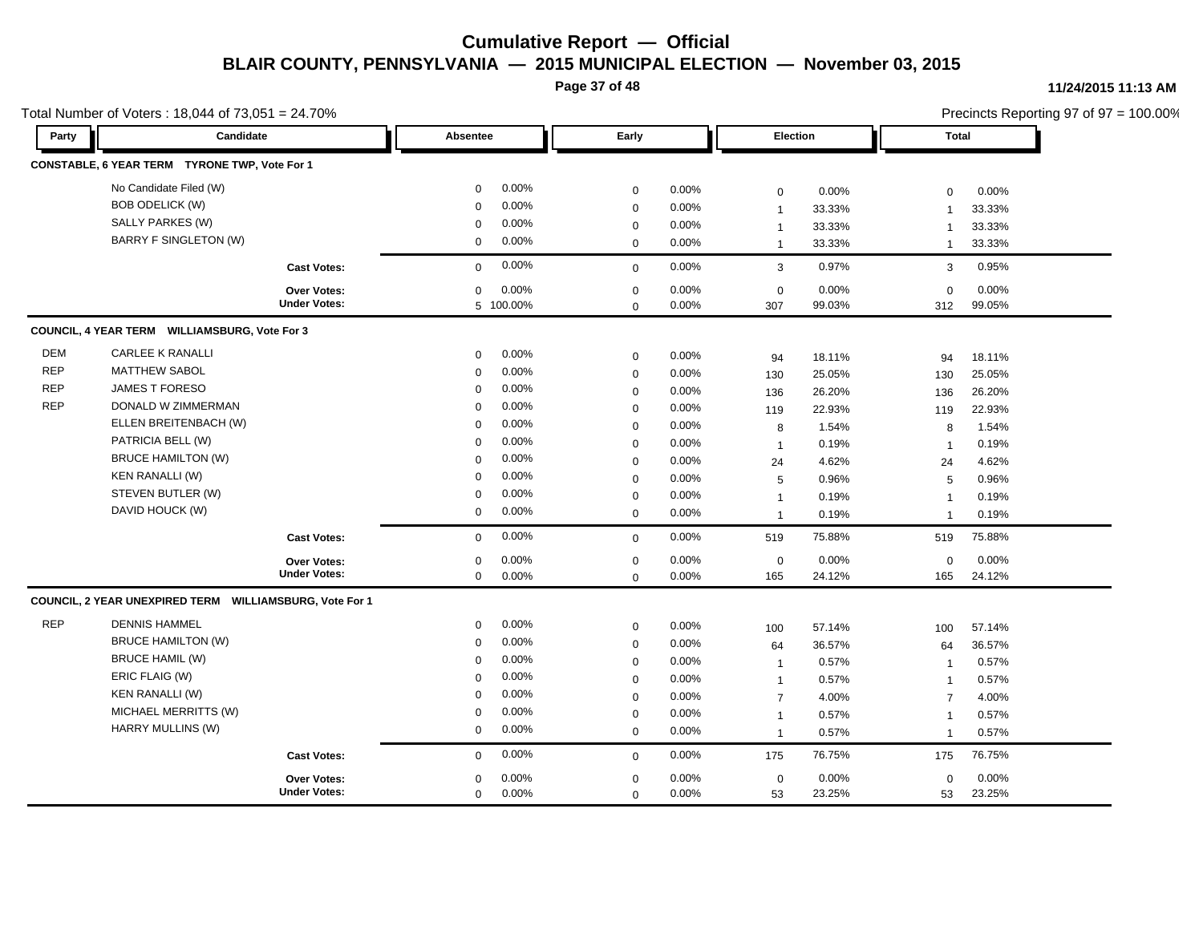# Cumulative Report — Official

## BLAIR COUNTY, PENNSYLVANIA — 2015 MUNICIPAL ELECTION — November 03, 2015

11/24/2015 11:13 AM

Total Number of Voters : 18,044 of 73,051 = 24.70%

Precincts Reporting 97 of 97 = 100.00%

### CONSTABLE, 6 YEAR TERM TYRONE TWP, Vote For 1

| Party | Candidate | Absentee | | Early | | Election | | Total | |
|---|---|---|---|---|---|---|---|---|---|
| | No Candidate Filed (W) | 0 | 0.00% | 0 | 0.00% | 0 | 0.00% | 0 | 0.00% |
| | BOB ODELICK (W) | 0 | 0.00% | 0 | 0.00% | 1 | 33.33% | 1 | 33.33% |
| | SALLY PARKES (W) | 0 | 0.00% | 0 | 0.00% | 1 | 33.33% | 1 | 33.33% |
| | BARRY F SINGLETON (W) | 0 | 0.00% | 0 | 0.00% | 1 | 33.33% | 1 | 33.33% |
| | **Cast Votes:** | 0 | 0.00% | 0 | 0.00% | 3 | 0.97% | 3 | 0.95% |
| | **Over Votes:** | 0 | 0.00% | 0 | 0.00% | 0 | 0.00% | 0 | 0.00% |
| | **Under Votes:** | 5 | 100.00% | 0 | 0.00% | 307 | 99.03% | 312 | 99.05% |

### COUNCIL, 4 YEAR TERM WILLIAMSBURG, Vote For 3

| Party | Candidate | Absentee | | Early | | Election | | Total | |
|---|---|---|---|---|---|---|---|---|---|
| DEM | CARLEE K RANALLI | 0 | 0.00% | 0 | 0.00% | 94 | 18.11% | 94 | 18.11% |
| REP | MATTHEW SABOL | 0 | 0.00% | 0 | 0.00% | 130 | 25.05% | 130 | 25.05% |
| REP | JAMES T FORESO | 0 | 0.00% | 0 | 0.00% | 136 | 26.20% | 136 | 26.20% |
| REP | DONALD W ZIMMERMAN | 0 | 0.00% | 0 | 0.00% | 119 | 22.93% | 119 | 22.93% |
| | ELLEN BREITENBACH (W) | 0 | 0.00% | 0 | 0.00% | 8 | 1.54% | 8 | 1.54% |
| | PATRICIA BELL (W) | 0 | 0.00% | 0 | 0.00% | 1 | 0.19% | 1 | 0.19% |
| | BRUCE HAMILTON (W) | 0 | 0.00% | 0 | 0.00% | 24 | 4.62% | 24 | 4.62% |
| | KEN RANALLI (W) | 0 | 0.00% | 0 | 0.00% | 5 | 0.96% | 5 | 0.96% |
| | STEVEN BUTLER (W) | 0 | 0.00% | 0 | 0.00% | 1 | 0.19% | 1 | 0.19% |
| | DAVID HOUCK (W) | 0 | 0.00% | 0 | 0.00% | 1 | 0.19% | 1 | 0.19% |
| | **Cast Votes:** | 0 | 0.00% | 0 | 0.00% | 519 | 75.88% | 519 | 75.88% |
| | **Over Votes:** | 0 | 0.00% | 0 | 0.00% | 0 | 0.00% | 0 | 0.00% |
| | **Under Votes:** | 0 | 0.00% | 0 | 0.00% | 165 | 24.12% | 165 | 24.12% |

### COUNCIL, 2 YEAR UNEXPIRED TERM WILLIAMSBURG, Vote For 1

| Party | Candidate | Absentee | | Early | | Election | | Total | |
|---|---|---|---|---|---|---|---|---|---|
| REP | DENNIS HAMMEL | 0 | 0.00% | 0 | 0.00% | 100 | 57.14% | 100 | 57.14% |
| | BRUCE HAMILTON (W) | 0 | 0.00% | 0 | 0.00% | 64 | 36.57% | 64 | 36.57% |
| | BRUCE HAMIL (W) | 0 | 0.00% | 0 | 0.00% | 1 | 0.57% | 1 | 0.57% |
| | ERIC FLAIG (W) | 0 | 0.00% | 0 | 0.00% | 1 | 0.57% | 1 | 0.57% |
| | KEN RANALLI (W) | 0 | 0.00% | 0 | 0.00% | 7 | 4.00% | 7 | 4.00% |
| | MICHAEL MERRITTS (W) | 0 | 0.00% | 0 | 0.00% | 1 | 0.57% | 1 | 0.57% |
| | HARRY MULLINS (W) | 0 | 0.00% | 0 | 0.00% | 1 | 0.57% | 1 | 0.57% |
| | **Cast Votes:** | 0 | 0.00% | 0 | 0.00% | 175 | 76.75% | 175 | 76.75% |
| | **Over Votes:** | 0 | 0.00% | 0 | 0.00% | 0 | 0.00% | 0 | 0.00% |
| | **Under Votes:** | 0 | 0.00% | 0 | 0.00% | 53 | 23.25% | 53 | 23.25% |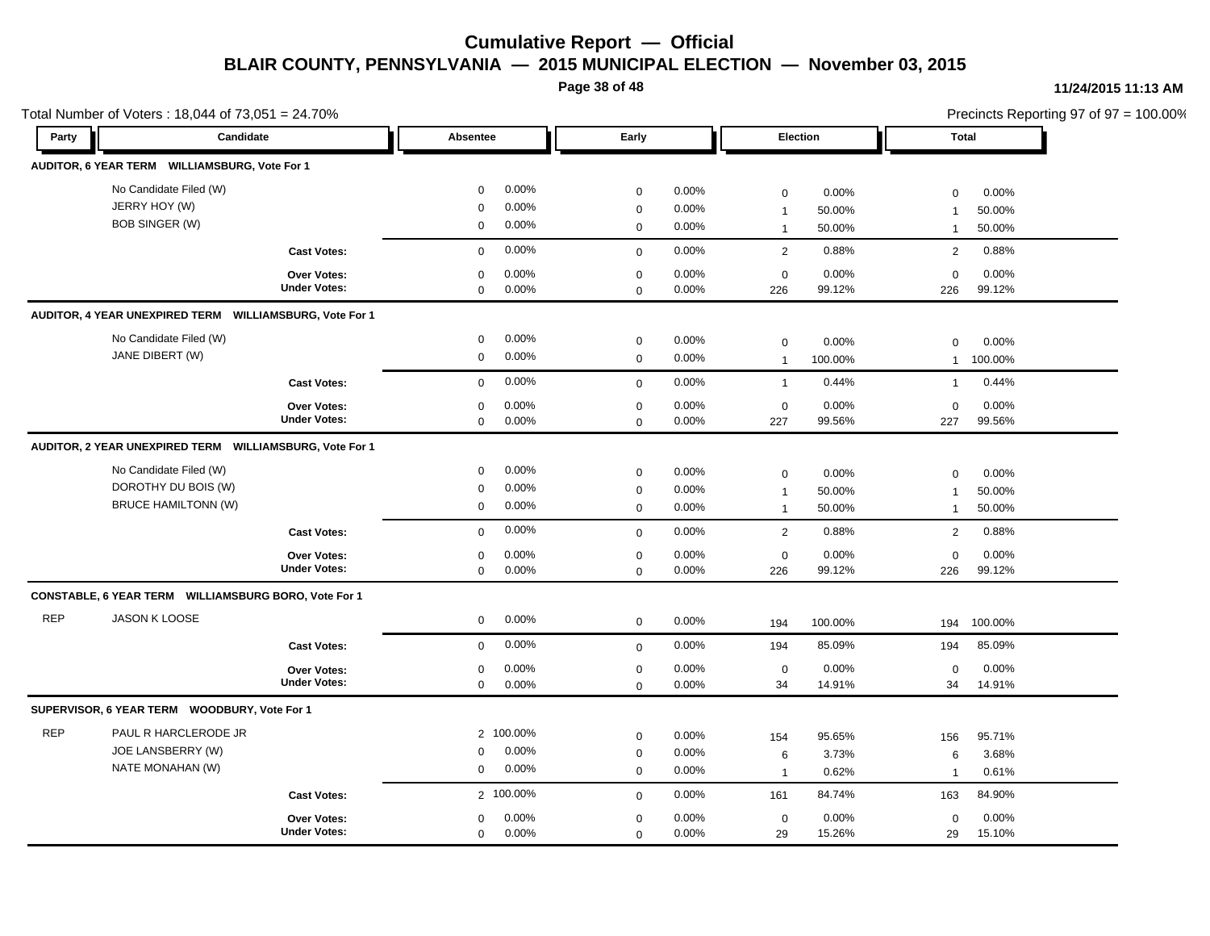# Cumulative Report — Official

## BLAIR COUNTY, PENNSYLVANIA — 2015 MUNICIPAL ELECTION — November 03, 2015

11/24/2015 11:13 AM

Total Number of Voters : 18,044 of 73,051 = 24.70%

Precincts Reporting 97 of 97 = 100.00%

| Party | Candidate | Absentee | | Early | | Election | | Total | |
|---|---|---|---|---|---|---|---|---|---|
| **AUDITOR, 6 YEAR TERM WILLIAMSBURG, Vote For 1** | | | | | | | | | |
| | No Candidate Filed (W) | 0 | 0.00% | 0 | 0.00% | 0 | 0.00% | 0 | 0.00% |
| | JERRY HOY (W) | 0 | 0.00% | 0 | 0.00% | 1 | 50.00% | 1 | 50.00% |
| | BOB SINGER (W) | 0 | 0.00% | 0 | 0.00% | 1 | 50.00% | 1 | 50.00% |
| | **Cast Votes:** | 0 | 0.00% | 0 | 0.00% | 2 | 0.88% | 2 | 0.88% |
| | **Over Votes:** | 0 | 0.00% | 0 | 0.00% | 0 | 0.00% | 0 | 0.00% |
| | **Under Votes:** | 0 | 0.00% | 0 | 0.00% | 226 | 99.12% | 226 | 99.12% |
| **AUDITOR, 4 YEAR UNEXPIRED TERM WILLIAMSBURG, Vote For 1** | | | | | | | | | |
| | No Candidate Filed (W) | 0 | 0.00% | 0 | 0.00% | 0 | 0.00% | 0 | 0.00% |
| | JANE DIBERT (W) | 0 | 0.00% | 0 | 0.00% | 1 | 100.00% | 1 | 100.00% |
| | **Cast Votes:** | 0 | 0.00% | 0 | 0.00% | 1 | 0.44% | 1 | 0.44% |
| | **Over Votes:** | 0 | 0.00% | 0 | 0.00% | 0 | 0.00% | 0 | 0.00% |
| | **Under Votes:** | 0 | 0.00% | 0 | 0.00% | 227 | 99.56% | 227 | 99.56% |
| **AUDITOR, 2 YEAR UNEXPIRED TERM WILLIAMSBURG, Vote For 1** | | | | | | | | | |
| | No Candidate Filed (W) | 0 | 0.00% | 0 | 0.00% | 0 | 0.00% | 0 | 0.00% |
| | DOROTHY DU BOIS (W) | 0 | 0.00% | 0 | 0.00% | 1 | 50.00% | 1 | 50.00% |
| | BRUCE HAMILTONN (W) | 0 | 0.00% | 0 | 0.00% | 1 | 50.00% | 1 | 50.00% |
| | **Cast Votes:** | 0 | 0.00% | 0 | 0.00% | 2 | 0.88% | 2 | 0.88% |
| | **Over Votes:** | 0 | 0.00% | 0 | 0.00% | 0 | 0.00% | 0 | 0.00% |
| | **Under Votes:** | 0 | 0.00% | 0 | 0.00% | 226 | 99.12% | 226 | 99.12% |
| **CONSTABLE, 6 YEAR TERM WILLIAMSBURG BORO, Vote For 1** | | | | | | | | | |
| REP | JASON K LOOSE | 0 | 0.00% | 0 | 0.00% | 194 | 100.00% | 194 | 100.00% |
| | **Cast Votes:** | 0 | 0.00% | 0 | 0.00% | 194 | 85.09% | 194 | 85.09% |
| | **Over Votes:** | 0 | 0.00% | 0 | 0.00% | 0 | 0.00% | 0 | 0.00% |
| | **Under Votes:** | 0 | 0.00% | 0 | 0.00% | 34 | 14.91% | 34 | 14.91% |
| **SUPERVISOR, 6 YEAR TERM WOODBURY, Vote For 1** | | | | | | | | | |
| REP | PAUL R HARCLERODE JR | 2 | 100.00% | 0 | 0.00% | 154 | 95.65% | 156 | 95.71% |
| | JOE LANSBERRY (W) | 0 | 0.00% | 0 | 0.00% | 6 | 3.73% | 6 | 3.68% |
| | NATE MONAHAN (W) | 0 | 0.00% | 0 | 0.00% | 1 | 0.62% | 1 | 0.61% |
| | **Cast Votes:** | 2 | 100.00% | 0 | 0.00% | 161 | 84.74% | 163 | 84.90% |
| | **Over Votes:** | 0 | 0.00% | 0 | 0.00% | 0 | 0.00% | 0 | 0.00% |
| | **Under Votes:** | 0 | 0.00% | 0 | 0.00% | 29 | 15.26% | 29 | 15.10% |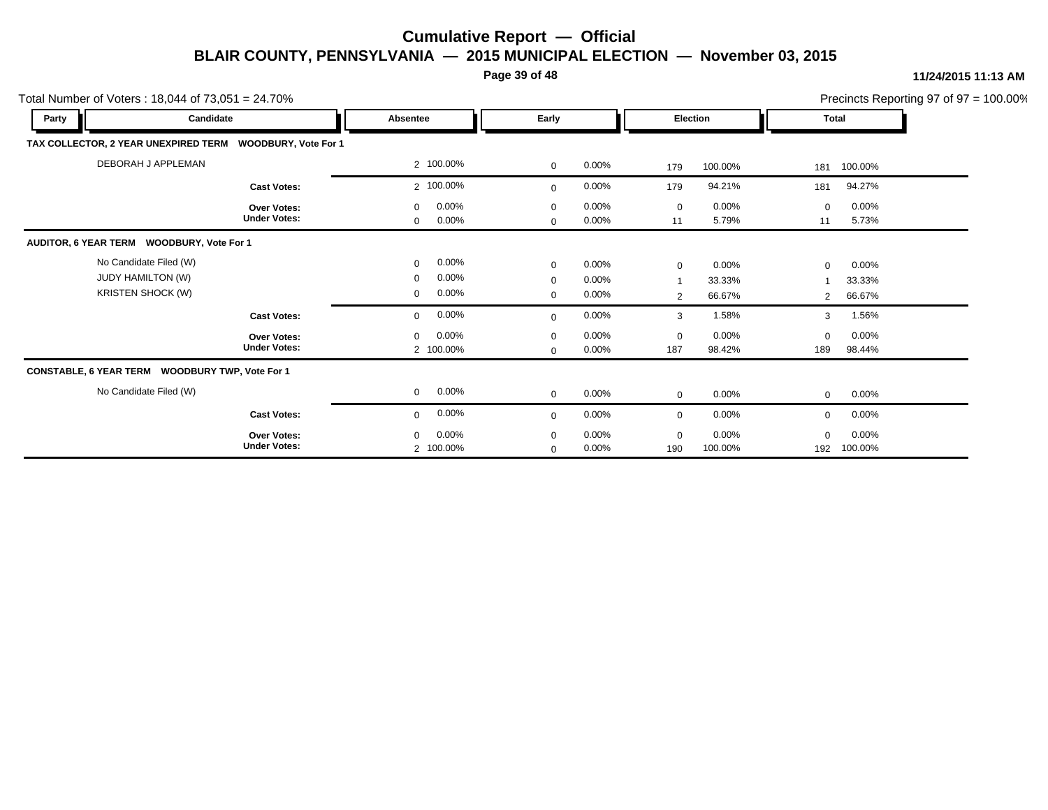# Cumulative Report — Official

## BLAIR COUNTY, PENNSYLVANIA — 2015 MUNICIPAL ELECTION — November 03, 2015

11/24/2015 11:13 AM

Total Number of Voters : 18,044 of 73,051 = 24.70%

Precincts Reporting 97 of 97 = 100.00%

| Party | Candidate | Absentee | | Early | | Election | | Total | |
|---|---|---|---|---|---|---|---|---|---|
| **TAX COLLECTOR, 2 YEAR UNEXPIRED TERM WOODBURY, Vote For 1** | | | | | | | | | |
| | DEBORAH J APPLEMAN | 2 | 100.00% | 0 | 0.00% | 179 | 100.00% | 181 | 100.00% |
| | **Cast Votes:** | 2 | 100.00% | 0 | 0.00% | 179 | 94.21% | 181 | 94.27% |
| | **Over Votes:** | 0 | 0.00% | 0 | 0.00% | 0 | 0.00% | 0 | 0.00% |
| | **Under Votes:** | 0 | 0.00% | 0 | 0.00% | 11 | 5.79% | 11 | 5.73% |
| **AUDITOR, 6 YEAR TERM WOODBURY, Vote For 1** | | | | | | | | | |
| | No Candidate Filed (W) | 0 | 0.00% | 0 | 0.00% | 0 | 0.00% | 0 | 0.00% |
| | JUDY HAMILTON (W) | 0 | 0.00% | 0 | 0.00% | 1 | 33.33% | 1 | 33.33% |
| | KRISTEN SHOCK (W) | 0 | 0.00% | 0 | 0.00% | 2 | 66.67% | 2 | 66.67% |
| | **Cast Votes:** | 0 | 0.00% | 0 | 0.00% | 3 | 1.58% | 3 | 1.56% |
| | **Over Votes:** | 0 | 0.00% | 0 | 0.00% | 0 | 0.00% | 0 | 0.00% |
| | **Under Votes:** | 2 | 100.00% | 0 | 0.00% | 187 | 98.42% | 189 | 98.44% |
| **CONSTABLE, 6 YEAR TERM WOODBURY TWP, Vote For 1** | | | | | | | | | |
| | No Candidate Filed (W) | 0 | 0.00% | 0 | 0.00% | 0 | 0.00% | 0 | 0.00% |
| | **Cast Votes:** | 0 | 0.00% | 0 | 0.00% | 0 | 0.00% | 0 | 0.00% |
| | **Over Votes:** | 0 | 0.00% | 0 | 0.00% | 0 | 0.00% | 0 | 0.00% |
| | **Under Votes:** | 2 | 100.00% | 0 | 0.00% | 190 | 100.00% | 192 | 100.00% |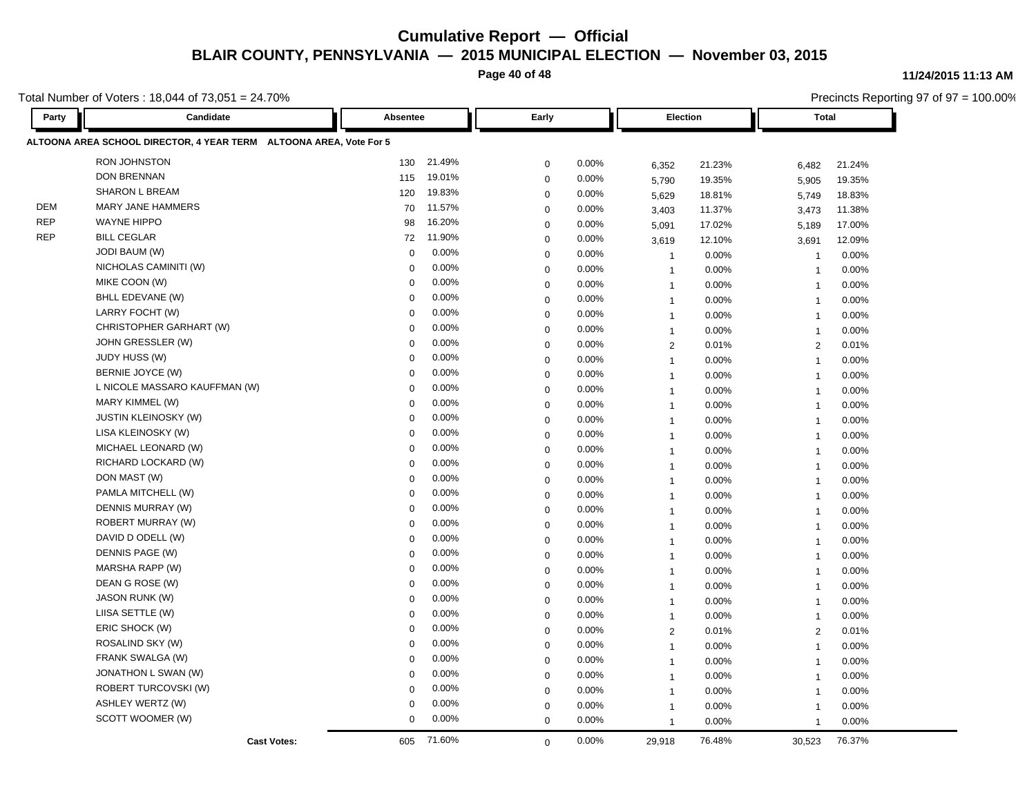# Cumulative Report — Official

## BLAIR COUNTY, PENNSYLVANIA — 2015 MUNICIPAL ELECTION — November 03, 2015

11/24/2015 11:13 AM

Total Number of Voters : 18,044 of 73,051 = 24.70%

Precincts Reporting 97 of 97 = 100.00%

### ALTOONA AREA SCHOOL DIRECTOR, 4 YEAR TERM ALTOONA AREA, Vote For 5

| Party | Candidate | Absentee | | Early | | Election | | Total | |
|---|---|---|---|---|---|---|---|---|---|
| | RON JOHNSTON | 130 | 21.49% | 0 | 0.00% | 6,352 | 21.23% | 6,482 | 21.24% |
| | DON BRENNAN | 115 | 19.01% | 0 | 0.00% | 5,790 | 19.35% | 5,905 | 19.35% |
| | SHARON L BREAM | 120 | 19.83% | 0 | 0.00% | 5,629 | 18.81% | 5,749 | 18.83% |
| DEM | MARY JANE HAMMERS | 70 | 11.57% | 0 | 0.00% | 3,403 | 11.37% | 3,473 | 11.38% |
| REP | WAYNE HIPPO | 98 | 16.20% | 0 | 0.00% | 5,091 | 17.02% | 5,189 | 17.00% |
| REP | BILL CEGLAR | 72 | 11.90% | 0 | 0.00% | 3,619 | 12.10% | 3,691 | 12.09% |
| | JODI BAUM (W) | 0 | 0.00% | 0 | 0.00% | 1 | 0.00% | 1 | 0.00% |
| | NICHOLAS CAMINITI (W) | 0 | 0.00% | 0 | 0.00% | 1 | 0.00% | 1 | 0.00% |
| | MIKE COON (W) | 0 | 0.00% | 0 | 0.00% | 1 | 0.00% | 1 | 0.00% |
| | BHLL EDEVANE (W) | 0 | 0.00% | 0 | 0.00% | 1 | 0.00% | 1 | 0.00% |
| | LARRY FOCHT (W) | 0 | 0.00% | 0 | 0.00% | 1 | 0.00% | 1 | 0.00% |
| | CHRISTOPHER GARHART (W) | 0 | 0.00% | 0 | 0.00% | 1 | 0.00% | 1 | 0.00% |
| | JOHN GRESSLER (W) | 0 | 0.00% | 0 | 0.00% | 2 | 0.01% | 2 | 0.01% |
| | JUDY HUSS (W) | 0 | 0.00% | 0 | 0.00% | 1 | 0.00% | 1 | 0.00% |
| | BERNIE JOYCE (W) | 0 | 0.00% | 0 | 0.00% | 1 | 0.00% | 1 | 0.00% |
| | L NICOLE MASSARO KAUFFMAN (W) | 0 | 0.00% | 0 | 0.00% | 1 | 0.00% | 1 | 0.00% |
| | MARY KIMMEL (W) | 0 | 0.00% | 0 | 0.00% | 1 | 0.00% | 1 | 0.00% |
| | JUSTIN KLEINOSKY (W) | 0 | 0.00% | 0 | 0.00% | 1 | 0.00% | 1 | 0.00% |
| | LISA KLEINOSKY (W) | 0 | 0.00% | 0 | 0.00% | 1 | 0.00% | 1 | 0.00% |
| | MICHAEL LEONARD (W) | 0 | 0.00% | 0 | 0.00% | 1 | 0.00% | 1 | 0.00% |
| | RICHARD LOCKARD (W) | 0 | 0.00% | 0 | 0.00% | 1 | 0.00% | 1 | 0.00% |
| | DON MAST (W) | 0 | 0.00% | 0 | 0.00% | 1 | 0.00% | 1 | 0.00% |
| | PAMLA MITCHELL (W) | 0 | 0.00% | 0 | 0.00% | 1 | 0.00% | 1 | 0.00% |
| | DENNIS MURRAY (W) | 0 | 0.00% | 0 | 0.00% | 1 | 0.00% | 1 | 0.00% |
| | ROBERT MURRAY (W) | 0 | 0.00% | 0 | 0.00% | 1 | 0.00% | 1 | 0.00% |
| | DAVID D ODELL (W) | 0 | 0.00% | 0 | 0.00% | 1 | 0.00% | 1 | 0.00% |
| | DENNIS PAGE (W) | 0 | 0.00% | 0 | 0.00% | 1 | 0.00% | 1 | 0.00% |
| | MARSHA RAPP (W) | 0 | 0.00% | 0 | 0.00% | 1 | 0.00% | 1 | 0.00% |
| | DEAN G ROSE (W) | 0 | 0.00% | 0 | 0.00% | 1 | 0.00% | 1 | 0.00% |
| | JASON RUNK (W) | 0 | 0.00% | 0 | 0.00% | 1 | 0.00% | 1 | 0.00% |
| | LIISA SETTLE (W) | 0 | 0.00% | 0 | 0.00% | 1 | 0.00% | 1 | 0.00% |
| | ERIC SHOCK (W) | 0 | 0.00% | 0 | 0.00% | 2 | 0.01% | 2 | 0.01% |
| | ROSALIND SKY (W) | 0 | 0.00% | 0 | 0.00% | 1 | 0.00% | 1 | 0.00% |
| | FRANK SWALGA (W) | 0 | 0.00% | 0 | 0.00% | 1 | 0.00% | 1 | 0.00% |
| | JONATHON L SWAN (W) | 0 | 0.00% | 0 | 0.00% | 1 | 0.00% | 1 | 0.00% |
| | ROBERT TURCOVSKI (W) | 0 | 0.00% | 0 | 0.00% | 1 | 0.00% | 1 | 0.00% |
| | ASHLEY WERTZ (W) | 0 | 0.00% | 0 | 0.00% | 1 | 0.00% | 1 | 0.00% |
| | SCOTT WOOMER (W) | 0 | 0.00% | 0 | 0.00% | 1 | 0.00% | 1 | 0.00% |
| | **Cast Votes:** | 605 | 71.60% | 0 | 0.00% | 29,918 | 76.48% | 30,523 | 76.37% |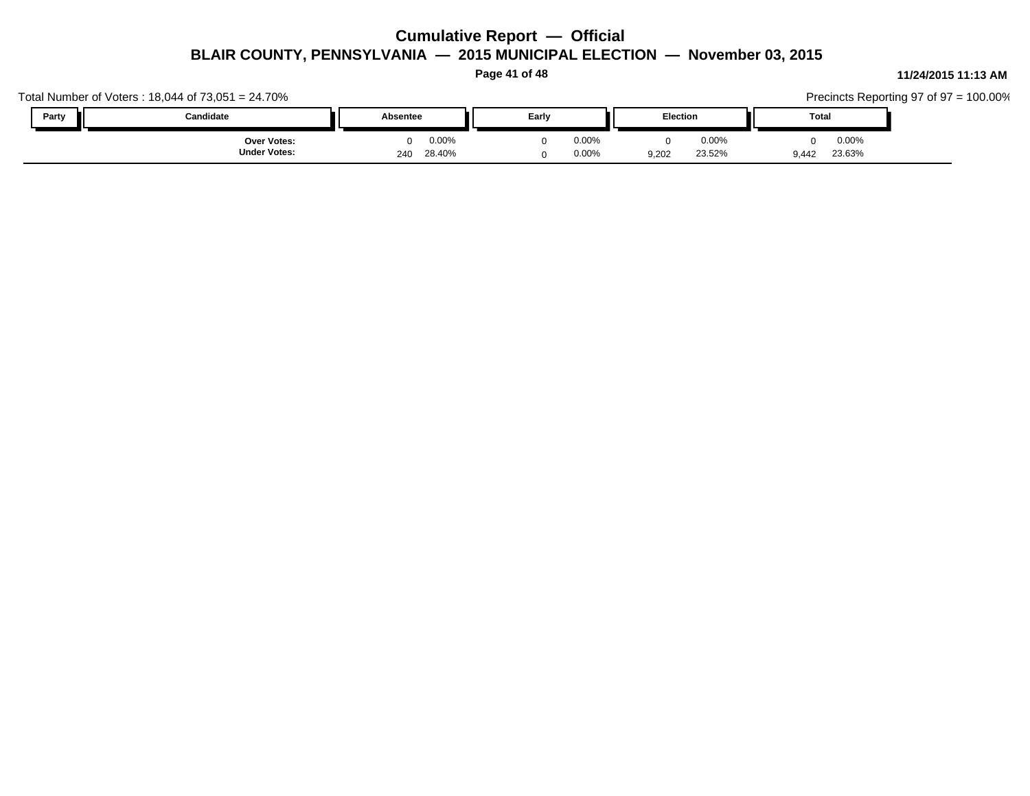# Cumulative Report — Official

## BLAIR COUNTY, PENNSYLVANIA — 2015 MUNICIPAL ELECTION — November 03, 2015

**11/24/2015 11:13 AM**

Total Number of Voters : 18,044 of 73,051 = 24.70%

Precincts Reporting 97 of 97 = 100.00%

| Party | Candidate | Absentee | | Early | | Election | | Total | |
|---|---|---|---|---|---|---|---|---|---|
| | **Over Votes:** | 0 | 0.00% | 0 | 0.00% | 0 | 0.00% | 0 | 0.00% |
| | **Under Votes:** | 240 | 28.40% | 0 | 0.00% | 9,202 | 23.52% | 9,442 | 23.63% |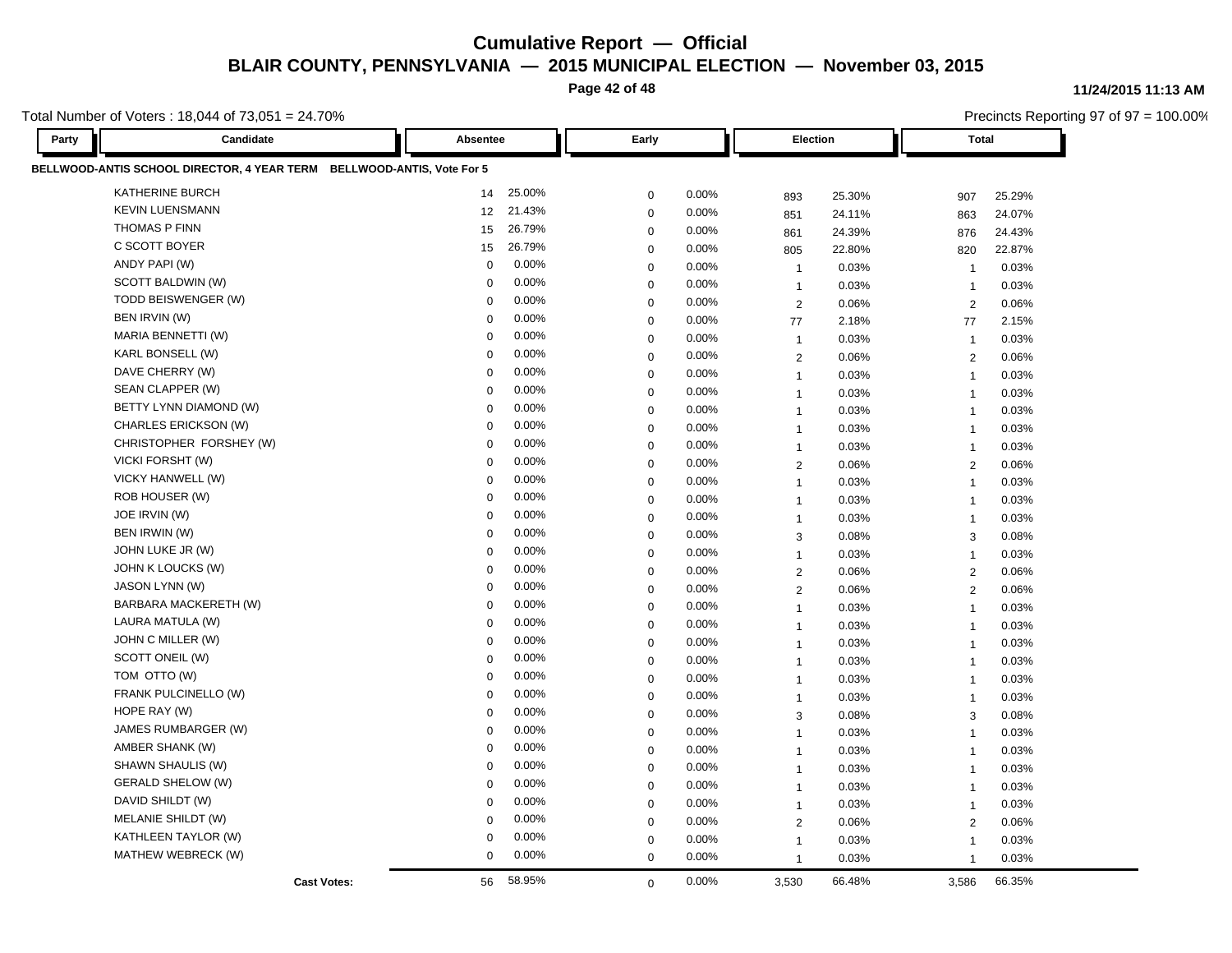# Cumulative Report — Official

## BLAIR COUNTY, PENNSYLVANIA — 2015 MUNICIPAL ELECTION — November 03, 2015

11/24/2015 11:13 AM

Total Number of Voters : 18,044 of 73,051 = 24.70%

Precincts Reporting 97 of 97 = 100.00%

| Party | Candidate | Absentee | | Early | | Election | | Total | |
|---|---|---|---|---|---|---|---|---|---|
| **BELLWOOD-ANTIS SCHOOL DIRECTOR, 4 YEAR TERM BELLWOOD-ANTIS, Vote For 5** | | | | | | | | | |
| | KATHERINE BURCH | 14 | 25.00% | 0 | 0.00% | 893 | 25.30% | 907 | 25.29% |
| | KEVIN LUENSMANN | 12 | 21.43% | 0 | 0.00% | 851 | 24.11% | 863 | 24.07% |
| | THOMAS P FINN | 15 | 26.79% | 0 | 0.00% | 861 | 24.39% | 876 | 24.43% |
| | C SCOTT BOYER | 15 | 26.79% | 0 | 0.00% | 805 | 22.80% | 820 | 22.87% |
| | ANDY PAPI (W) | 0 | 0.00% | 0 | 0.00% | 1 | 0.03% | 1 | 0.03% |
| | SCOTT BALDWIN (W) | 0 | 0.00% | 0 | 0.00% | 1 | 0.03% | 1 | 0.03% |
| | TODD BEISWENGER (W) | 0 | 0.00% | 0 | 0.00% | 2 | 0.06% | 2 | 0.06% |
| | BEN IRVIN (W) | 0 | 0.00% | 0 | 0.00% | 77 | 2.18% | 77 | 2.15% |
| | MARIA BENNETTI (W) | 0 | 0.00% | 0 | 0.00% | 1 | 0.03% | 1 | 0.03% |
| | KARL BONSELL (W) | 0 | 0.00% | 0 | 0.00% | 2 | 0.06% | 2 | 0.06% |
| | DAVE CHERRY (W) | 0 | 0.00% | 0 | 0.00% | 1 | 0.03% | 1 | 0.03% |
| | SEAN CLAPPER (W) | 0 | 0.00% | 0 | 0.00% | 1 | 0.03% | 1 | 0.03% |
| | BETTY LYNN DIAMOND (W) | 0 | 0.00% | 0 | 0.00% | 1 | 0.03% | 1 | 0.03% |
| | CHARLES ERICKSON (W) | 0 | 0.00% | 0 | 0.00% | 1 | 0.03% | 1 | 0.03% |
| | CHRISTOPHER FORSHEY (W) | 0 | 0.00% | 0 | 0.00% | 1 | 0.03% | 1 | 0.03% |
| | VICKI FORSHT (W) | 0 | 0.00% | 0 | 0.00% | 2 | 0.06% | 2 | 0.06% |
| | VICKY HANWELL (W) | 0 | 0.00% | 0 | 0.00% | 1 | 0.03% | 1 | 0.03% |
| | ROB HOUSER (W) | 0 | 0.00% | 0 | 0.00% | 1 | 0.03% | 1 | 0.03% |
| | JOE IRVIN (W) | 0 | 0.00% | 0 | 0.00% | 1 | 0.03% | 1 | 0.03% |
| | BEN IRWIN (W) | 0 | 0.00% | 0 | 0.00% | 3 | 0.08% | 3 | 0.08% |
| | JOHN LUKE JR (W) | 0 | 0.00% | 0 | 0.00% | 1 | 0.03% | 1 | 0.03% |
| | JOHN K LOUCKS (W) | 0 | 0.00% | 0 | 0.00% | 2 | 0.06% | 2 | 0.06% |
| | JASON LYNN (W) | 0 | 0.00% | 0 | 0.00% | 2 | 0.06% | 2 | 0.06% |
| | BARBARA MACKERETH (W) | 0 | 0.00% | 0 | 0.00% | 1 | 0.03% | 1 | 0.03% |
| | LAURA MATULA (W) | 0 | 0.00% | 0 | 0.00% | 1 | 0.03% | 1 | 0.03% |
| | JOHN C MILLER (W) | 0 | 0.00% | 0 | 0.00% | 1 | 0.03% | 1 | 0.03% |
| | SCOTT ONEIL (W) | 0 | 0.00% | 0 | 0.00% | 1 | 0.03% | 1 | 0.03% |
| | TOM OTTO (W) | 0 | 0.00% | 0 | 0.00% | 1 | 0.03% | 1 | 0.03% |
| | FRANK PULCINELLO (W) | 0 | 0.00% | 0 | 0.00% | 1 | 0.03% | 1 | 0.03% |
| | HOPE RAY (W) | 0 | 0.00% | 0 | 0.00% | 3 | 0.08% | 3 | 0.08% |
| | JAMES RUMBARGER (W) | 0 | 0.00% | 0 | 0.00% | 1 | 0.03% | 1 | 0.03% |
| | AMBER SHANK (W) | 0 | 0.00% | 0 | 0.00% | 1 | 0.03% | 1 | 0.03% |
| | SHAWN SHAULIS (W) | 0 | 0.00% | 0 | 0.00% | 1 | 0.03% | 1 | 0.03% |
| | GERALD SHELOW (W) | 0 | 0.00% | 0 | 0.00% | 1 | 0.03% | 1 | 0.03% |
| | DAVID SHILDT (W) | 0 | 0.00% | 0 | 0.00% | 1 | 0.03% | 1 | 0.03% |
| | MELANIE SHILDT (W) | 0 | 0.00% | 0 | 0.00% | 2 | 0.06% | 2 | 0.06% |
| | KATHLEEN TAYLOR (W) | 0 | 0.00% | 0 | 0.00% | 1 | 0.03% | 1 | 0.03% |
| | MATHEW WEBRECK (W) | 0 | 0.00% | 0 | 0.00% | 1 | 0.03% | 1 | 0.03% |
| | **Cast Votes:** | 56 | 58.95% | 0 | 0.00% | 3,530 | 66.48% | 3,586 | 66.35% |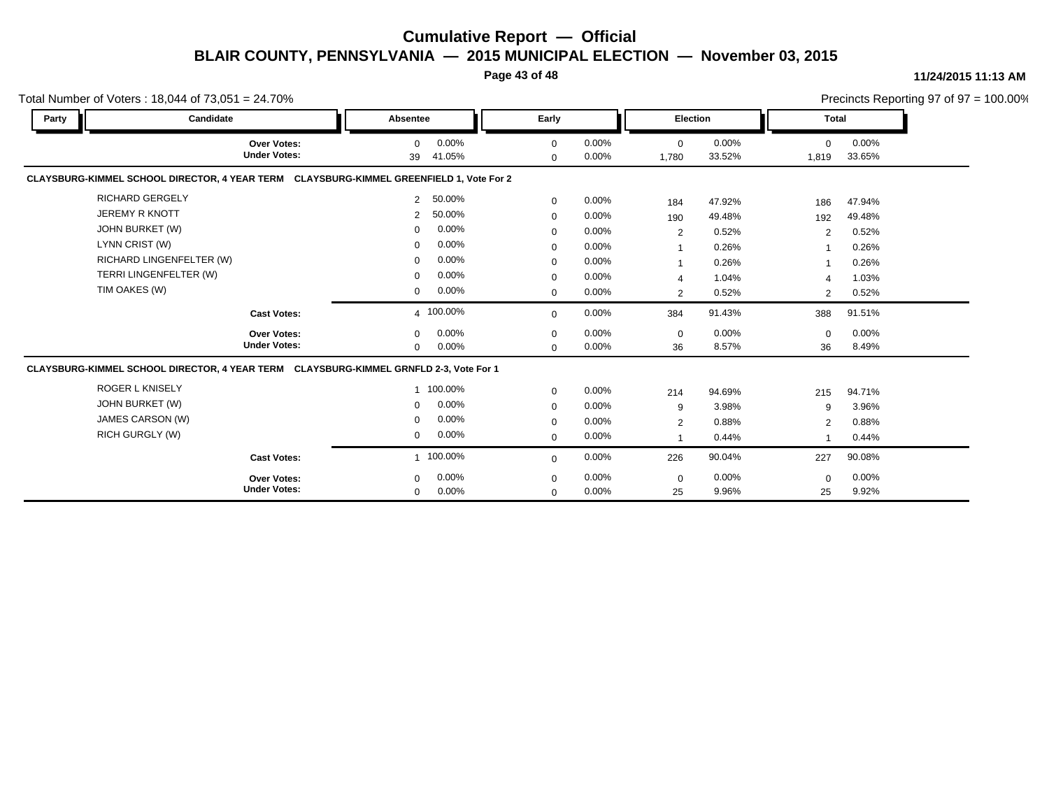# Cumulative Report — Official

## BLAIR COUNTY, PENNSYLVANIA — 2015 MUNICIPAL ELECTION — November 03, 2015

11/24/2015 11:13 AM

Total Number of Voters : 18,044 of 73,051 = 24.70%

Precincts Reporting 97 of 97 = 100.00%

| Party | Candidate | Absentee | | Early | | Election | | Total | |
|---|---|---|---|---|---|---|---|---|---|
| | **Over Votes:** | 0 | 0.00% | 0 | 0.00% | 0 | 0.00% | 0 | 0.00% |
| | **Under Votes:** | 39 | 41.05% | 0 | 0.00% | 1,780 | 33.52% | 1,819 | 33.65% |

**CLAYSBURG-KIMMEL SCHOOL DIRECTOR, 4 YEAR TERM CLAYSBURG-KIMMEL GREENFIELD 1, Vote For 2**

| Party | Candidate | Absentee | | Early | | Election | | Total | |
|---|---|---|---|---|---|---|---|---|---|
| | RICHARD GERGELY | 2 | 50.00% | 0 | 0.00% | 184 | 47.92% | 186 | 47.94% |
| | JEREMY R KNOTT | 2 | 50.00% | 0 | 0.00% | 190 | 49.48% | 192 | 49.48% |
| | JOHN BURKET (W) | 0 | 0.00% | 0 | 0.00% | 2 | 0.52% | 2 | 0.52% |
| | LYNN CRIST (W) | 0 | 0.00% | 0 | 0.00% | 1 | 0.26% | 1 | 0.26% |
| | RICHARD LINGENFELTER (W) | 0 | 0.00% | 0 | 0.00% | 1 | 0.26% | 1 | 0.26% |
| | TERRI LINGENFELTER (W) | 0 | 0.00% | 0 | 0.00% | 4 | 1.04% | 4 | 1.03% |
| | TIM OAKES (W) | 0 | 0.00% | 0 | 0.00% | 2 | 0.52% | 2 | 0.52% |
| | **Cast Votes:** | 4 | 100.00% | 0 | 0.00% | 384 | 91.43% | 388 | 91.51% |
| | **Over Votes:** | 0 | 0.00% | 0 | 0.00% | 0 | 0.00% | 0 | 0.00% |
| | **Under Votes:** | 0 | 0.00% | 0 | 0.00% | 36 | 8.57% | 36 | 8.49% |

**CLAYSBURG-KIMMEL SCHOOL DIRECTOR, 4 YEAR TERM CLAYSBURG-KIMMEL GRNFLD 2-3, Vote For 1**

| Party | Candidate | Absentee | | Early | | Election | | Total | |
|---|---|---|---|---|---|---|---|---|---|
| | ROGER L KNISELY | 1 | 100.00% | 0 | 0.00% | 214 | 94.69% | 215 | 94.71% |
| | JOHN BURKET (W) | 0 | 0.00% | 0 | 0.00% | 9 | 3.98% | 9 | 3.96% |
| | JAMES CARSON (W) | 0 | 0.00% | 0 | 0.00% | 2 | 0.88% | 2 | 0.88% |
| | RICH GURGLY (W) | 0 | 0.00% | 0 | 0.00% | 1 | 0.44% | 1 | 0.44% |
| | **Cast Votes:** | 1 | 100.00% | 0 | 0.00% | 226 | 90.04% | 227 | 90.08% |
| | **Over Votes:** | 0 | 0.00% | 0 | 0.00% | 0 | 0.00% | 0 | 0.00% |
| | **Under Votes:** | 0 | 0.00% | 0 | 0.00% | 25 | 9.96% | 25 | 9.92% |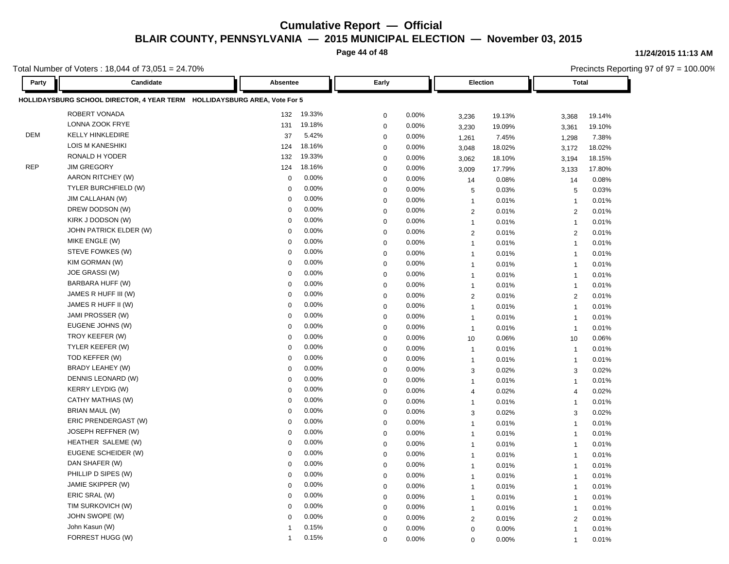# Cumulative Report — Official

## BLAIR COUNTY, PENNSYLVANIA — 2015 MUNICIPAL ELECTION — November 03, 2015

11/24/2015 11:13 AM

Total Number of Voters : 18,044 of 73,051 = 24.70%

Precincts Reporting 97 of 97 = 100.00%

**HOLLIDAYSBURG SCHOOL DIRECTOR, 4 YEAR TERM HOLLIDAYSBURG AREA, Vote For 5**

| Party | Candidate | Absentee | | Early | | Election | | Total | |
|---|---|---|---|---|---|---|---|---|---|
| | ROBERT VONADA | 132 | 19.33% | 0 | 0.00% | 3,236 | 19.13% | 3,368 | 19.14% |
| | LONNA ZOOK FRYE | 131 | 19.18% | 0 | 0.00% | 3,230 | 19.09% | 3,361 | 19.10% |
| DEM | KELLY HINKLEDIRE | 37 | 5.42% | 0 | 0.00% | 1,261 | 7.45% | 1,298 | 7.38% |
| | LOIS M KANESHIKI | 124 | 18.16% | 0 | 0.00% | 3,048 | 18.02% | 3,172 | 18.02% |
| | RONALD H YODER | 132 | 19.33% | 0 | 0.00% | 3,062 | 18.10% | 3,194 | 18.15% |
| REP | JIM GREGORY | 124 | 18.16% | 0 | 0.00% | 3,009 | 17.79% | 3,133 | 17.80% |
| | AARON RITCHEY (W) | 0 | 0.00% | 0 | 0.00% | 14 | 0.08% | 14 | 0.08% |
| | TYLER BURCHFIELD (W) | 0 | 0.00% | 0 | 0.00% | 5 | 0.03% | 5 | 0.03% |
| | JIM CALLAHAN (W) | 0 | 0.00% | 0 | 0.00% | 1 | 0.01% | 1 | 0.01% |
| | DREW DODSON (W) | 0 | 0.00% | 0 | 0.00% | 2 | 0.01% | 2 | 0.01% |
| | KIRK J DODSON (W) | 0 | 0.00% | 0 | 0.00% | 1 | 0.01% | 1 | 0.01% |
| | JOHN PATRICK ELDER (W) | 0 | 0.00% | 0 | 0.00% | 2 | 0.01% | 2 | 0.01% |
| | MIKE ENGLE (W) | 0 | 0.00% | 0 | 0.00% | 1 | 0.01% | 1 | 0.01% |
| | STEVE FOWKES (W) | 0 | 0.00% | 0 | 0.00% | 1 | 0.01% | 1 | 0.01% |
| | KIM GORMAN (W) | 0 | 0.00% | 0 | 0.00% | 1 | 0.01% | 1 | 0.01% |
| | JOE GRASSI (W) | 0 | 0.00% | 0 | 0.00% | 1 | 0.01% | 1 | 0.01% |
| | BARBARA HUFF (W) | 0 | 0.00% | 0 | 0.00% | 1 | 0.01% | 1 | 0.01% |
| | JAMES R HUFF III (W) | 0 | 0.00% | 0 | 0.00% | 2 | 0.01% | 2 | 0.01% |
| | JAMES R HUFF II (W) | 0 | 0.00% | 0 | 0.00% | 1 | 0.01% | 1 | 0.01% |
| | JAMI PROSSER (W) | 0 | 0.00% | 0 | 0.00% | 1 | 0.01% | 1 | 0.01% |
| | EUGENE JOHNS (W) | 0 | 0.00% | 0 | 0.00% | 1 | 0.01% | 1 | 0.01% |
| | TROY KEEFER (W) | 0 | 0.00% | 0 | 0.00% | 10 | 0.06% | 10 | 0.06% |
| | TYLER KEEFER (W) | 0 | 0.00% | 0 | 0.00% | 1 | 0.01% | 1 | 0.01% |
| | TOD KEFFER (W) | 0 | 0.00% | 0 | 0.00% | 1 | 0.01% | 1 | 0.01% |
| | BRADY LEAHEY (W) | 0 | 0.00% | 0 | 0.00% | 3 | 0.02% | 3 | 0.02% |
| | DENNIS LEONARD (W) | 0 | 0.00% | 0 | 0.00% | 1 | 0.01% | 1 | 0.01% |
| | KERRY LEYDIG (W) | 0 | 0.00% | 0 | 0.00% | 4 | 0.02% | 4 | 0.02% |
| | CATHY MATHIAS (W) | 0 | 0.00% | 0 | 0.00% | 1 | 0.01% | 1 | 0.01% |
| | BRIAN MAUL (W) | 0 | 0.00% | 0 | 0.00% | 3 | 0.02% | 3 | 0.02% |
| | ERIC PRENDERGAST (W) | 0 | 0.00% | 0 | 0.00% | 1 | 0.01% | 1 | 0.01% |
| | JOSEPH REFFNER (W) | 0 | 0.00% | 0 | 0.00% | 1 | 0.01% | 1 | 0.01% |
| | HEATHER SALEME (W) | 0 | 0.00% | 0 | 0.00% | 1 | 0.01% | 1 | 0.01% |
| | EUGENE SCHEIDER (W) | 0 | 0.00% | 0 | 0.00% | 1 | 0.01% | 1 | 0.01% |
| | DAN SHAFER (W) | 0 | 0.00% | 0 | 0.00% | 1 | 0.01% | 1 | 0.01% |
| | PHILLIP D SIPES (W) | 0 | 0.00% | 0 | 0.00% | 1 | 0.01% | 1 | 0.01% |
| | JAMIE SKIPPER (W) | 0 | 0.00% | 0 | 0.00% | 1 | 0.01% | 1 | 0.01% |
| | ERIC SRAL (W) | 0 | 0.00% | 0 | 0.00% | 1 | 0.01% | 1 | 0.01% |
| | TIM SURKOVICH (W) | 0 | 0.00% | 0 | 0.00% | 1 | 0.01% | 1 | 0.01% |
| | JOHN SWOPE (W) | 0 | 0.00% | 0 | 0.00% | 2 | 0.01% | 2 | 0.01% |
| | John Kasun (W) | 1 | 0.15% | 0 | 0.00% | 0 | 0.00% | 1 | 0.01% |
| | FORREST HUGG (W) | 1 | 0.15% | 0 | 0.00% | 0 | 0.00% | 1 | 0.01% |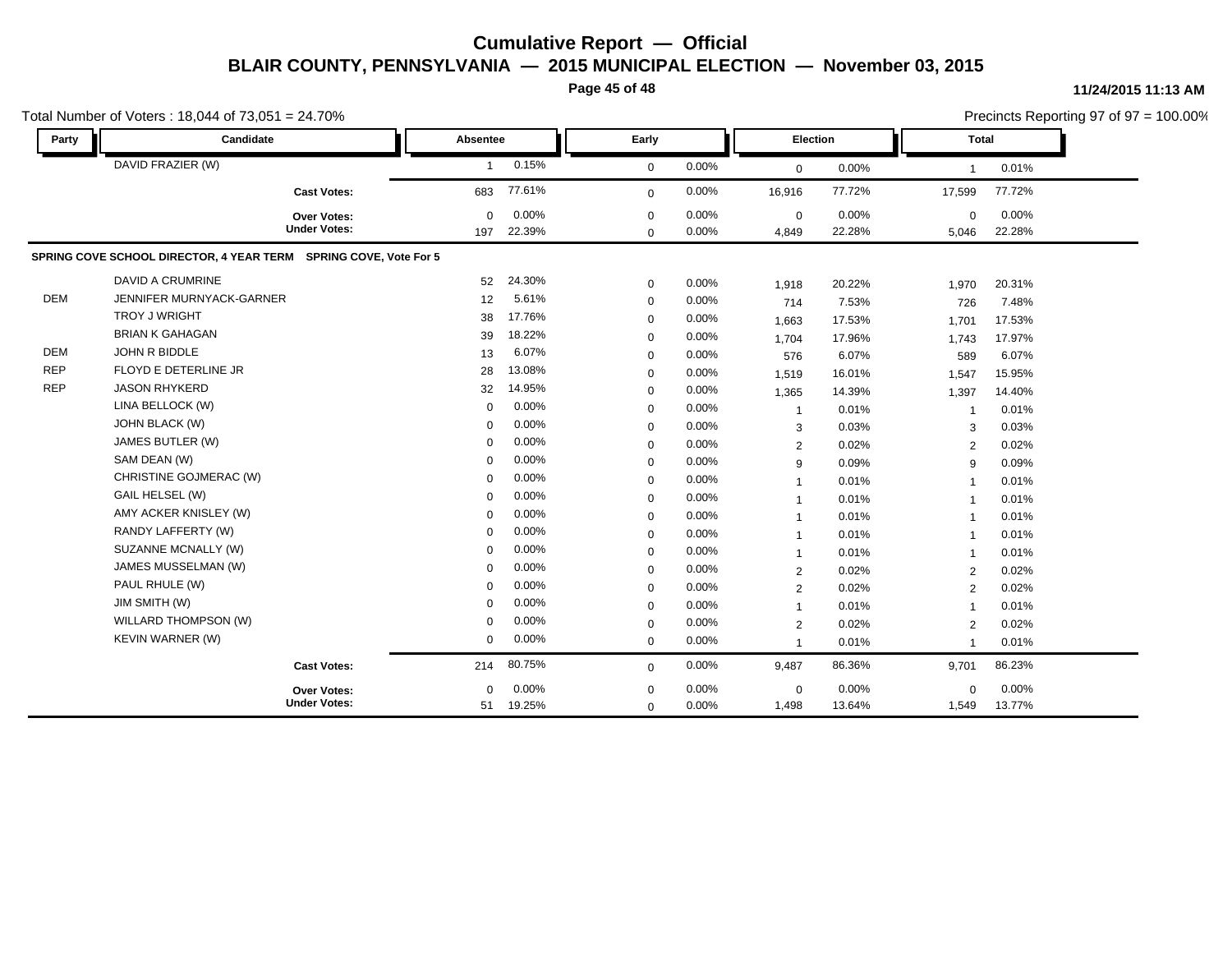# Cumulative Report — Official

## BLAIR COUNTY, PENNSYLVANIA — 2015 MUNICIPAL ELECTION — November 03, 2015

11/24/2015 11:13 AM

Total Number of Voters : 18,044 of 73,051 = 24.70%

Precincts Reporting 97 of 97 = 100.00%

| Party | Candidate | Absentee | | Early | | Election | | Total | |
|---|---|---|---|---|---|---|---|---|---|
| | DAVID FRAZIER (W) | 1 | 0.15% | 0 | 0.00% | 0 | 0.00% | 1 | 0.01% |
| | **Cast Votes:** | 683 | 77.61% | 0 | 0.00% | 16,916 | 77.72% | 17,599 | 77.72% |
| | **Over Votes:** | 0 | 0.00% | 0 | 0.00% | 0 | 0.00% | 0 | 0.00% |
| | **Under Votes:** | 197 | 22.39% | 0 | 0.00% | 4,849 | 22.28% | 5,046 | 22.28% |

**SPRING COVE SCHOOL DIRECTOR, 4 YEAR TERM SPRING COVE, Vote For 5**

| Party | Candidate | Absentee | | Early | | Election | | Total | |
|---|---|---|---|---|---|---|---|---|---|
| | DAVID A CRUMRINE | 52 | 24.30% | 0 | 0.00% | 1,918 | 20.22% | 1,970 | 20.31% |
| DEM | JENNIFER MURNYACK-GARNER | 12 | 5.61% | 0 | 0.00% | 714 | 7.53% | 726 | 7.48% |
| | TROY J WRIGHT | 38 | 17.76% | 0 | 0.00% | 1,663 | 17.53% | 1,701 | 17.53% |
| | BRIAN K GAHAGAN | 39 | 18.22% | 0 | 0.00% | 1,704 | 17.96% | 1,743 | 17.97% |
| DEM | JOHN R BIDDLE | 13 | 6.07% | 0 | 0.00% | 576 | 6.07% | 589 | 6.07% |
| REP | FLOYD E DETERLINE JR | 28 | 13.08% | 0 | 0.00% | 1,519 | 16.01% | 1,547 | 15.95% |
| REP | JASON RHYKERD | 32 | 14.95% | 0 | 0.00% | 1,365 | 14.39% | 1,397 | 14.40% |
| | LINA BELLOCK (W) | 0 | 0.00% | 0 | 0.00% | 1 | 0.01% | 1 | 0.01% |
| | JOHN BLACK (W) | 0 | 0.00% | 0 | 0.00% | 3 | 0.03% | 3 | 0.03% |
| | JAMES BUTLER (W) | 0 | 0.00% | 0 | 0.00% | 2 | 0.02% | 2 | 0.02% |
| | SAM DEAN (W) | 0 | 0.00% | 0 | 0.00% | 9 | 0.09% | 9 | 0.09% |
| | CHRISTINE GOJMERAC (W) | 0 | 0.00% | 0 | 0.00% | 1 | 0.01% | 1 | 0.01% |
| | GAIL HELSEL (W) | 0 | 0.00% | 0 | 0.00% | 1 | 0.01% | 1 | 0.01% |
| | AMY ACKER KNISLEY (W) | 0 | 0.00% | 0 | 0.00% | 1 | 0.01% | 1 | 0.01% |
| | RANDY LAFFERTY (W) | 0 | 0.00% | 0 | 0.00% | 1 | 0.01% | 1 | 0.01% |
| | SUZANNE MCNALLY (W) | 0 | 0.00% | 0 | 0.00% | 1 | 0.01% | 1 | 0.01% |
| | JAMES MUSSELMAN (W) | 0 | 0.00% | 0 | 0.00% | 2 | 0.02% | 2 | 0.02% |
| | PAUL RHULE (W) | 0 | 0.00% | 0 | 0.00% | 2 | 0.02% | 2 | 0.02% |
| | JIM SMITH (W) | 0 | 0.00% | 0 | 0.00% | 1 | 0.01% | 1 | 0.01% |
| | WILLARD THOMPSON (W) | 0 | 0.00% | 0 | 0.00% | 2 | 0.02% | 2 | 0.02% |
| | KEVIN WARNER (W) | 0 | 0.00% | 0 | 0.00% | 1 | 0.01% | 1 | 0.01% |
| | **Cast Votes:** | 214 | 80.75% | 0 | 0.00% | 9,487 | 86.36% | 9,701 | 86.23% |
| | **Over Votes:** | 0 | 0.00% | 0 | 0.00% | 0 | 0.00% | 0 | 0.00% |
| | **Under Votes:** | 51 | 19.25% | 0 | 0.00% | 1,498 | 13.64% | 1,549 | 13.77% |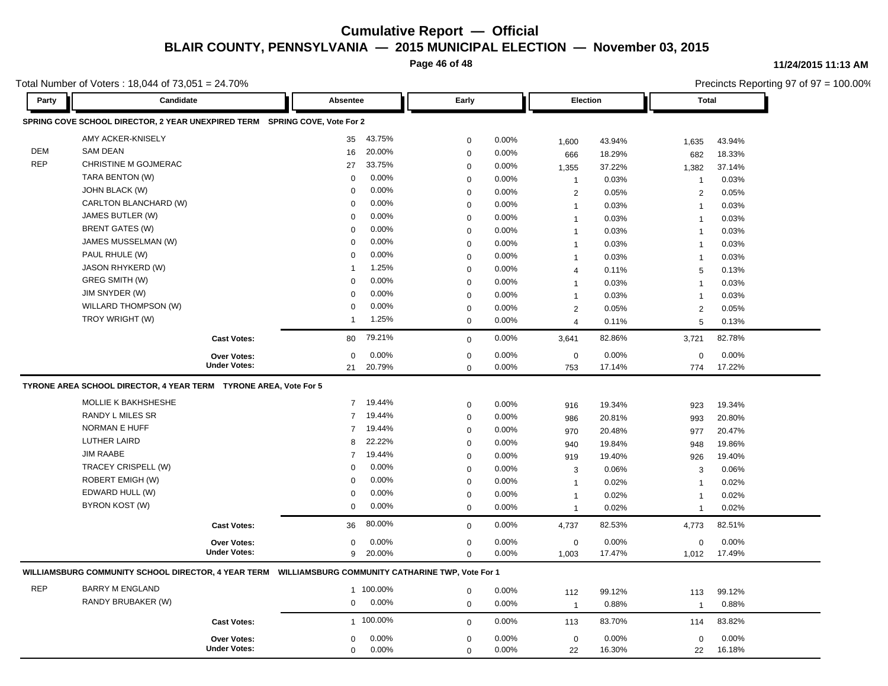# Cumulative Report — Official

## BLAIR COUNTY, PENNSYLVANIA — 2015 MUNICIPAL ELECTION — November 03, 2015

11/24/2015 11:13 AM

Total Number of Voters : 18,044 of 73,051 = 24.70%

Precincts Reporting 97 of 97 = 100.00%

| Party | Candidate | Absentee | | Early | | Election | | Total | |
|---|---|---|---|---|---|---|---|---|---|
| **SPRING COVE SCHOOL DIRECTOR, 2 YEAR UNEXPIRED TERM SPRING COVE, Vote For 2** | | | | | | | | | |
| | AMY ACKER-KNISELY | 35 | 43.75% | 0 | 0.00% | 1,600 | 43.94% | 1,635 | 43.94% |
| DEM | SAM DEAN | 16 | 20.00% | 0 | 0.00% | 666 | 18.29% | 682 | 18.33% |
| REP | CHRISTINE M GOJMERAC | 27 | 33.75% | 0 | 0.00% | 1,355 | 37.22% | 1,382 | 37.14% |
| | TARA BENTON (W) | 0 | 0.00% | 0 | 0.00% | 1 | 0.03% | 1 | 0.03% |
| | JOHN BLACK (W) | 0 | 0.00% | 0 | 0.00% | 2 | 0.05% | 2 | 0.05% |
| | CARLTON BLANCHARD (W) | 0 | 0.00% | 0 | 0.00% | 1 | 0.03% | 1 | 0.03% |
| | JAMES BUTLER (W) | 0 | 0.00% | 0 | 0.00% | 1 | 0.03% | 1 | 0.03% |
| | BRENT GATES (W) | 0 | 0.00% | 0 | 0.00% | 1 | 0.03% | 1 | 0.03% |
| | JAMES MUSSELMAN (W) | 0 | 0.00% | 0 | 0.00% | 1 | 0.03% | 1 | 0.03% |
| | PAUL RHULE (W) | 0 | 0.00% | 0 | 0.00% | 1 | 0.03% | 1 | 0.03% |
| | JASON RHYKERD (W) | 1 | 1.25% | 0 | 0.00% | 4 | 0.11% | 5 | 0.13% |
| | GREG SMITH (W) | 0 | 0.00% | 0 | 0.00% | 1 | 0.03% | 1 | 0.03% |
| | JIM SNYDER (W) | 0 | 0.00% | 0 | 0.00% | 1 | 0.03% | 1 | 0.03% |
| | WILLARD THOMPSON (W) | 0 | 0.00% | 0 | 0.00% | 2 | 0.05% | 2 | 0.05% |
| | TROY WRIGHT (W) | 1 | 1.25% | 0 | 0.00% | 4 | 0.11% | 5 | 0.13% |
| | **Cast Votes:** | 80 | 79.21% | 0 | 0.00% | 3,641 | 82.86% | 3,721 | 82.78% |
| | **Over Votes:** | 0 | 0.00% | 0 | 0.00% | 0 | 0.00% | 0 | 0.00% |
| | **Under Votes:** | 21 | 20.79% | 0 | 0.00% | 753 | 17.14% | 774 | 17.22% |
| **TYRONE AREA SCHOOL DIRECTOR, 4 YEAR TERM TYRONE AREA, Vote For 5** | | | | | | | | | |
| | MOLLIE K BAKHSHESHE | 7 | 19.44% | 0 | 0.00% | 916 | 19.34% | 923 | 19.34% |
| | RANDY L MILES SR | 7 | 19.44% | 0 | 0.00% | 986 | 20.81% | 993 | 20.80% |
| | NORMAN E HUFF | 7 | 19.44% | 0 | 0.00% | 970 | 20.48% | 977 | 20.47% |
| | LUTHER LAIRD | 8 | 22.22% | 0 | 0.00% | 940 | 19.84% | 948 | 19.86% |
| | JIM RAABE | 7 | 19.44% | 0 | 0.00% | 919 | 19.40% | 926 | 19.40% |
| | TRACEY CRISPELL (W) | 0 | 0.00% | 0 | 0.00% | 3 | 0.06% | 3 | 0.06% |
| | ROBERT EMIGH (W) | 0 | 0.00% | 0 | 0.00% | 1 | 0.02% | 1 | 0.02% |
| | EDWARD HULL (W) | 0 | 0.00% | 0 | 0.00% | 1 | 0.02% | 1 | 0.02% |
| | BYRON KOST (W) | 0 | 0.00% | 0 | 0.00% | 1 | 0.02% | 1 | 0.02% |
| | **Cast Votes:** | 36 | 80.00% | 0 | 0.00% | 4,737 | 82.53% | 4,773 | 82.51% |
| | **Over Votes:** | 0 | 0.00% | 0 | 0.00% | 0 | 0.00% | 0 | 0.00% |
| | **Under Votes:** | 9 | 20.00% | 0 | 0.00% | 1,003 | 17.47% | 1,012 | 17.49% |
| **WILLIAMSBURG COMMUNITY SCHOOL DIRECTOR, 4 YEAR TERM WILLIAMSBURG COMMUNITY CATHARINE TWP, Vote For 1** | | | | | | | | | |
| REP | BARRY M ENGLAND | 1 | 100.00% | 0 | 0.00% | 112 | 99.12% | 113 | 99.12% |
| | RANDY BRUBAKER (W) | 0 | 0.00% | 0 | 0.00% | 1 | 0.88% | 1 | 0.88% |
| | **Cast Votes:** | 1 | 100.00% | 0 | 0.00% | 113 | 83.70% | 114 | 83.82% |
| | **Over Votes:** | 0 | 0.00% | 0 | 0.00% | 0 | 0.00% | 0 | 0.00% |
| | **Under Votes:** | 0 | 0.00% | 0 | 0.00% | 22 | 16.30% | 22 | 16.18% |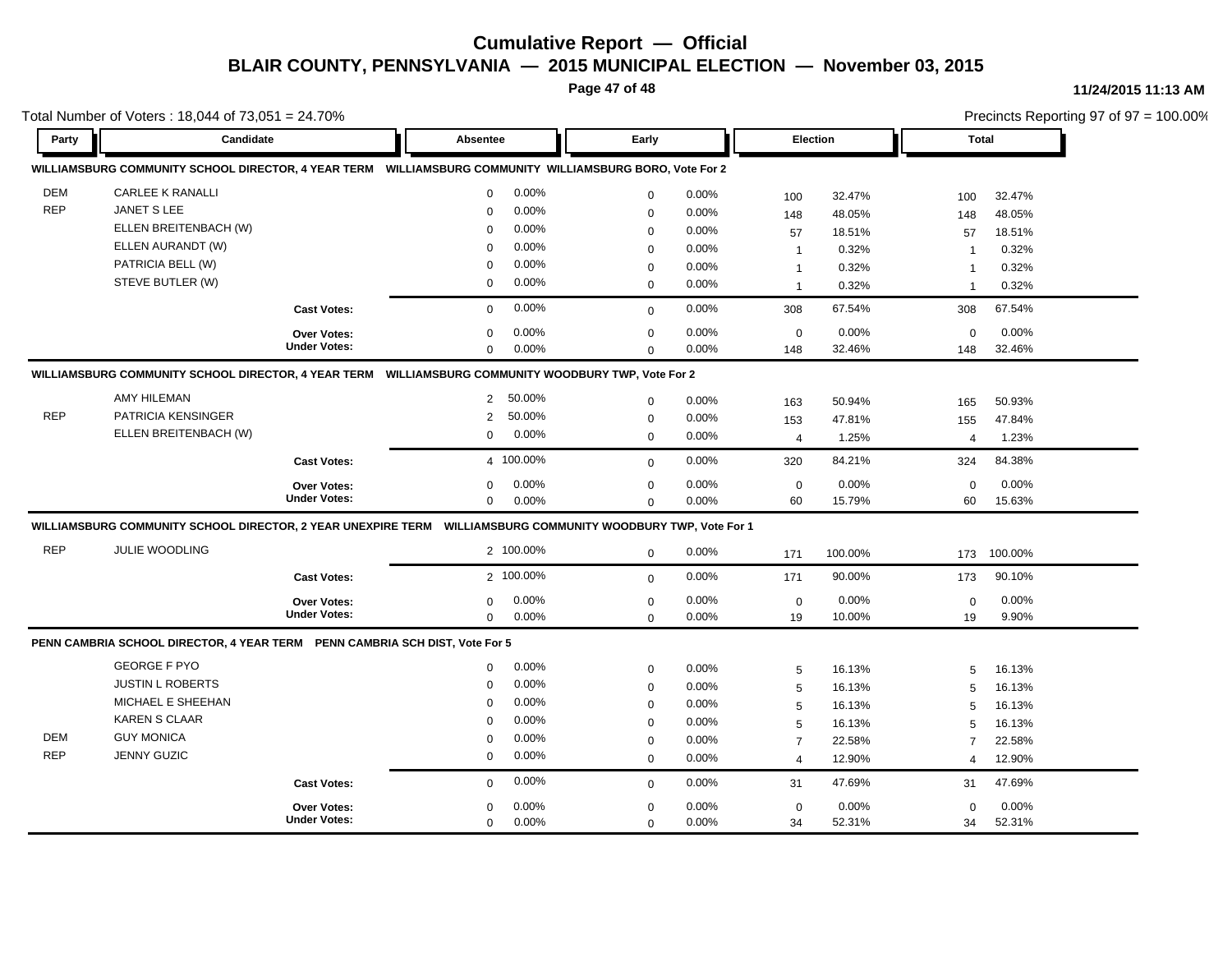# Cumulative Report — Official

## BLAIR COUNTY, PENNSYLVANIA — 2015 MUNICIPAL ELECTION — November 03, 2015

11/24/2015 11:13 AM

Total Number of Voters : 18,044 of 73,051 = 24.70%

Precincts Reporting 97 of 97 = 100.00%

### WILLIAMSBURG COMMUNITY SCHOOL DIRECTOR, 4 YEAR TERM — WILLIAMSBURG COMMUNITY WILLIAMSBURG BORO, Vote For 2

| Party | Candidate | Absentee | | Early | | Election | | Total | |
|---|---|---|---|---|---|---|---|---|---|
| DEM | CARLEE K RANALLI | 0 | 0.00% | 0 | 0.00% | 100 | 32.47% | 100 | 32.47% |
| REP | JANET S LEE | 0 | 0.00% | 0 | 0.00% | 148 | 48.05% | 148 | 48.05% |
| | ELLEN BREITENBACH (W) | 0 | 0.00% | 0 | 0.00% | 57 | 18.51% | 57 | 18.51% |
| | ELLEN AURANDT (W) | 0 | 0.00% | 0 | 0.00% | 1 | 0.32% | 1 | 0.32% |
| | PATRICIA BELL (W) | 0 | 0.00% | 0 | 0.00% | 1 | 0.32% | 1 | 0.32% |
| | STEVE BUTLER (W) | 0 | 0.00% | 0 | 0.00% | 1 | 0.32% | 1 | 0.32% |
| | **Cast Votes:** | 0 | 0.00% | 0 | 0.00% | 308 | 67.54% | 308 | 67.54% |
| | **Over Votes:** | 0 | 0.00% | 0 | 0.00% | 0 | 0.00% | 0 | 0.00% |
| | **Under Votes:** | 0 | 0.00% | 0 | 0.00% | 148 | 32.46% | 148 | 32.46% |

### WILLIAMSBURG COMMUNITY SCHOOL DIRECTOR, 4 YEAR TERM — WILLIAMSBURG COMMUNITY WOODBURY TWP, Vote For 2

| Party | Candidate | Absentee | | Early | | Election | | Total | |
|---|---|---|---|---|---|---|---|---|---|
| | AMY HILEMAN | 2 | 50.00% | 0 | 0.00% | 163 | 50.94% | 165 | 50.93% |
| REP | PATRICIA KENSINGER | 2 | 50.00% | 0 | 0.00% | 153 | 47.81% | 155 | 47.84% |
| | ELLEN BREITENBACH (W) | 0 | 0.00% | 0 | 0.00% | 4 | 1.25% | 4 | 1.23% |
| | **Cast Votes:** | 4 | 100.00% | 0 | 0.00% | 320 | 84.21% | 324 | 84.38% |
| | **Over Votes:** | 0 | 0.00% | 0 | 0.00% | 0 | 0.00% | 0 | 0.00% |
| | **Under Votes:** | 0 | 0.00% | 0 | 0.00% | 60 | 15.79% | 60 | 15.63% |

### WILLIAMSBURG COMMUNITY SCHOOL DIRECTOR, 2 YEAR UNEXPIRE TERM — WILLIAMSBURG COMMUNITY WOODBURY TWP, Vote For 1

| Party | Candidate | Absentee | | Early | | Election | | Total | |
|---|---|---|---|---|---|---|---|---|---|
| REP | JULIE WOODLING | 2 | 100.00% | 0 | 0.00% | 171 | 100.00% | 173 | 100.00% |
| | **Cast Votes:** | 2 | 100.00% | 0 | 0.00% | 171 | 90.00% | 173 | 90.10% |
| | **Over Votes:** | 0 | 0.00% | 0 | 0.00% | 0 | 0.00% | 0 | 0.00% |
| | **Under Votes:** | 0 | 0.00% | 0 | 0.00% | 19 | 10.00% | 19 | 9.90% |

### PENN CAMBRIA SCHOOL DIRECTOR, 4 YEAR TERM — PENN CAMBRIA SCH DIST, Vote For 5

| Party | Candidate | Absentee | | Early | | Election | | Total | |
|---|---|---|---|---|---|---|---|---|---|
| | GEORGE F PYO | 0 | 0.00% | 0 | 0.00% | 5 | 16.13% | 5 | 16.13% |
| | JUSTIN L ROBERTS | 0 | 0.00% | 0 | 0.00% | 5 | 16.13% | 5 | 16.13% |
| | MICHAEL E SHEEHAN | 0 | 0.00% | 0 | 0.00% | 5 | 16.13% | 5 | 16.13% |
| | KAREN S CLAAR | 0 | 0.00% | 0 | 0.00% | 5 | 16.13% | 5 | 16.13% |
| DEM | GUY MONICA | 0 | 0.00% | 0 | 0.00% | 7 | 22.58% | 7 | 22.58% |
| REP | JENNY GUZIC | 0 | 0.00% | 0 | 0.00% | 4 | 12.90% | 4 | 12.90% |
| | **Cast Votes:** | 0 | 0.00% | 0 | 0.00% | 31 | 47.69% | 31 | 47.69% |
| | **Over Votes:** | 0 | 0.00% | 0 | 0.00% | 0 | 0.00% | 0 | 0.00% |
| | **Under Votes:** | 0 | 0.00% | 0 | 0.00% | 34 | 52.31% | 34 | 52.31% |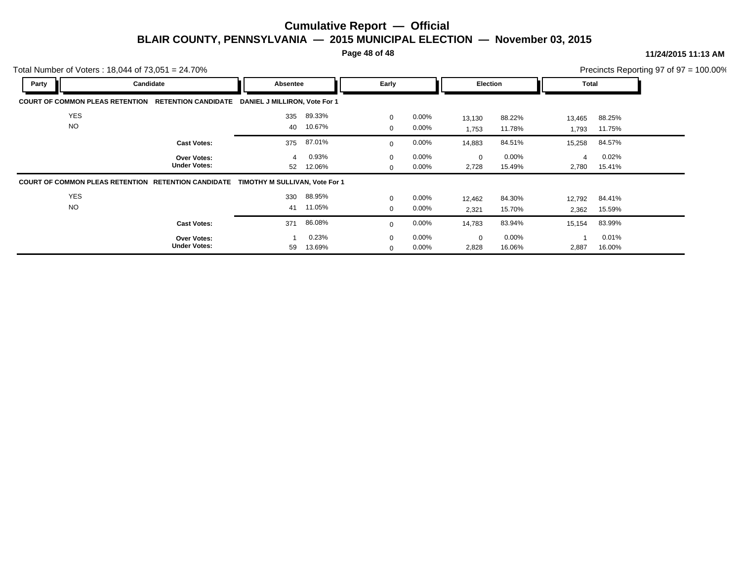# Cumulative Report — Official

## BLAIR COUNTY, PENNSYLVANIA — 2015 MUNICIPAL ELECTION — November 03, 2015

11/24/2015 11:13 AM

Total Number of Voters : 18,044 of 73,051 = 24.70%

Precincts Reporting 97 of 97 = 100.00%

| Party | Candidate | Absentee | | Early | | Election | | Total | |
|---|---|---|---|---|---|---|---|---|---|
| **COURT OF COMMON PLEAS RETENTION** | **RETENTION CANDIDATE DANIEL J MILLIRON, Vote For 1** | | | | | | | | |
| YES | | 335 | 89.33% | 0 | 0.00% | 13,130 | 88.22% | 13,465 | 88.25% |
| NO | | 40 | 10.67% | 0 | 0.00% | 1,753 | 11.78% | 1,793 | 11.75% |
| | **Cast Votes:** | 375 | 87.01% | 0 | 0.00% | 14,883 | 84.51% | 15,258 | 84.57% |
| | **Over Votes:** | 4 | 0.93% | 0 | 0.00% | 0 | 0.00% | 4 | 0.02% |
| | **Under Votes:** | 52 | 12.06% | 0 | 0.00% | 2,728 | 15.49% | 2,780 | 15.41% |
| **COURT OF COMMON PLEAS RETENTION** | **RETENTION CANDIDATE TIMOTHY M SULLIVAN, Vote For 1** | | | | | | | | |
| YES | | 330 | 88.95% | 0 | 0.00% | 12,462 | 84.30% | 12,792 | 84.41% |
| NO | | 41 | 11.05% | 0 | 0.00% | 2,321 | 15.70% | 2,362 | 15.59% |
| | **Cast Votes:** | 371 | 86.08% | 0 | 0.00% | 14,783 | 83.94% | 15,154 | 83.99% |
| | **Over Votes:** | 1 | 0.23% | 0 | 0.00% | 0 | 0.00% | 1 | 0.01% |
| | **Under Votes:** | 59 | 13.69% | 0 | 0.00% | 2,828 | 16.06% | 2,887 | 16.00% |